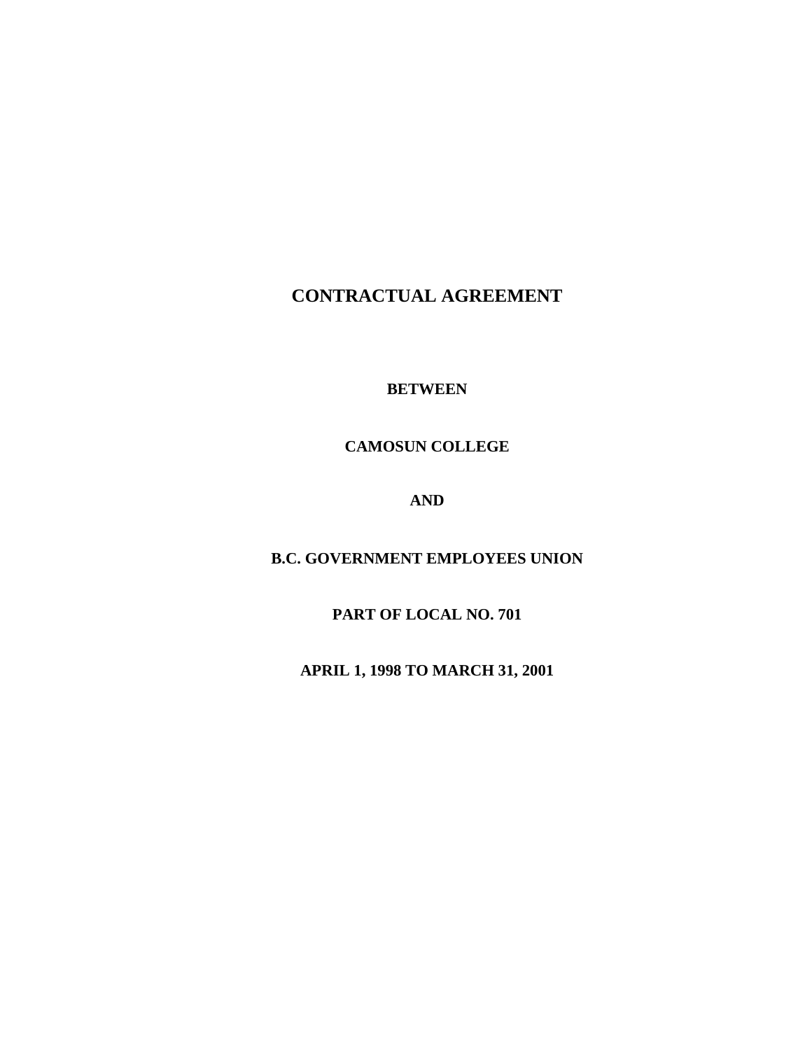# CONTRACTUAL AGREEMENT

**BETWEEN**

**CAMOSUN COLLEGE**

**AND**

**B.C. GOVERNMENT EMPLOYEES UNION**

**PART OF LOCAL NO. 701**

**APRIL 1, 1998 TO MARCH 31, 2001**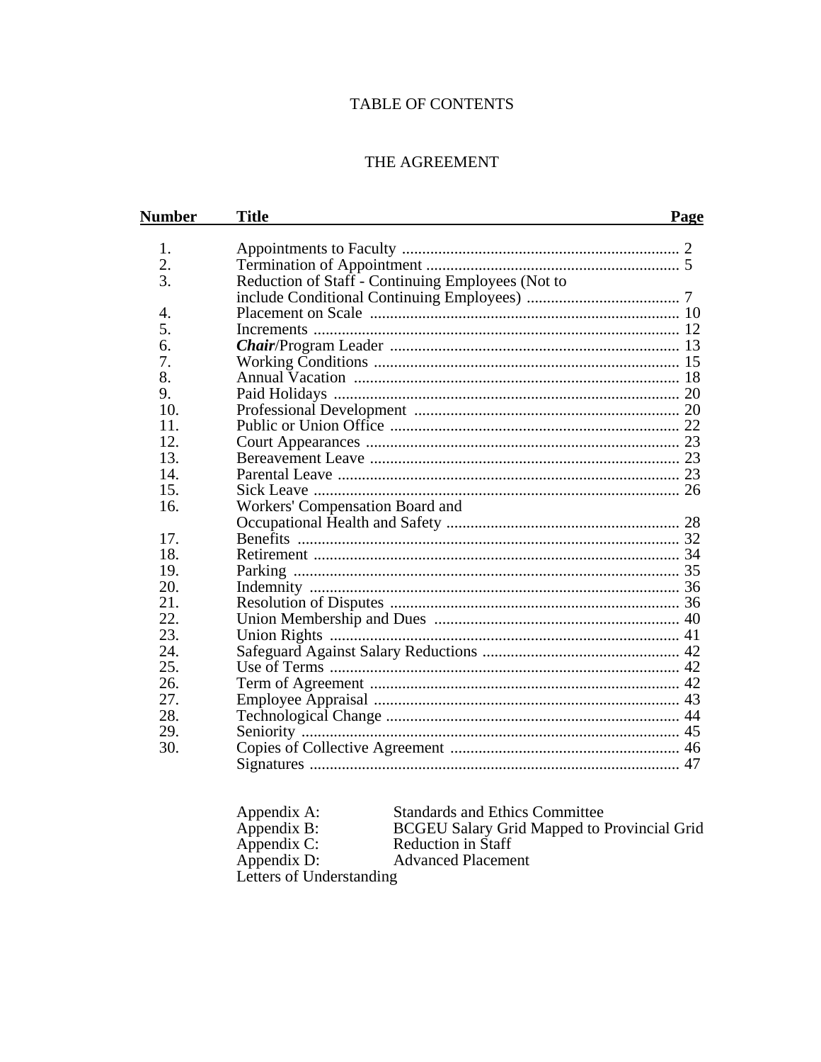# TABLE OF CONTENTS

## THE AGREEMENT

| Number | Title | Page |
|---|---|---|
| 1. | Appointments to Faculty | 2 |
| 2. | Termination of Appointment | 5 |
| 3. | Reduction of Staff - Continuing Employees (Not to include Conditional Continuing Employees) | 7 |
| 4. | Placement on Scale | 10 |
| 5. | Increments | 12 |
| 6. | ***Chair***/Program Leader | 13 |
| 7. | Working Conditions | 15 |
| 8. | Annual Vacation | 18 |
| 9. | Paid Holidays | 20 |
| 10. | Professional Development | 20 |
| 11. | Public or Union Office | 22 |
| 12. | Court Appearances | 23 |
| 13. | Bereavement Leave | 23 |
| 14. | Parental Leave | 23 |
| 15. | Sick Leave | 26 |
| 16. | Workers' Compensation Board and Occupational Health and Safety | 28 |
| 17. | Benefits | 32 |
| 18. | Retirement | 34 |
| 19. | Parking | 35 |
| 20. | Indemnity | 36 |
| 21. | Resolution of Disputes | 36 |
| 22. | Union Membership and Dues | 40 |
| 23. | Union Rights | 41 |
| 24. | Safeguard Against Salary Reductions | 42 |
| 25. | Use of Terms | 42 |
| 26. | Term of Agreement | 42 |
| 27. | Employee Appraisal | 43 |
| 28. | Technological Change | 44 |
| 29. | Seniority | 45 |
| 30. | Copies of Collective Agreement | 46 |
| | Signatures | 47 |

| | |
|---|---|
| Appendix A: | Standards and Ethics Committee |
| Appendix B: | BCGEU Salary Grid Mapped to Provincial Grid |
| Appendix C: | Reduction in Staff |
| Appendix D: | Advanced Placement |
| Letters of Understanding | |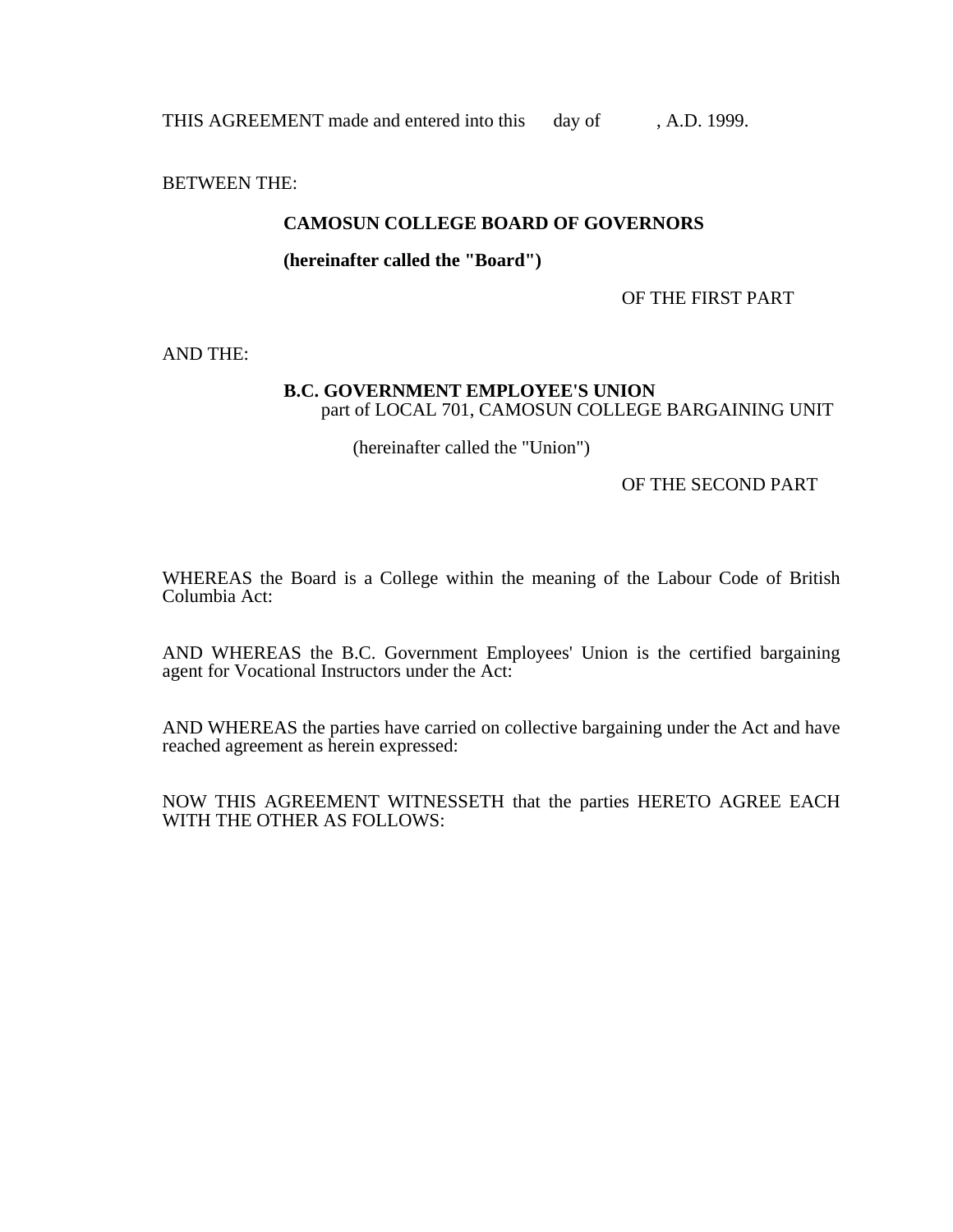THIS AGREEMENT made and entered into this day of , A.D. 1999.

BETWEEN THE:

**CAMOSUN COLLEGE BOARD OF GOVERNORS**

**(hereinafter called the "Board")**

OF THE FIRST PART

AND THE:

**B.C. GOVERNMENT EMPLOYEE'S UNION**
part of LOCAL 701, CAMOSUN COLLEGE BARGAINING UNIT

(hereinafter called the "Union")

OF THE SECOND PART

WHEREAS the Board is a College within the meaning of the Labour Code of British Columbia Act:

AND WHEREAS the B.C. Government Employees' Union is the certified bargaining agent for Vocational Instructors under the Act:

AND WHEREAS the parties have carried on collective bargaining under the Act and have reached agreement as herein expressed:

NOW THIS AGREEMENT WITNESSETH that the parties HERETO AGREE EACH WITH THE OTHER AS FOLLOWS: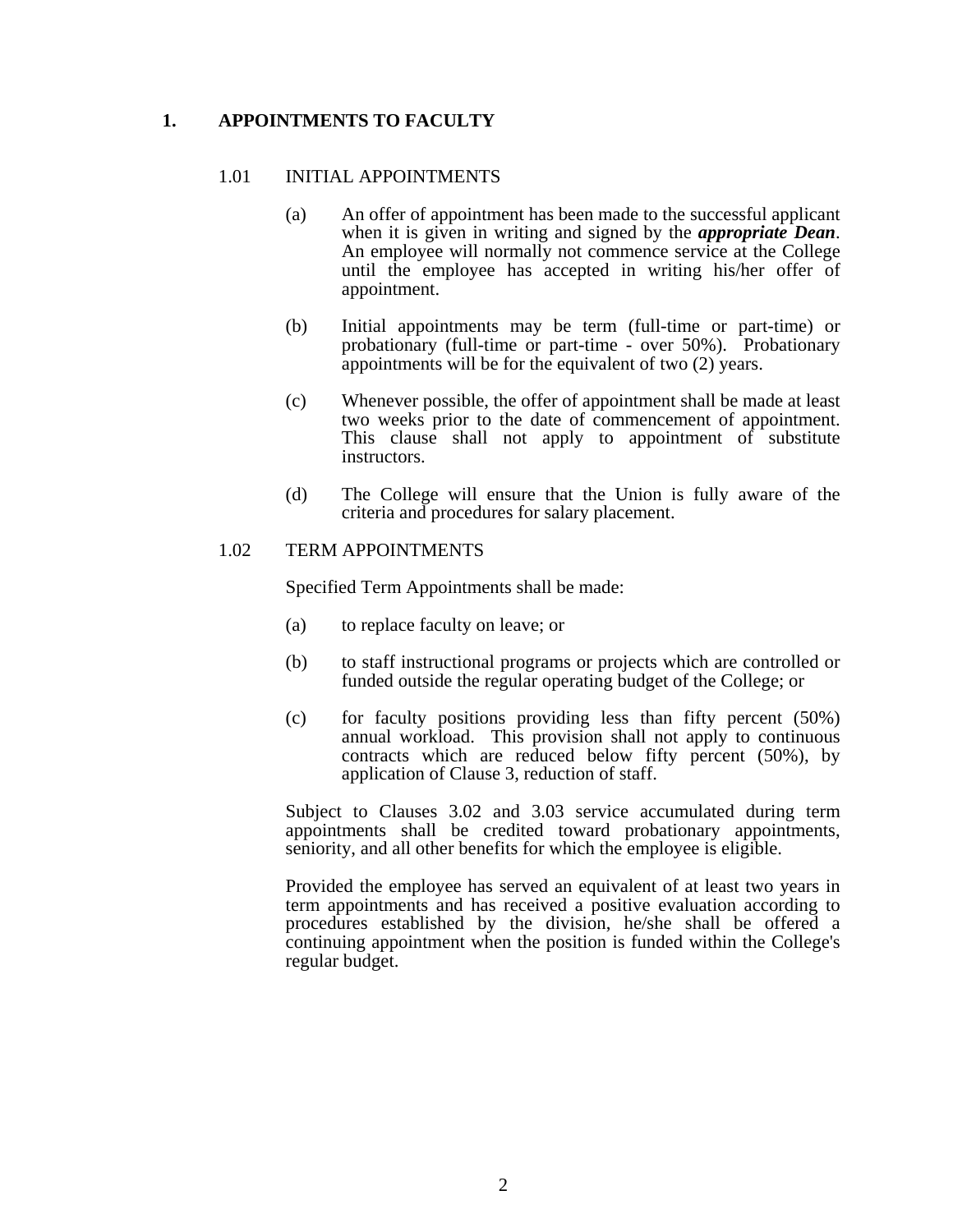# 1. APPOINTMENTS TO FACULTY

## 1.01 INITIAL APPOINTMENTS

(a) An offer of appointment has been made to the successful applicant when it is given in writing and signed by the ***appropriate Dean***. An employee will normally not commence service at the College until the employee has accepted in writing his/her offer of appointment.

(b) Initial appointments may be term (full-time or part-time) or probationary (full-time or part-time - over 50%). Probationary appointments will be for the equivalent of two (2) years.

(c) Whenever possible, the offer of appointment shall be made at least two weeks prior to the date of commencement of appointment. This clause shall not apply to appointment of substitute instructors.

(d) The College will ensure that the Union is fully aware of the criteria and procedures for salary placement.

## 1.02 TERM APPOINTMENTS

Specified Term Appointments shall be made:

(a) to replace faculty on leave; or

(b) to staff instructional programs or projects which are controlled or funded outside the regular operating budget of the College; or

(c) for faculty positions providing less than fifty percent (50%) annual workload. This provision shall not apply to continuous contracts which are reduced below fifty percent (50%), by application of Clause 3, reduction of staff.

Subject to Clauses 3.02 and 3.03 service accumulated during term appointments shall be credited toward probationary appointments, seniority, and all other benefits for which the employee is eligible.

Provided the employee has served an equivalent of at least two years in term appointments and has received a positive evaluation according to procedures established by the division, he/she shall be offered a continuing appointment when the position is funded within the College's regular budget.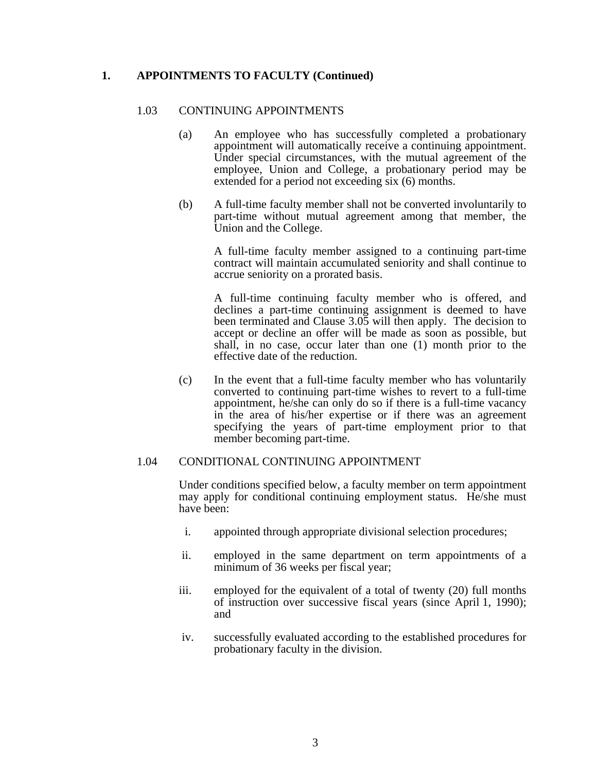## 1. APPOINTMENTS TO FACULTY (Continued)

### 1.03 CONTINUING APPOINTMENTS

(a) An employee who has successfully completed a probationary appointment will automatically receive a continuing appointment. Under special circumstances, with the mutual agreement of the employee, Union and College, a probationary period may be extended for a period not exceeding six (6) months.

(b) A full-time faculty member shall not be converted involuntarily to part-time without mutual agreement among that member, the Union and the College.

A full-time faculty member assigned to a continuing part-time contract will maintain accumulated seniority and shall continue to accrue seniority on a prorated basis.

A full-time continuing faculty member who is offered, and declines a part-time continuing assignment is deemed to have been terminated and Clause 3.05 will then apply. The decision to accept or decline an offer will be made as soon as possible, but shall, in no case, occur later than one (1) month prior to the effective date of the reduction.

(c) In the event that a full-time faculty member who has voluntarily converted to continuing part-time wishes to revert to a full-time appointment, he/she can only do so if there is a full-time vacancy in the area of his/her expertise or if there was an agreement specifying the years of part-time employment prior to that member becoming part-time.

### 1.04 CONDITIONAL CONTINUING APPOINTMENT

Under conditions specified below, a faculty member on term appointment may apply for conditional continuing employment status. He/she must have been:

i. appointed through appropriate divisional selection procedures;

ii. employed in the same department on term appointments of a minimum of 36 weeks per fiscal year;

iii. employed for the equivalent of a total of twenty (20) full months of instruction over successive fiscal years (since April 1, 1990); and

iv. successfully evaluated according to the established procedures for probationary faculty in the division.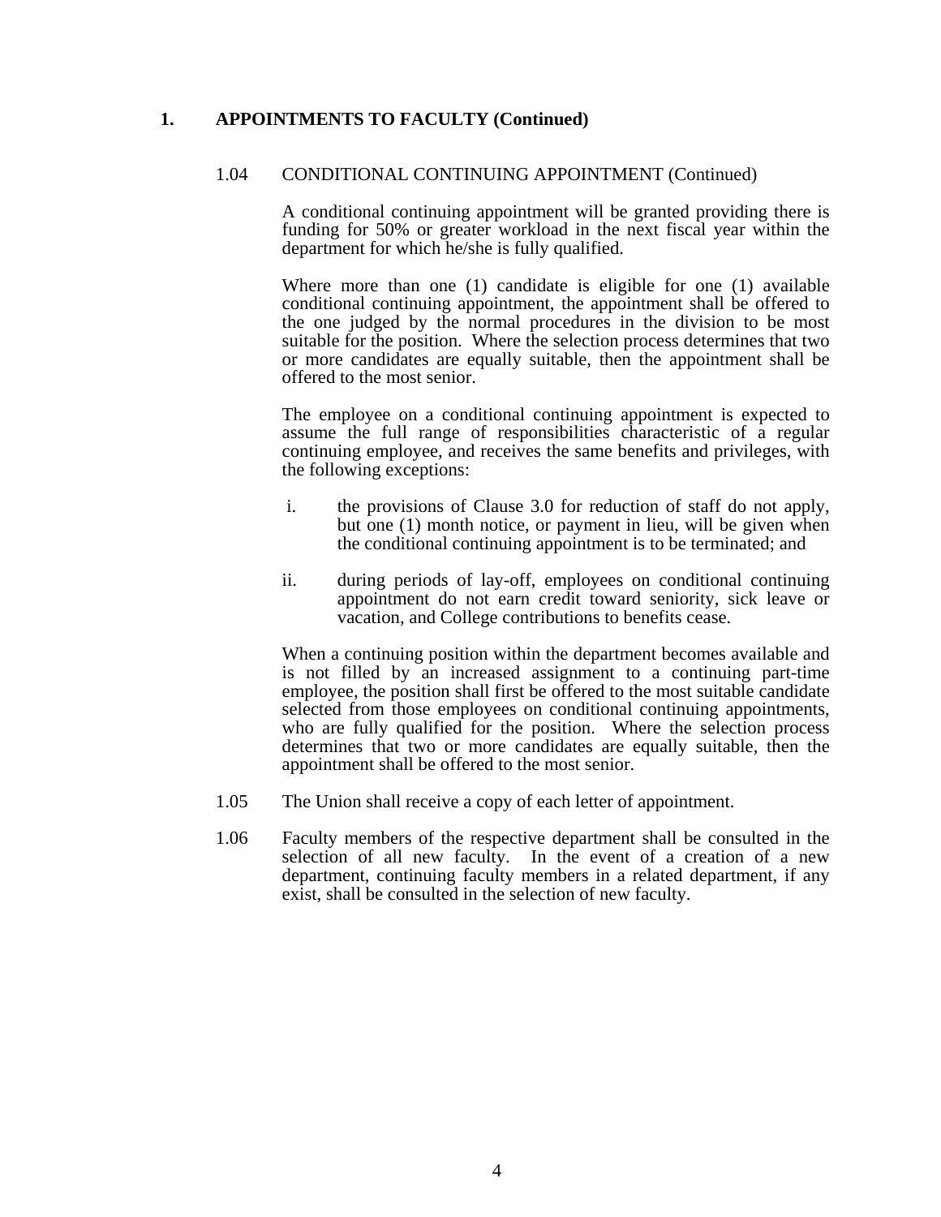## 1. APPOINTMENTS TO FACULTY (Continued)

### 1.04 CONDITIONAL CONTINUING APPOINTMENT (Continued)

A conditional continuing appointment will be granted providing there is funding for 50% or greater workload in the next fiscal year within the department for which he/she is fully qualified.

Where more than one (1) candidate is eligible for one (1) available conditional continuing appointment, the appointment shall be offered to the one judged by the normal procedures in the division to be most suitable for the position. Where the selection process determines that two or more candidates are equally suitable, then the appointment shall be offered to the most senior.

The employee on a conditional continuing appointment is expected to assume the full range of responsibilities characteristic of a regular continuing employee, and receives the same benefits and privileges, with the following exceptions:

i. the provisions of Clause 3.0 for reduction of staff do not apply, but one (1) month notice, or payment in lieu, will be given when the conditional continuing appointment is to be terminated; and

ii. during periods of lay-off, employees on conditional continuing appointment do not earn credit toward seniority, sick leave or vacation, and College contributions to benefits cease.

When a continuing position within the department becomes available and is not filled by an increased assignment to a continuing part-time employee, the position shall first be offered to the most suitable candidate selected from those employees on conditional continuing appointments, who are fully qualified for the position. Where the selection process determines that two or more candidates are equally suitable, then the appointment shall be offered to the most senior.

1.05 The Union shall receive a copy of each letter of appointment.

1.06 Faculty members of the respective department shall be consulted in the selection of all new faculty. In the event of a creation of a new department, continuing faculty members in a related department, if any exist, shall be consulted in the selection of new faculty.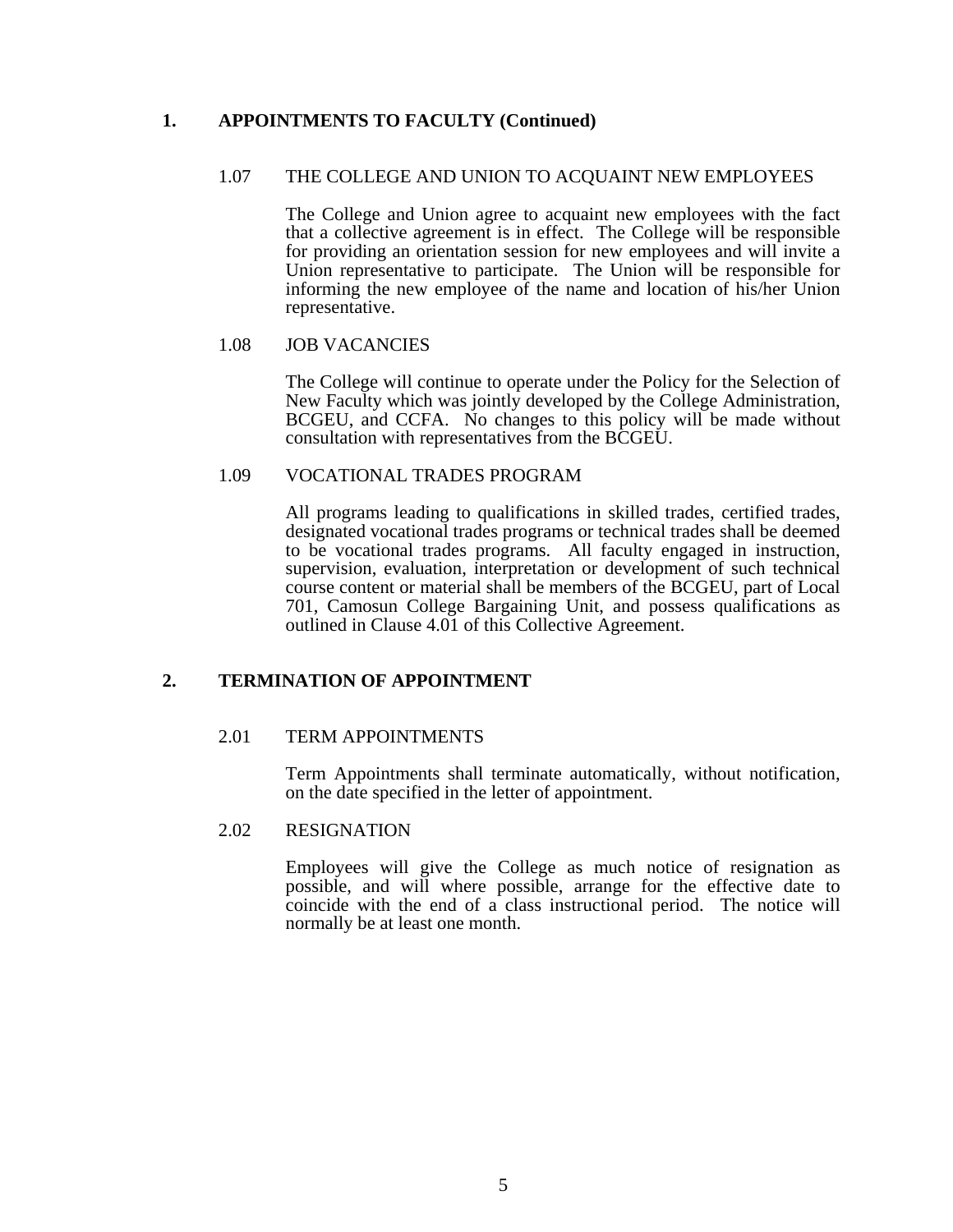## 1. APPOINTMENTS TO FACULTY (Continued)

### 1.07 THE COLLEGE AND UNION TO ACQUAINT NEW EMPLOYEES

The College and Union agree to acquaint new employees with the fact that a collective agreement is in effect. The College will be responsible for providing an orientation session for new employees and will invite a Union representative to participate. The Union will be responsible for informing the new employee of the name and location of his/her Union representative.

### 1.08 JOB VACANCIES

The College will continue to operate under the Policy for the Selection of New Faculty which was jointly developed by the College Administration, BCGEU, and CCFA. No changes to this policy will be made without consultation with representatives from the BCGEU.

### 1.09 VOCATIONAL TRADES PROGRAM

All programs leading to qualifications in skilled trades, certified trades, designated vocational trades programs or technical trades shall be deemed to be vocational trades programs. All faculty engaged in instruction, supervision, evaluation, interpretation or development of such technical course content or material shall be members of the BCGEU, part of Local 701, Camosun College Bargaining Unit, and possess qualifications as outlined in Clause 4.01 of this Collective Agreement.

## 2. TERMINATION OF APPOINTMENT

### 2.01 TERM APPOINTMENTS

Term Appointments shall terminate automatically, without notification, on the date specified in the letter of appointment.

### 2.02 RESIGNATION

Employees will give the College as much notice of resignation as possible, and will where possible, arrange for the effective date to coincide with the end of a class instructional period. The notice will normally be at least one month.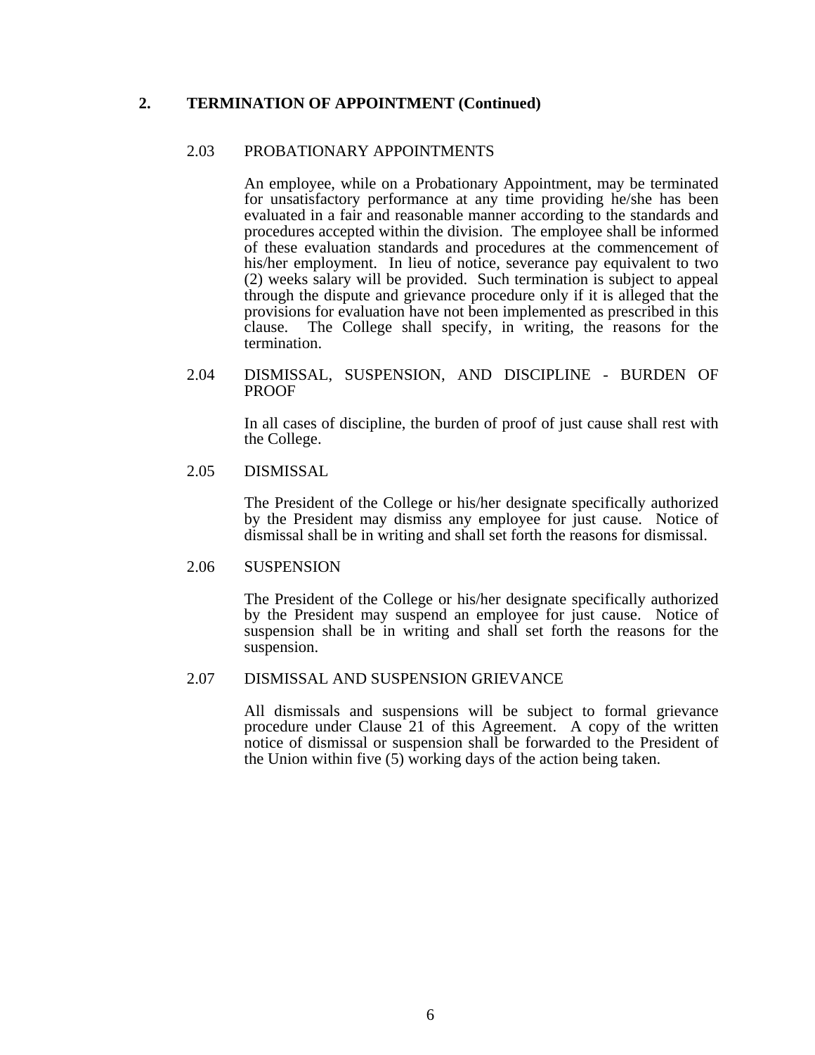## 2. TERMINATION OF APPOINTMENT (Continued)

### 2.03 PROBATIONARY APPOINTMENTS

An employee, while on a Probationary Appointment, may be terminated for unsatisfactory performance at any time providing he/she has been evaluated in a fair and reasonable manner according to the standards and procedures accepted within the division. The employee shall be informed of these evaluation standards and procedures at the commencement of his/her employment. In lieu of notice, severance pay equivalent to two (2) weeks salary will be provided. Such termination is subject to appeal through the dispute and grievance procedure only if it is alleged that the provisions for evaluation have not been implemented as prescribed in this clause. The College shall specify, in writing, the reasons for the termination.

### 2.04 DISMISSAL, SUSPENSION, AND DISCIPLINE - BURDEN OF PROOF

In all cases of discipline, the burden of proof of just cause shall rest with the College.

### 2.05 DISMISSAL

The President of the College or his/her designate specifically authorized by the President may dismiss any employee for just cause. Notice of dismissal shall be in writing and shall set forth the reasons for dismissal.

### 2.06 SUSPENSION

The President of the College or his/her designate specifically authorized by the President may suspend an employee for just cause. Notice of suspension shall be in writing and shall set forth the reasons for the suspension.

### 2.07 DISMISSAL AND SUSPENSION GRIEVANCE

All dismissals and suspensions will be subject to formal grievance procedure under Clause 21 of this Agreement. A copy of the written notice of dismissal or suspension shall be forwarded to the President of the Union within five (5) working days of the action being taken.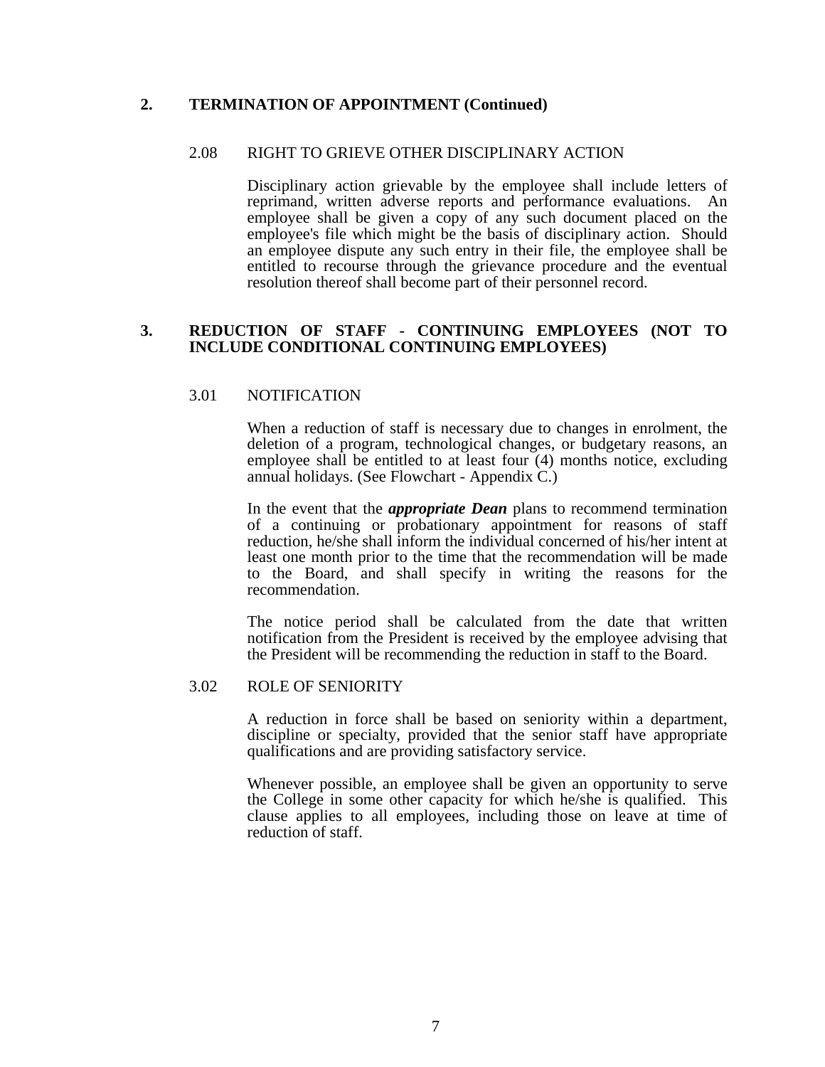## 2. TERMINATION OF APPOINTMENT (Continued)

### 2.08 RIGHT TO GRIEVE OTHER DISCIPLINARY ACTION

Disciplinary action grievable by the employee shall include letters of reprimand, written adverse reports and performance evaluations. An employee shall be given a copy of any such document placed on the employee's file which might be the basis of disciplinary action. Should an employee dispute any such entry in their file, the employee shall be entitled to recourse through the grievance procedure and the eventual resolution thereof shall become part of their personnel record.

## 3. REDUCTION OF STAFF - CONTINUING EMPLOYEES (NOT TO INCLUDE CONDITIONAL CONTINUING EMPLOYEES)

### 3.01 NOTIFICATION

When a reduction of staff is necessary due to changes in enrolment, the deletion of a program, technological changes, or budgetary reasons, an employee shall be entitled to at least four (4) months notice, excluding annual holidays. (See Flowchart - Appendix C.)

In the event that the ***appropriate Dean*** plans to recommend termination of a continuing or probationary appointment for reasons of staff reduction, he/she shall inform the individual concerned of his/her intent at least one month prior to the time that the recommendation will be made to the Board, and shall specify in writing the reasons for the recommendation.

The notice period shall be calculated from the date that written notification from the President is received by the employee advising that the President will be recommending the reduction in staff to the Board.

### 3.02 ROLE OF SENIORITY

A reduction in force shall be based on seniority within a department, discipline or specialty, provided that the senior staff have appropriate qualifications and are providing satisfactory service.

Whenever possible, an employee shall be given an opportunity to serve the College in some other capacity for which he/she is qualified. This clause applies to all employees, including those on leave at time of reduction of staff.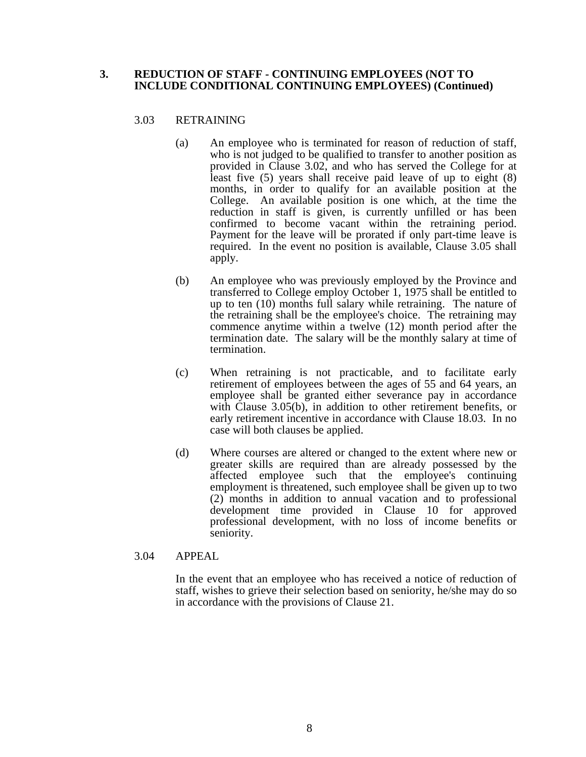## 3. REDUCTION OF STAFF - CONTINUING EMPLOYEES (NOT TO INCLUDE CONDITIONAL CONTINUING EMPLOYEES) (Continued)

### 3.03 RETRAINING

(a) An employee who is terminated for reason of reduction of staff, who is not judged to be qualified to transfer to another position as provided in Clause 3.02, and who has served the College for at least five (5) years shall receive paid leave of up to eight (8) months, in order to qualify for an available position at the College. An available position is one which, at the time the reduction in staff is given, is currently unfilled or has been confirmed to become vacant within the retraining period. Payment for the leave will be prorated if only part-time leave is required. In the event no position is available, Clause 3.05 shall apply.

(b) An employee who was previously employed by the Province and transferred to College employ October 1, 1975 shall be entitled to up to ten (10) months full salary while retraining. The nature of the retraining shall be the employee's choice. The retraining may commence anytime within a twelve (12) month period after the termination date. The salary will be the monthly salary at time of termination.

(c) When retraining is not practicable, and to facilitate early retirement of employees between the ages of 55 and 64 years, an employee shall be granted either severance pay in accordance with Clause 3.05(b), in addition to other retirement benefits, or early retirement incentive in accordance with Clause 18.03. In no case will both clauses be applied.

(d) Where courses are altered or changed to the extent where new or greater skills are required than are already possessed by the affected employee such that the employee's continuing employment is threatened, such employee shall be given up to two (2) months in addition to annual vacation and to professional development time provided in Clause 10 for approved professional development, with no loss of income benefits or seniority.

### 3.04 APPEAL

In the event that an employee who has received a notice of reduction of staff, wishes to grieve their selection based on seniority, he/she may do so in accordance with the provisions of Clause 21.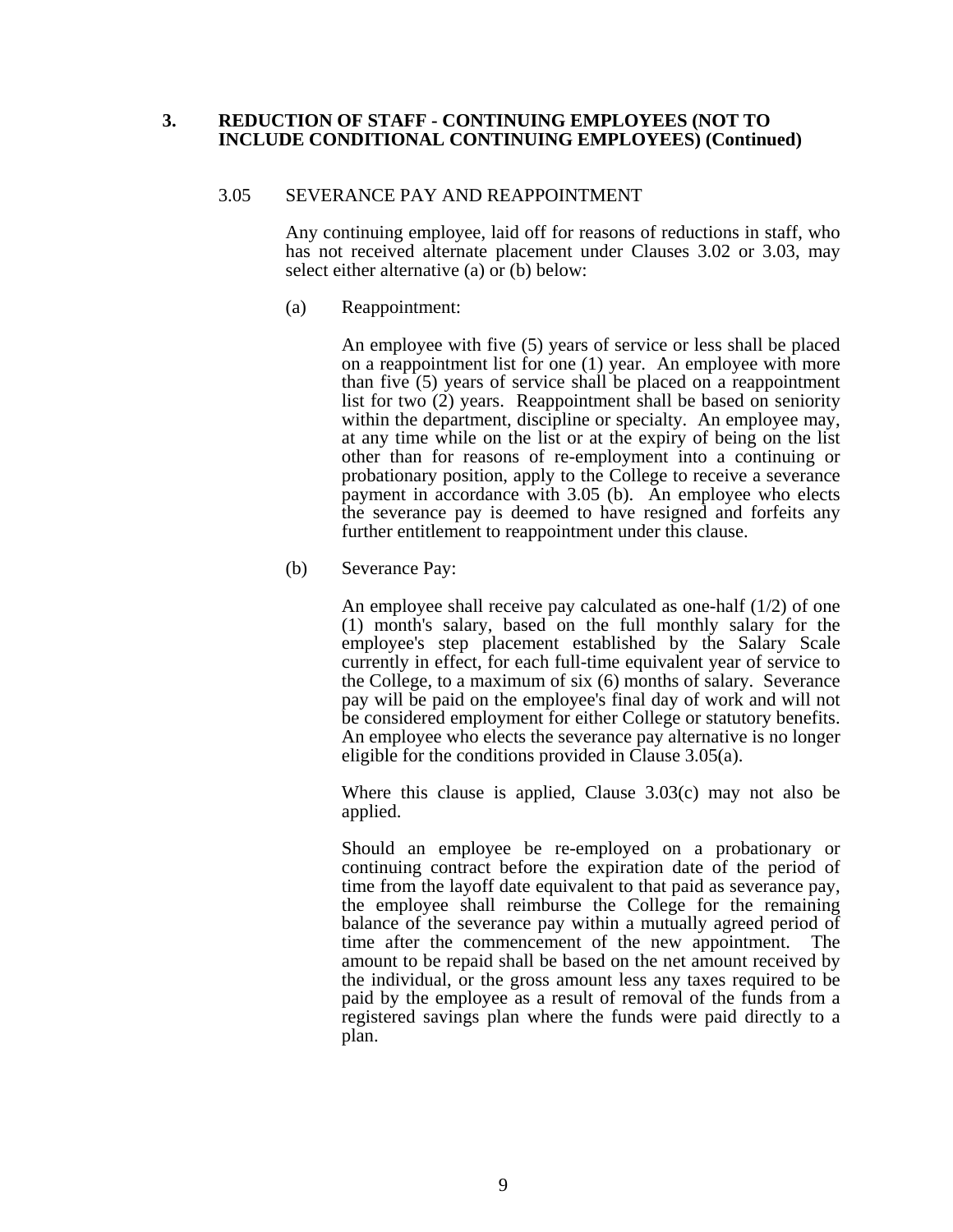## 3. REDUCTION OF STAFF - CONTINUING EMPLOYEES (NOT TO INCLUDE CONDITIONAL CONTINUING EMPLOYEES) (Continued)

### 3.05 SEVERANCE PAY AND REAPPOINTMENT

Any continuing employee, laid off for reasons of reductions in staff, who has not received alternate placement under Clauses 3.02 or 3.03, may select either alternative (a) or (b) below:

(a) Reappointment:

An employee with five (5) years of service or less shall be placed on a reappointment list for one (1) year. An employee with more than five (5) years of service shall be placed on a reappointment list for two (2) years. Reappointment shall be based on seniority within the department, discipline or specialty. An employee may, at any time while on the list or at the expiry of being on the list other than for reasons of re-employment into a continuing or probationary position, apply to the College to receive a severance payment in accordance with 3.05 (b). An employee who elects the severance pay is deemed to have resigned and forfeits any further entitlement to reappointment under this clause.

(b) Severance Pay:

An employee shall receive pay calculated as one-half (1/2) of one (1) month's salary, based on the full monthly salary for the employee's step placement established by the Salary Scale currently in effect, for each full-time equivalent year of service to the College, to a maximum of six (6) months of salary. Severance pay will be paid on the employee's final day of work and will not be considered employment for either College or statutory benefits. An employee who elects the severance pay alternative is no longer eligible for the conditions provided in Clause 3.05(a).

Where this clause is applied, Clause 3.03(c) may not also be applied.

Should an employee be re-employed on a probationary or continuing contract before the expiration date of the period of time from the layoff date equivalent to that paid as severance pay, the employee shall reimburse the College for the remaining balance of the severance pay within a mutually agreed period of time after the commencement of the new appointment. The amount to be repaid shall be based on the net amount received by the individual, or the gross amount less any taxes required to be paid by the employee as a result of removal of the funds from a registered savings plan where the funds were paid directly to a plan.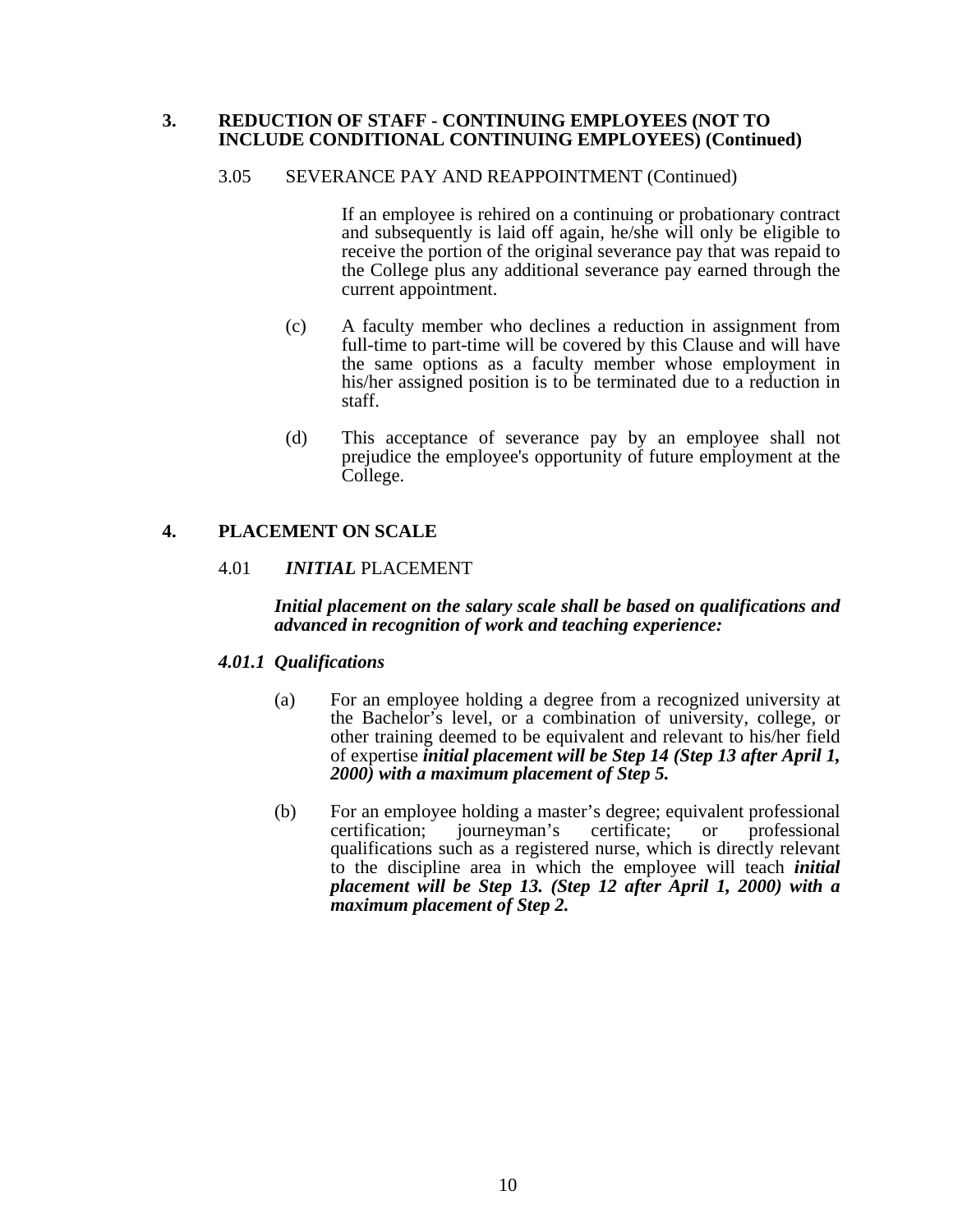## 3. REDUCTION OF STAFF - CONTINUING EMPLOYEES (NOT TO INCLUDE CONDITIONAL CONTINUING EMPLOYEES) (Continued)

### 3.05 SEVERANCE PAY AND REAPPOINTMENT (Continued)

If an employee is rehired on a continuing or probationary contract and subsequently is laid off again, he/she will only be eligible to receive the portion of the original severance pay that was repaid to the College plus any additional severance pay earned through the current appointment.

(c) A faculty member who declines a reduction in assignment from full-time to part-time will be covered by this Clause and will have the same options as a faculty member whose employment in his/her assigned position is to be terminated due to a reduction in staff.

(d) This acceptance of severance pay by an employee shall not prejudice the employee's opportunity of future employment at the College.

## 4. PLACEMENT ON SCALE

### 4.01 *INITIAL* PLACEMENT

***Initial placement on the salary scale shall be based on qualifications and advanced in recognition of work and teaching experience:***

#### *4.01.1 Qualifications*

(a) For an employee holding a degree from a recognized university at the Bachelor's level, or a combination of university, college, or other training deemed to be equivalent and relevant to his/her field of expertise ***initial placement will be Step 14 (Step 13 after April 1, 2000) with a maximum placement of Step 5.***

(b) For an employee holding a master's degree; equivalent professional certification; journeyman's certificate; or professional qualifications such as a registered nurse, which is directly relevant to the discipline area in which the employee will teach ***initial placement will be Step 13. (Step 12 after April 1, 2000) with a maximum placement of Step 2.***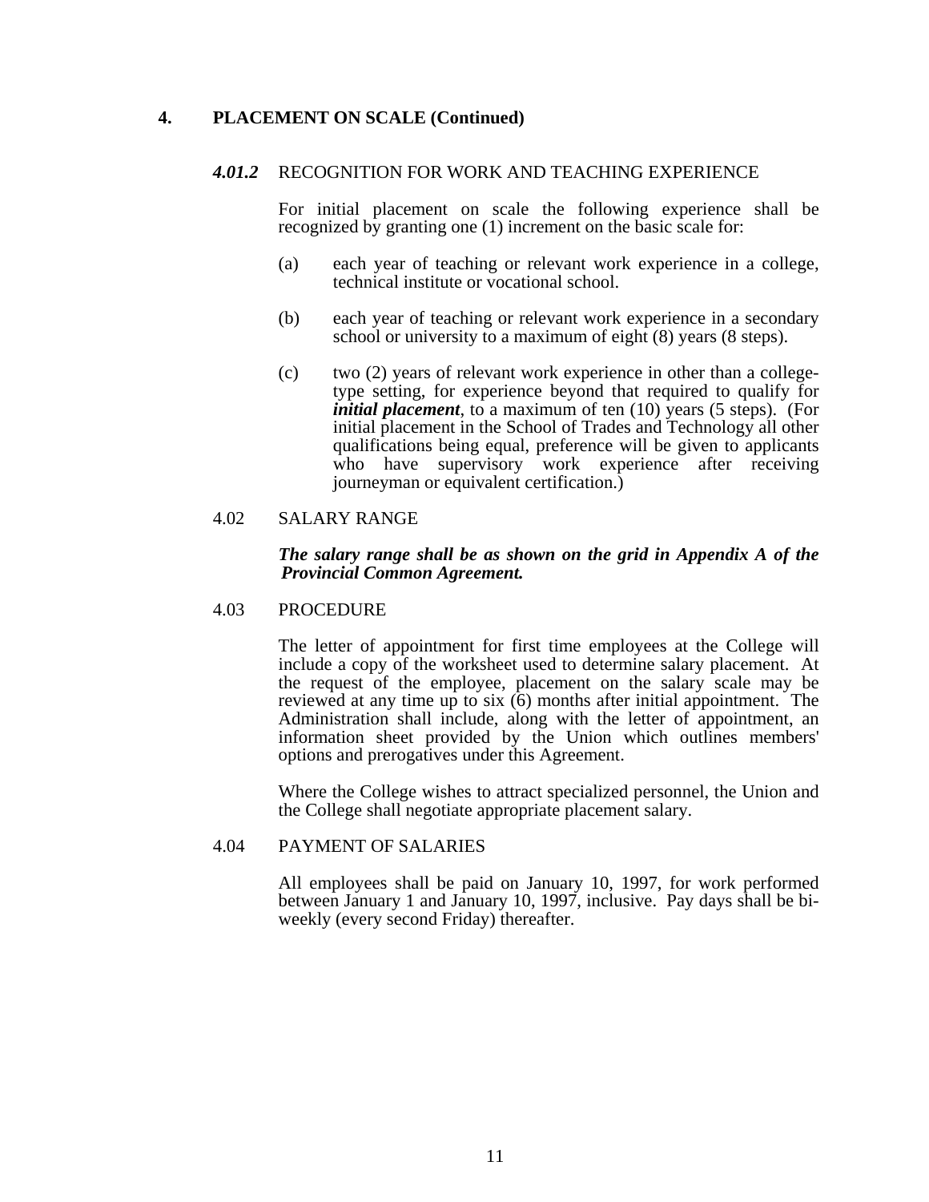## 4. PLACEMENT ON SCALE (Continued)

***4.01.2*** RECOGNITION FOR WORK AND TEACHING EXPERIENCE

For initial placement on scale the following experience shall be recognized by granting one (1) increment on the basic scale for:

(a) each year of teaching or relevant work experience in a college, technical institute or vocational school.

(b) each year of teaching or relevant work experience in a secondary school or university to a maximum of eight (8) years (8 steps).

(c) two (2) years of relevant work experience in other than a college-type setting, for experience beyond that required to qualify for ***initial placement***, to a maximum of ten (10) years (5 steps). (For initial placement in the School of Trades and Technology all other qualifications being equal, preference will be given to applicants who have supervisory work experience after receiving journeyman or equivalent certification.)

4.02 SALARY RANGE

***The salary range shall be as shown on the grid in Appendix A of the Provincial Common Agreement.***

4.03 PROCEDURE

The letter of appointment for first time employees at the College will include a copy of the worksheet used to determine salary placement. At the request of the employee, placement on the salary scale may be reviewed at any time up to six (6) months after initial appointment. The Administration shall include, along with the letter of appointment, an information sheet provided by the Union which outlines members' options and prerogatives under this Agreement.

Where the College wishes to attract specialized personnel, the Union and the College shall negotiate appropriate placement salary.

4.04 PAYMENT OF SALARIES

All employees shall be paid on January 10, 1997, for work performed between January 1 and January 10, 1997, inclusive. Pay days shall be bi-weekly (every second Friday) thereafter.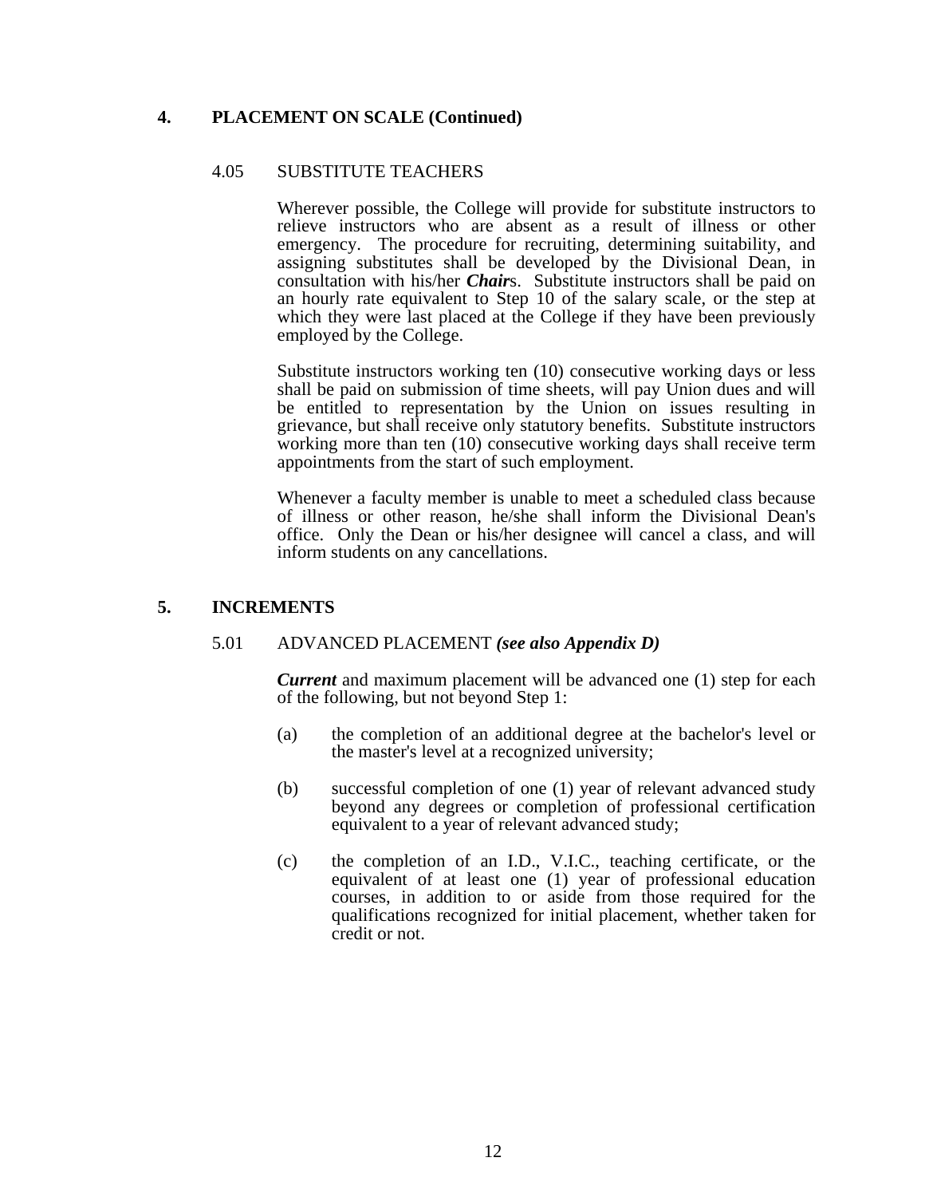## 4. PLACEMENT ON SCALE (Continued)

### 4.05 SUBSTITUTE TEACHERS

Wherever possible, the College will provide for substitute instructors to relieve instructors who are absent as a result of illness or other emergency. The procedure for recruiting, determining suitability, and assigning substitutes shall be developed by the Divisional Dean, in consultation with his/her ***Chair***s. Substitute instructors shall be paid on an hourly rate equivalent to Step 10 of the salary scale, or the step at which they were last placed at the College if they have been previously employed by the College.

Substitute instructors working ten (10) consecutive working days or less shall be paid on submission of time sheets, will pay Union dues and will be entitled to representation by the Union on issues resulting in grievance, but shall receive only statutory benefits. Substitute instructors working more than ten (10) consecutive working days shall receive term appointments from the start of such employment.

Whenever a faculty member is unable to meet a scheduled class because of illness or other reason, he/she shall inform the Divisional Dean's office. Only the Dean or his/her designee will cancel a class, and will inform students on any cancellations.

## 5. INCREMENTS

### 5.01 ADVANCED PLACEMENT ***(see also Appendix D)***

***Current*** and maximum placement will be advanced one (1) step for each of the following, but not beyond Step 1:

(a) the completion of an additional degree at the bachelor's level or the master's level at a recognized university;

(b) successful completion of one (1) year of relevant advanced study beyond any degrees or completion of professional certification equivalent to a year of relevant advanced study;

(c) the completion of an I.D., V.I.C., teaching certificate, or the equivalent of at least one (1) year of professional education courses, in addition to or aside from those required for the qualifications recognized for initial placement, whether taken for credit or not.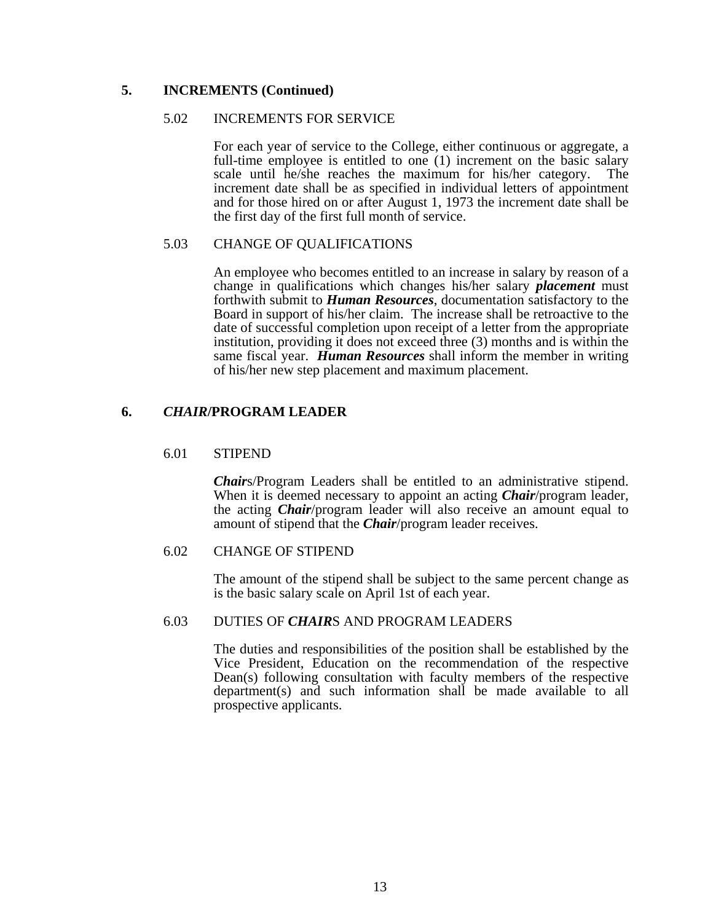## 5. INCREMENTS (Continued)

### 5.02 INCREMENTS FOR SERVICE

For each year of service to the College, either continuous or aggregate, a full-time employee is entitled to one (1) increment on the basic salary scale until he/she reaches the maximum for his/her category. The increment date shall be as specified in individual letters of appointment and for those hired on or after August 1, 1973 the increment date shall be the first day of the first full month of service.

### 5.03 CHANGE OF QUALIFICATIONS

An employee who becomes entitled to an increase in salary by reason of a change in qualifications which changes his/her salary ***placement*** must forthwith submit to ***Human Resources***, documentation satisfactory to the Board in support of his/her claim. The increase shall be retroactive to the date of successful completion upon receipt of a letter from the appropriate institution, providing it does not exceed three (3) months and is within the same fiscal year. ***Human Resources*** shall inform the member in writing of his/her new step placement and maximum placement.

## 6. *CHAIR*/PROGRAM LEADER

### 6.01 STIPEND

***Chair***s/Program Leaders shall be entitled to an administrative stipend. When it is deemed necessary to appoint an acting ***Chair***/program leader, the acting ***Chair***/program leader will also receive an amount equal to amount of stipend that the ***Chair***/program leader receives.

### 6.02 CHANGE OF STIPEND

The amount of the stipend shall be subject to the same percent change as is the basic salary scale on April 1st of each year.

### 6.03 DUTIES OF ***CHAIR***S AND PROGRAM LEADERS

The duties and responsibilities of the position shall be established by the Vice President, Education on the recommendation of the respective Dean(s) following consultation with faculty members of the respective department(s) and such information shall be made available to all prospective applicants.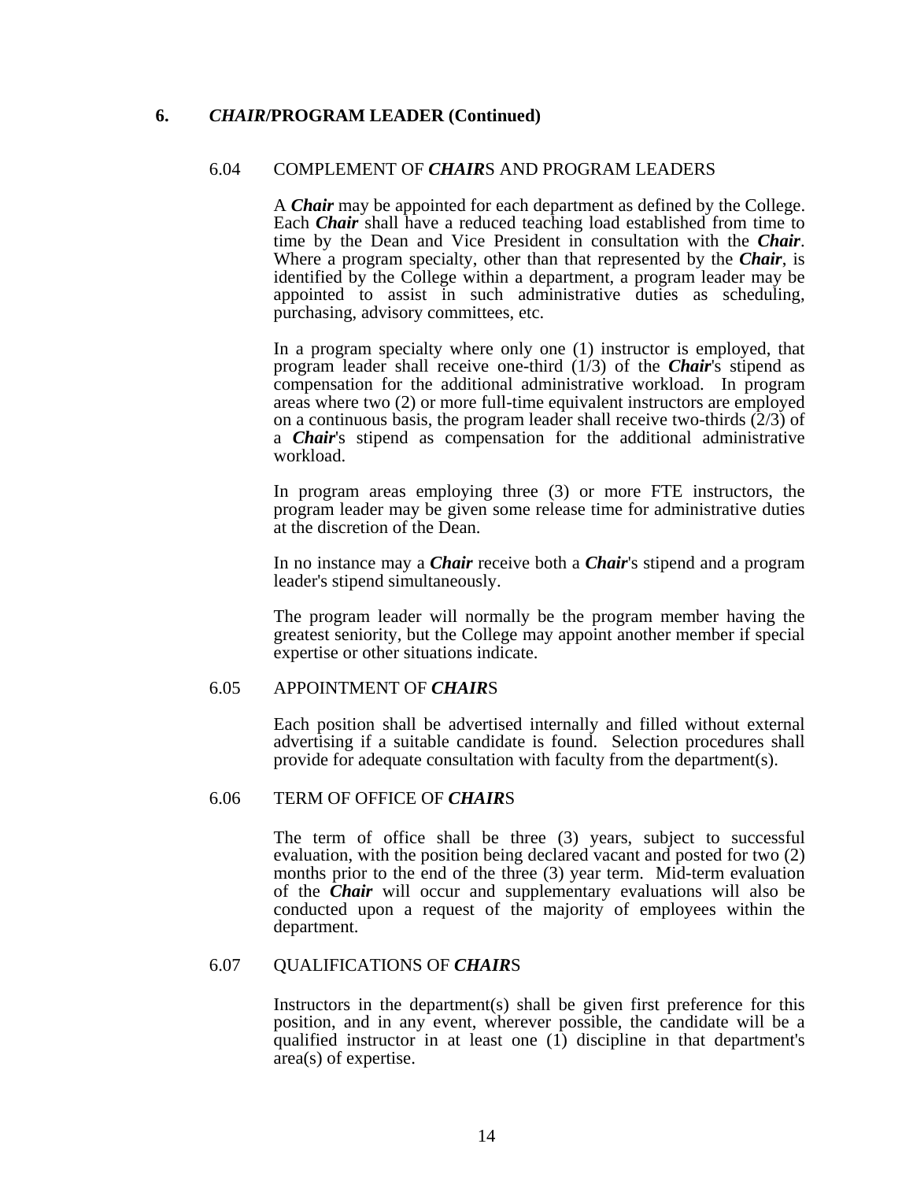## 6. *CHAIR*/PROGRAM LEADER (Continued)

### 6.04 COMPLEMENT OF *CHAIR*S AND PROGRAM LEADERS

A ***Chair*** may be appointed for each department as defined by the College. Each ***Chair*** shall have a reduced teaching load established from time to time by the Dean and Vice President in consultation with the ***Chair***. Where a program specialty, other than that represented by the ***Chair***, is identified by the College within a department, a program leader may be appointed to assist in such administrative duties as scheduling, purchasing, advisory committees, etc.

In a program specialty where only one (1) instructor is employed, that program leader shall receive one-third (1/3) of the ***Chair***'s stipend as compensation for the additional administrative workload. In program areas where two (2) or more full-time equivalent instructors are employed on a continuous basis, the program leader shall receive two-thirds (2/3) of a ***Chair***'s stipend as compensation for the additional administrative workload.

In program areas employing three (3) or more FTE instructors, the program leader may be given some release time for administrative duties at the discretion of the Dean.

In no instance may a ***Chair*** receive both a ***Chair***'s stipend and a program leader's stipend simultaneously.

The program leader will normally be the program member having the greatest seniority, but the College may appoint another member if special expertise or other situations indicate.

### 6.05 APPOINTMENT OF *CHAIR*S

Each position shall be advertised internally and filled without external advertising if a suitable candidate is found. Selection procedures shall provide for adequate consultation with faculty from the department(s).

### 6.06 TERM OF OFFICE OF *CHAIR*S

The term of office shall be three (3) years, subject to successful evaluation, with the position being declared vacant and posted for two (2) months prior to the end of the three (3) year term. Mid-term evaluation of the ***Chair*** will occur and supplementary evaluations will also be conducted upon a request of the majority of employees within the department.

### 6.07 QUALIFICATIONS OF *CHAIR*S

Instructors in the department(s) shall be given first preference for this position, and in any event, wherever possible, the candidate will be a qualified instructor in at least one (1) discipline in that department's area(s) of expertise.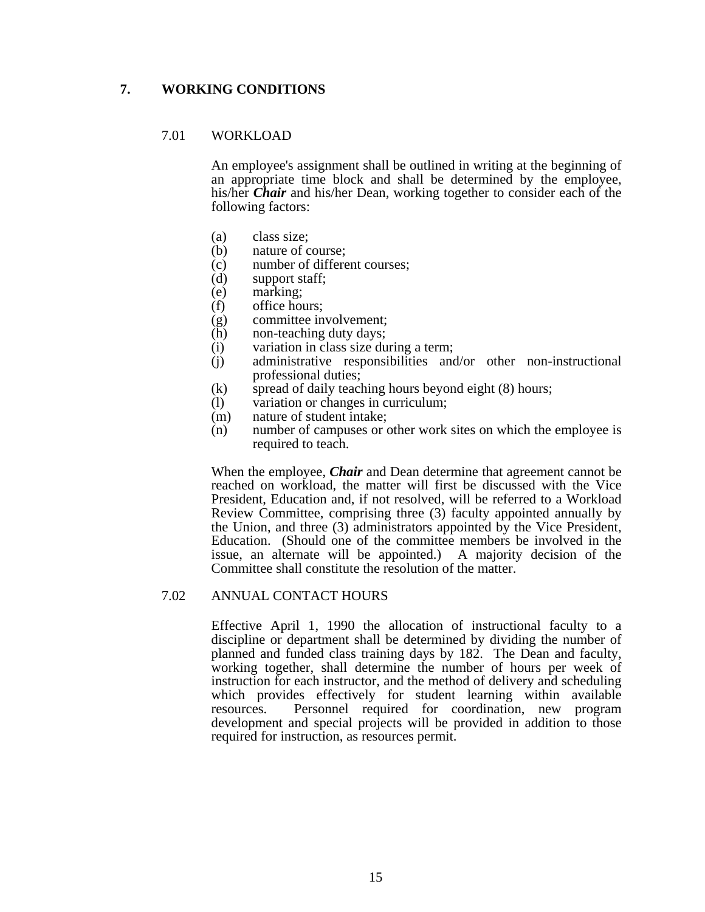## 7. WORKING CONDITIONS

### 7.01 WORKLOAD

An employee's assignment shall be outlined in writing at the beginning of an appropriate time block and shall be determined by the employee, his/her ***Chair*** and his/her Dean, working together to consider each of the following factors:

- (a) class size;
- (b) nature of course;
- (c) number of different courses;
- (d) support staff;
- (e) marking;
- (f) office hours;
- (g) committee involvement;
- (h) non-teaching duty days;
- (i) variation in class size during a term;
- (j) administrative responsibilities and/or other non-instructional professional duties;
- (k) spread of daily teaching hours beyond eight (8) hours;
- (l) variation or changes in curriculum;
- (m) nature of student intake;
- (n) number of campuses or other work sites on which the employee is required to teach.

When the employee, ***Chair*** and Dean determine that agreement cannot be reached on workload, the matter will first be discussed with the Vice President, Education and, if not resolved, will be referred to a Workload Review Committee, comprising three (3) faculty appointed annually by the Union, and three (3) administrators appointed by the Vice President, Education. (Should one of the committee members be involved in the issue, an alternate will be appointed.) A majority decision of the Committee shall constitute the resolution of the matter.

### 7.02 ANNUAL CONTACT HOURS

Effective April 1, 1990 the allocation of instructional faculty to a discipline or department shall be determined by dividing the number of planned and funded class training days by 182. The Dean and faculty, working together, shall determine the number of hours per week of instruction for each instructor, and the method of delivery and scheduling which provides effectively for student learning within available resources. Personnel required for coordination, new program development and special projects will be provided in addition to those required for instruction, as resources permit.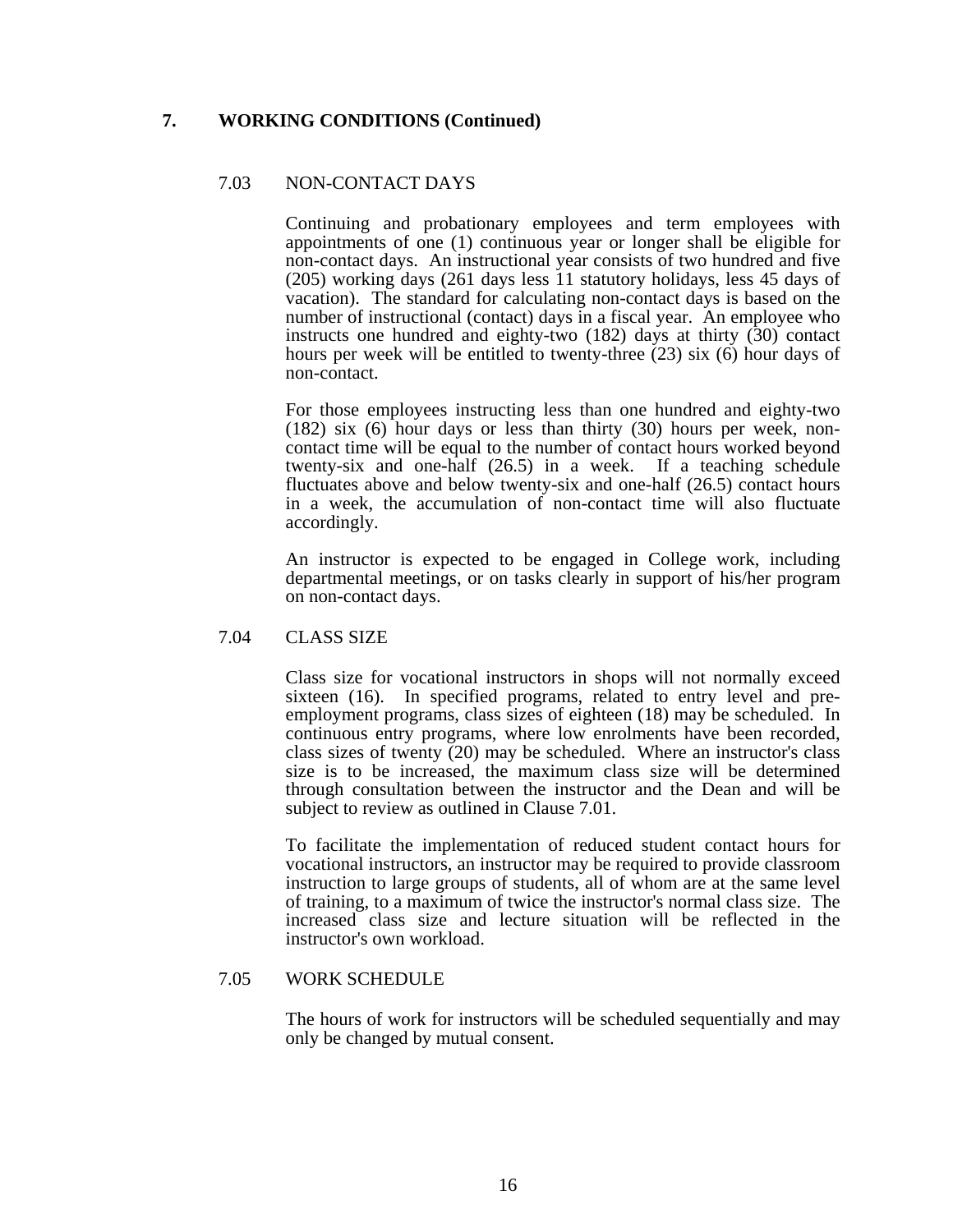## 7. WORKING CONDITIONS (Continued)

### 7.03 NON-CONTACT DAYS

Continuing and probationary employees and term employees with appointments of one (1) continuous year or longer shall be eligible for non-contact days. An instructional year consists of two hundred and five (205) working days (261 days less 11 statutory holidays, less 45 days of vacation). The standard for calculating non-contact days is based on the number of instructional (contact) days in a fiscal year. An employee who instructs one hundred and eighty-two (182) days at thirty (30) contact hours per week will be entitled to twenty-three (23) six (6) hour days of non-contact.

For those employees instructing less than one hundred and eighty-two (182) six (6) hour days or less than thirty (30) hours per week, non-contact time will be equal to the number of contact hours worked beyond twenty-six and one-half (26.5) in a week. If a teaching schedule fluctuates above and below twenty-six and one-half (26.5) contact hours in a week, the accumulation of non-contact time will also fluctuate accordingly.

An instructor is expected to be engaged in College work, including departmental meetings, or on tasks clearly in support of his/her program on non-contact days.

### 7.04 CLASS SIZE

Class size for vocational instructors in shops will not normally exceed sixteen (16). In specified programs, related to entry level and pre-employment programs, class sizes of eighteen (18) may be scheduled. In continuous entry programs, where low enrolments have been recorded, class sizes of twenty (20) may be scheduled. Where an instructor's class size is to be increased, the maximum class size will be determined through consultation between the instructor and the Dean and will be subject to review as outlined in Clause 7.01.

To facilitate the implementation of reduced student contact hours for vocational instructors, an instructor may be required to provide classroom instruction to large groups of students, all of whom are at the same level of training, to a maximum of twice the instructor's normal class size. The increased class size and lecture situation will be reflected in the instructor's own workload.

### 7.05 WORK SCHEDULE

The hours of work for instructors will be scheduled sequentially and may only be changed by mutual consent.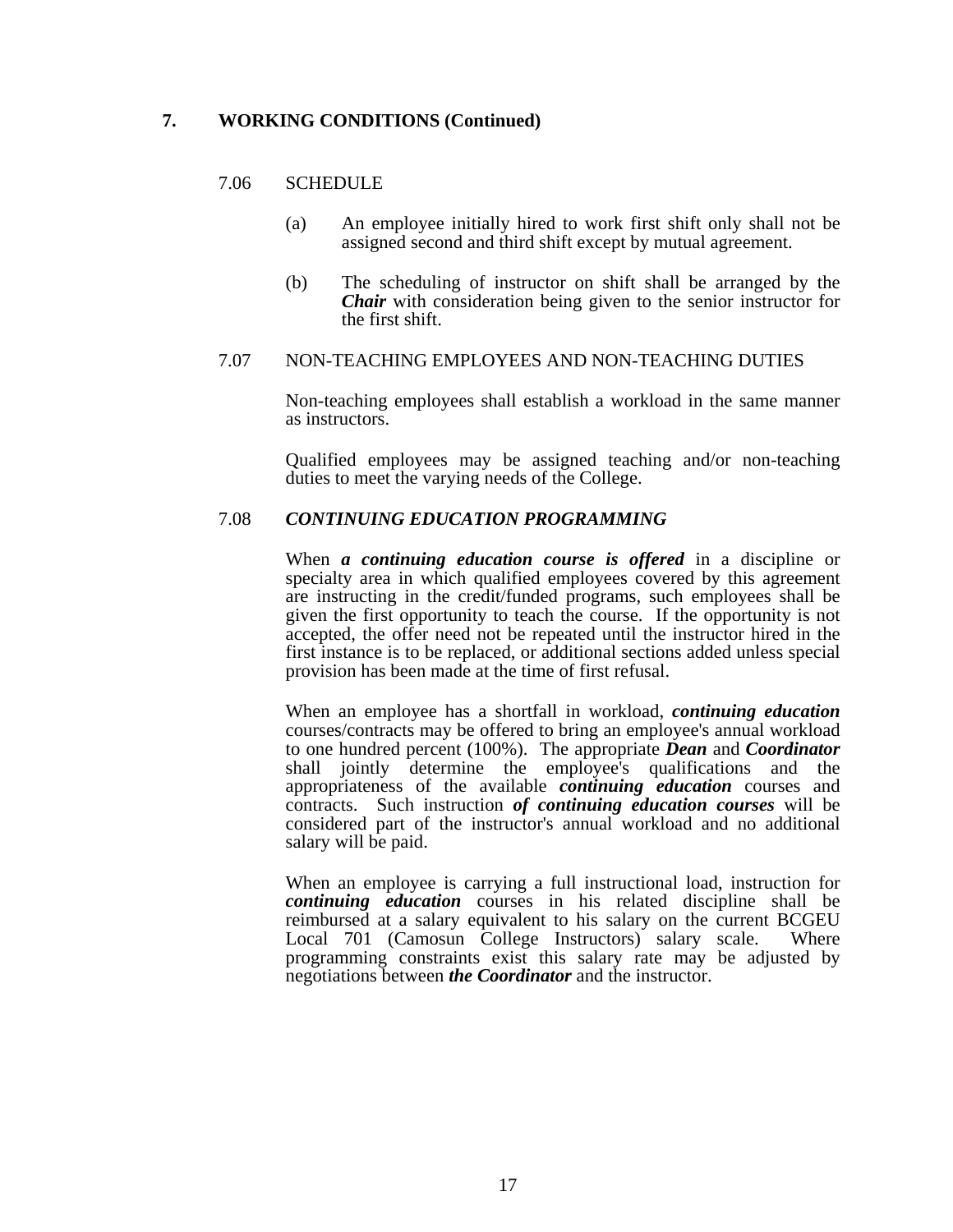## 7. WORKING CONDITIONS (Continued)

### 7.06 SCHEDULE

(a) An employee initially hired to work first shift only shall not be assigned second and third shift except by mutual agreement.

(b) The scheduling of instructor on shift shall be arranged by the ***Chair*** with consideration being given to the senior instructor for the first shift.

### 7.07 NON-TEACHING EMPLOYEES AND NON-TEACHING DUTIES

Non-teaching employees shall establish a workload in the same manner as instructors.

Qualified employees may be assigned teaching and/or non-teaching duties to meet the varying needs of the College.

### 7.08 *CONTINUING EDUCATION PROGRAMMING*

When ***a continuing education course is offered*** in a discipline or specialty area in which qualified employees covered by this agreement are instructing in the credit/funded programs, such employees shall be given the first opportunity to teach the course. If the opportunity is not accepted, the offer need not be repeated until the instructor hired in the first instance is to be replaced, or additional sections added unless special provision has been made at the time of first refusal.

When an employee has a shortfall in workload, ***continuing education*** courses/contracts may be offered to bring an employee's annual workload to one hundred percent (100%). The appropriate ***Dean*** and ***Coordinator*** shall jointly determine the employee's qualifications and the appropriateness of the available ***continuing education*** courses and contracts. Such instruction ***of continuing education courses*** will be considered part of the instructor's annual workload and no additional salary will be paid.

When an employee is carrying a full instructional load, instruction for ***continuing education*** courses in his related discipline shall be reimbursed at a salary equivalent to his salary on the current BCGEU Local 701 (Camosun College Instructors) salary scale. Where programming constraints exist this salary rate may be adjusted by negotiations between ***the Coordinator*** and the instructor.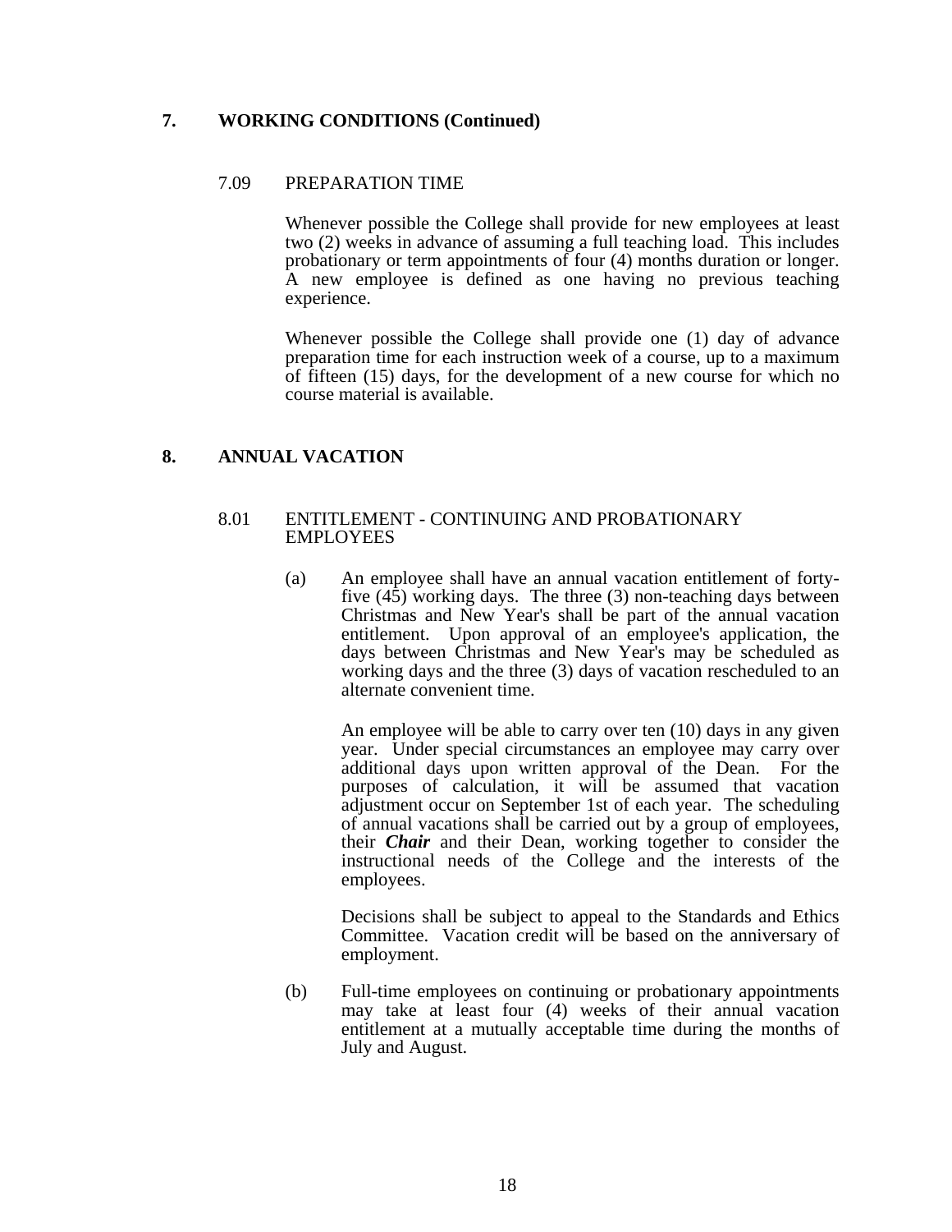## 7. WORKING CONDITIONS (Continued)

### 7.09 PREPARATION TIME

Whenever possible the College shall provide for new employees at least two (2) weeks in advance of assuming a full teaching load. This includes probationary or term appointments of four (4) months duration or longer. A new employee is defined as one having no previous teaching experience.

Whenever possible the College shall provide one (1) day of advance preparation time for each instruction week of a course, up to a maximum of fifteen (15) days, for the development of a new course for which no course material is available.

## 8. ANNUAL VACATION

### 8.01 ENTITLEMENT - CONTINUING AND PROBATIONARY EMPLOYEES

(a) An employee shall have an annual vacation entitlement of forty-five (45) working days. The three (3) non-teaching days between Christmas and New Year's shall be part of the annual vacation entitlement. Upon approval of an employee's application, the days between Christmas and New Year's may be scheduled as working days and the three (3) days of vacation rescheduled to an alternate convenient time.

An employee will be able to carry over ten (10) days in any given year. Under special circumstances an employee may carry over additional days upon written approval of the Dean. For the purposes of calculation, it will be assumed that vacation adjustment occur on September 1st of each year. The scheduling of annual vacations shall be carried out by a group of employees, their ***Chair*** and their Dean, working together to consider the instructional needs of the College and the interests of the employees.

Decisions shall be subject to appeal to the Standards and Ethics Committee. Vacation credit will be based on the anniversary of employment.

(b) Full-time employees on continuing or probationary appointments may take at least four (4) weeks of their annual vacation entitlement at a mutually acceptable time during the months of July and August.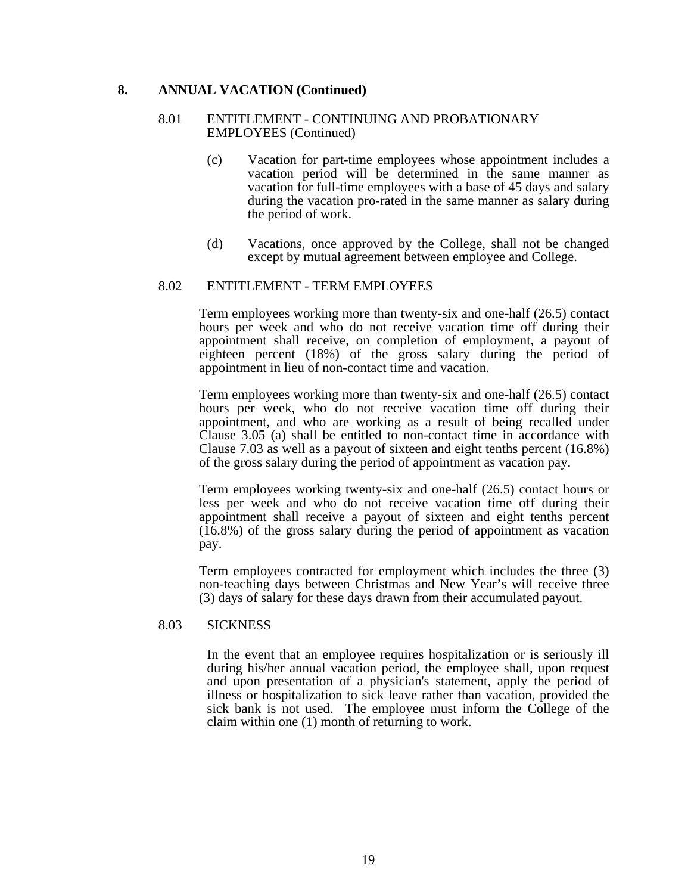## 8. ANNUAL VACATION (Continued)

### 8.01 ENTITLEMENT - CONTINUING AND PROBATIONARY EMPLOYEES (Continued)

(c) Vacation for part-time employees whose appointment includes a vacation period will be determined in the same manner as vacation for full-time employees with a base of 45 days and salary during the vacation pro-rated in the same manner as salary during the period of work.

(d) Vacations, once approved by the College, shall not be changed except by mutual agreement between employee and College.

### 8.02 ENTITLEMENT - TERM EMPLOYEES

Term employees working more than twenty-six and one-half (26.5) contact hours per week and who do not receive vacation time off during their appointment shall receive, on completion of employment, a payout of eighteen percent (18%) of the gross salary during the period of appointment in lieu of non-contact time and vacation.

Term employees working more than twenty-six and one-half (26.5) contact hours per week, who do not receive vacation time off during their appointment, and who are working as a result of being recalled under Clause 3.05 (a) shall be entitled to non-contact time in accordance with Clause 7.03 as well as a payout of sixteen and eight tenths percent (16.8%) of the gross salary during the period of appointment as vacation pay.

Term employees working twenty-six and one-half (26.5) contact hours or less per week and who do not receive vacation time off during their appointment shall receive a payout of sixteen and eight tenths percent (16.8%) of the gross salary during the period of appointment as vacation pay.

Term employees contracted for employment which includes the three (3) non-teaching days between Christmas and New Year's will receive three (3) days of salary for these days drawn from their accumulated payout.

### 8.03 SICKNESS

In the event that an employee requires hospitalization or is seriously ill during his/her annual vacation period, the employee shall, upon request and upon presentation of a physician's statement, apply the period of illness or hospitalization to sick leave rather than vacation, provided the sick bank is not used. The employee must inform the College of the claim within one (1) month of returning to work.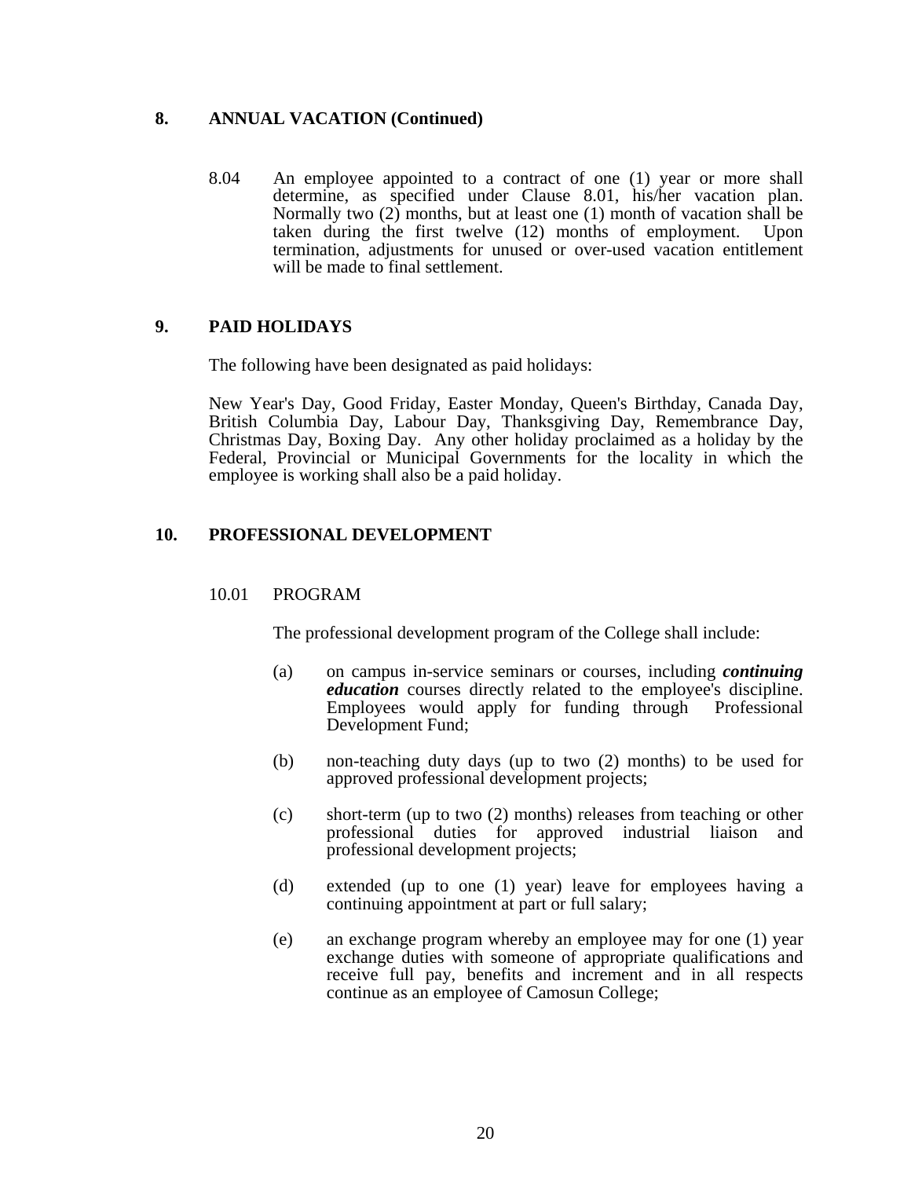## 8. ANNUAL VACATION (Continued)

8.04 An employee appointed to a contract of one (1) year or more shall determine, as specified under Clause 8.01, his/her vacation plan. Normally two (2) months, but at least one (1) month of vacation shall be taken during the first twelve (12) months of employment. Upon termination, adjustments for unused or over-used vacation entitlement will be made to final settlement.

## 9. PAID HOLIDAYS

The following have been designated as paid holidays:

New Year's Day, Good Friday, Easter Monday, Queen's Birthday, Canada Day, British Columbia Day, Labour Day, Thanksgiving Day, Remembrance Day, Christmas Day, Boxing Day. Any other holiday proclaimed as a holiday by the Federal, Provincial or Municipal Governments for the locality in which the employee is working shall also be a paid holiday.

## 10. PROFESSIONAL DEVELOPMENT

10.01 PROGRAM

The professional development program of the College shall include:

(a) on campus in-service seminars or courses, including ***continuing education*** courses directly related to the employee's discipline. Employees would apply for funding through Professional Development Fund;

(b) non-teaching duty days (up to two (2) months) to be used for approved professional development projects;

(c) short-term (up to two (2) months) releases from teaching or other professional duties for approved industrial liaison and professional development projects;

(d) extended (up to one (1) year) leave for employees having a continuing appointment at part or full salary;

(e) an exchange program whereby an employee may for one (1) year exchange duties with someone of appropriate qualifications and receive full pay, benefits and increment and in all respects continue as an employee of Camosun College;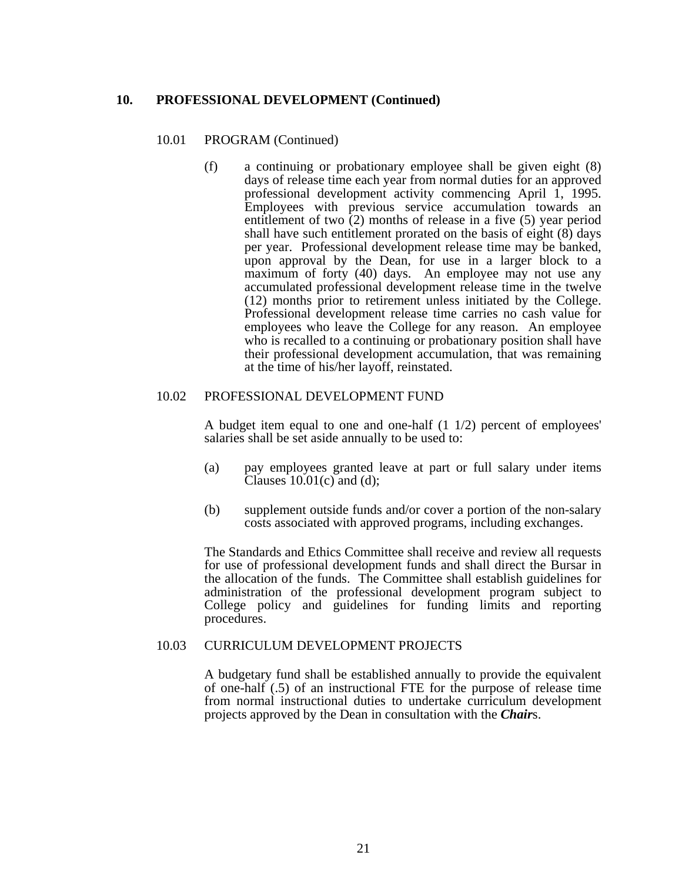## 10. PROFESSIONAL DEVELOPMENT (Continued)

### 10.01 PROGRAM (Continued)

(f) a continuing or probationary employee shall be given eight (8) days of release time each year from normal duties for an approved professional development activity commencing April 1, 1995. Employees with previous service accumulation towards an entitlement of two (2) months of release in a five (5) year period shall have such entitlement prorated on the basis of eight (8) days per year. Professional development release time may be banked, upon approval by the Dean, for use in a larger block to a maximum of forty (40) days. An employee may not use any accumulated professional development release time in the twelve (12) months prior to retirement unless initiated by the College. Professional development release time carries no cash value for employees who leave the College for any reason. An employee who is recalled to a continuing or probationary position shall have their professional development accumulation, that was remaining at the time of his/her layoff, reinstated.

### 10.02 PROFESSIONAL DEVELOPMENT FUND

A budget item equal to one and one-half (1 1/2) percent of employees' salaries shall be set aside annually to be used to:

(a) pay employees granted leave at part or full salary under items Clauses 10.01(c) and (d);

(b) supplement outside funds and/or cover a portion of the non-salary costs associated with approved programs, including exchanges.

The Standards and Ethics Committee shall receive and review all requests for use of professional development funds and shall direct the Bursar in the allocation of the funds. The Committee shall establish guidelines for administration of the professional development program subject to College policy and guidelines for funding limits and reporting procedures.

### 10.03 CURRICULUM DEVELOPMENT PROJECTS

A budgetary fund shall be established annually to provide the equivalent of one-half (.5) of an instructional FTE for the purpose of release time from normal instructional duties to undertake curriculum development projects approved by the Dean in consultation with the ***Chair***s.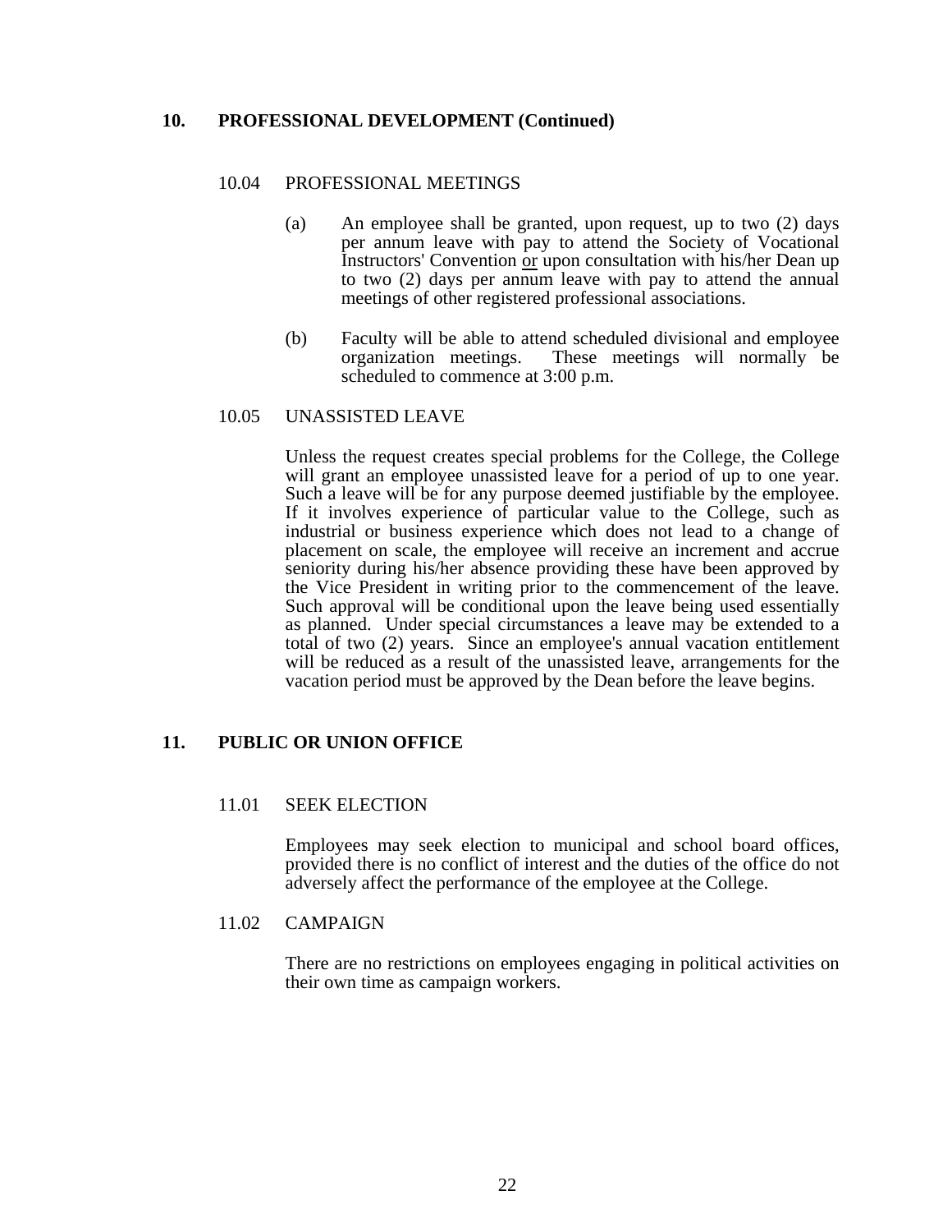## 10. PROFESSIONAL DEVELOPMENT (Continued)

### 10.04 PROFESSIONAL MEETINGS

(a) An employee shall be granted, upon request, up to two (2) days per annum leave with pay to attend the Society of Vocational Instructors' Convention <u>or</u> upon consultation with his/her Dean up to two (2) days per annum leave with pay to attend the annual meetings of other registered professional associations.

(b) Faculty will be able to attend scheduled divisional and employee organization meetings. These meetings will normally be scheduled to commence at 3:00 p.m.

### 10.05 UNASSISTED LEAVE

Unless the request creates special problems for the College, the College will grant an employee unassisted leave for a period of up to one year. Such a leave will be for any purpose deemed justifiable by the employee. If it involves experience of particular value to the College, such as industrial or business experience which does not lead to a change of placement on scale, the employee will receive an increment and accrue seniority during his/her absence providing these have been approved by the Vice President in writing prior to the commencement of the leave. Such approval will be conditional upon the leave being used essentially as planned. Under special circumstances a leave may be extended to a total of two (2) years. Since an employee's annual vacation entitlement will be reduced as a result of the unassisted leave, arrangements for the vacation period must be approved by the Dean before the leave begins.

## 11. PUBLIC OR UNION OFFICE

### 11.01 SEEK ELECTION

Employees may seek election to municipal and school board offices, provided there is no conflict of interest and the duties of the office do not adversely affect the performance of the employee at the College.

### 11.02 CAMPAIGN

There are no restrictions on employees engaging in political activities on their own time as campaign workers.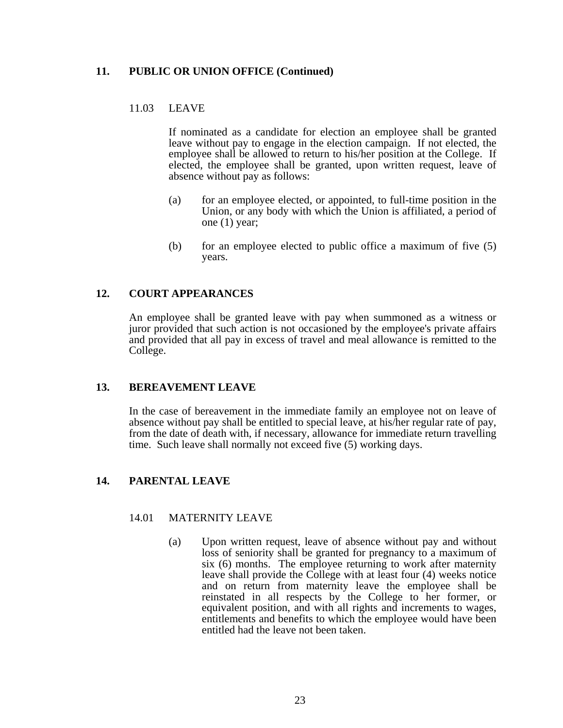## 11. PUBLIC OR UNION OFFICE (Continued)

### 11.03 LEAVE

If nominated as a candidate for election an employee shall be granted leave without pay to engage in the election campaign. If not elected, the employee shall be allowed to return to his/her position at the College. If elected, the employee shall be granted, upon written request, leave of absence without pay as follows:

(a) for an employee elected, or appointed, to full-time position in the Union, or any body with which the Union is affiliated, a period of one (1) year;

(b) for an employee elected to public office a maximum of five (5) years.

## 12. COURT APPEARANCES

An employee shall be granted leave with pay when summoned as a witness or juror provided that such action is not occasioned by the employee's private affairs and provided that all pay in excess of travel and meal allowance is remitted to the College.

## 13. BEREAVEMENT LEAVE

In the case of bereavement in the immediate family an employee not on leave of absence without pay shall be entitled to special leave, at his/her regular rate of pay, from the date of death with, if necessary, allowance for immediate return travelling time. Such leave shall normally not exceed five (5) working days.

## 14. PARENTAL LEAVE

### 14.01 MATERNITY LEAVE

(a) Upon written request, leave of absence without pay and without loss of seniority shall be granted for pregnancy to a maximum of six (6) months. The employee returning to work after maternity leave shall provide the College with at least four (4) weeks notice and on return from maternity leave the employee shall be reinstated in all respects by the College to her former, or equivalent position, and with all rights and increments to wages, entitlements and benefits to which the employee would have been entitled had the leave not been taken.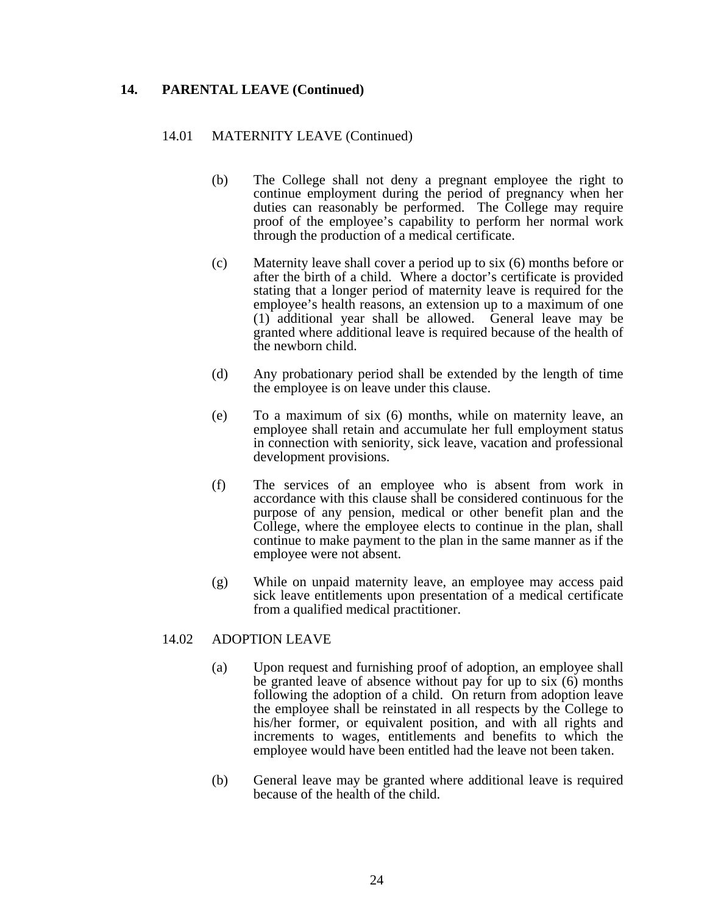## 14. PARENTAL LEAVE (Continued)

### 14.01 MATERNITY LEAVE (Continued)

(b) The College shall not deny a pregnant employee the right to continue employment during the period of pregnancy when her duties can reasonably be performed. The College may require proof of the employee's capability to perform her normal work through the production of a medical certificate.

(c) Maternity leave shall cover a period up to six (6) months before or after the birth of a child. Where a doctor's certificate is provided stating that a longer period of maternity leave is required for the employee's health reasons, an extension up to a maximum of one (1) additional year shall be allowed. General leave may be granted where additional leave is required because of the health of the newborn child.

(d) Any probationary period shall be extended by the length of time the employee is on leave under this clause.

(e) To a maximum of six (6) months, while on maternity leave, an employee shall retain and accumulate her full employment status in connection with seniority, sick leave, vacation and professional development provisions.

(f) The services of an employee who is absent from work in accordance with this clause shall be considered continuous for the purpose of any pension, medical or other benefit plan and the College, where the employee elects to continue in the plan, shall continue to make payment to the plan in the same manner as if the employee were not absent.

(g) While on unpaid maternity leave, an employee may access paid sick leave entitlements upon presentation of a medical certificate from a qualified medical practitioner.

### 14.02 ADOPTION LEAVE

(a) Upon request and furnishing proof of adoption, an employee shall be granted leave of absence without pay for up to six (6) months following the adoption of a child. On return from adoption leave the employee shall be reinstated in all respects by the College to his/her former, or equivalent position, and with all rights and increments to wages, entitlements and benefits to which the employee would have been entitled had the leave not been taken.

(b) General leave may be granted where additional leave is required because of the health of the child.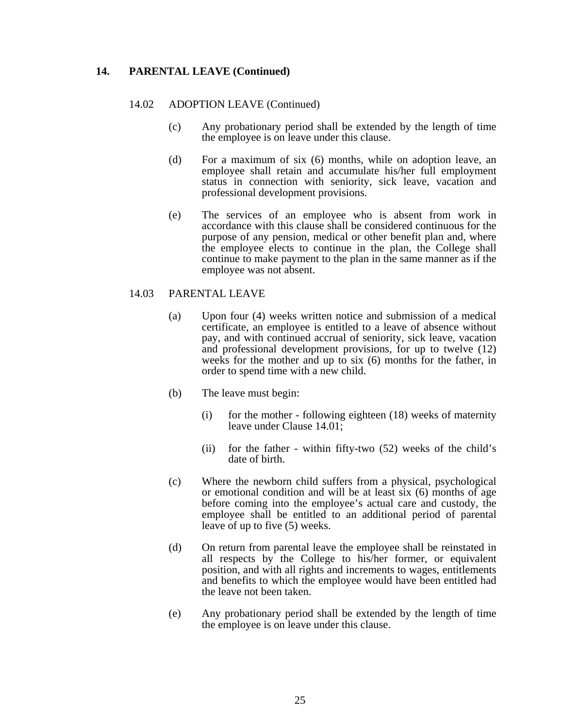## 14. PARENTAL LEAVE (Continued)

### 14.02 ADOPTION LEAVE (Continued)

(c) Any probationary period shall be extended by the length of time the employee is on leave under this clause.

(d) For a maximum of six (6) months, while on adoption leave, an employee shall retain and accumulate his/her full employment status in connection with seniority, sick leave, vacation and professional development provisions.

(e) The services of an employee who is absent from work in accordance with this clause shall be considered continuous for the purpose of any pension, medical or other benefit plan and, where the employee elects to continue in the plan, the College shall continue to make payment to the plan in the same manner as if the employee was not absent.

### 14.03 PARENTAL LEAVE

(a) Upon four (4) weeks written notice and submission of a medical certificate, an employee is entitled to a leave of absence without pay, and with continued accrual of seniority, sick leave, vacation and professional development provisions, for up to twelve (12) weeks for the mother and up to six (6) months for the father, in order to spend time with a new child.

(b) The leave must begin:

(i) for the mother - following eighteen (18) weeks of maternity leave under Clause 14.01;

(ii) for the father - within fifty-two (52) weeks of the child's date of birth.

(c) Where the newborn child suffers from a physical, psychological or emotional condition and will be at least six (6) months of age before coming into the employee's actual care and custody, the employee shall be entitled to an additional period of parental leave of up to five (5) weeks.

(d) On return from parental leave the employee shall be reinstated in all respects by the College to his/her former, or equivalent position, and with all rights and increments to wages, entitlements and benefits to which the employee would have been entitled had the leave not been taken.

(e) Any probationary period shall be extended by the length of time the employee is on leave under this clause.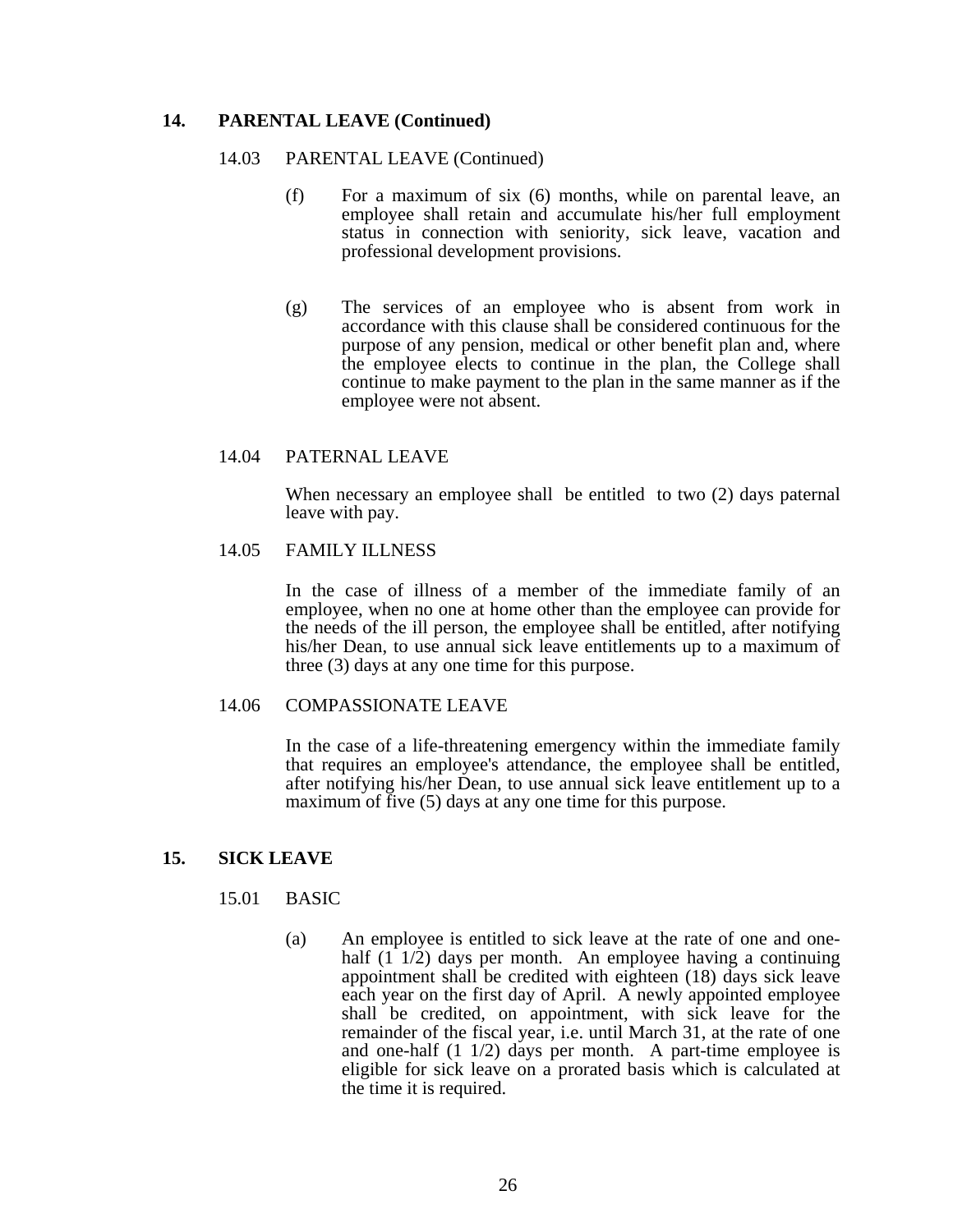## 14. PARENTAL LEAVE (Continued)

### 14.03 PARENTAL LEAVE (Continued)

(f) For a maximum of six (6) months, while on parental leave, an employee shall retain and accumulate his/her full employment status in connection with seniority, sick leave, vacation and professional development provisions.

(g) The services of an employee who is absent from work in accordance with this clause shall be considered continuous for the purpose of any pension, medical or other benefit plan and, where the employee elects to continue in the plan, the College shall continue to make payment to the plan in the same manner as if the employee were not absent.

### 14.04 PATERNAL LEAVE

When necessary an employee shall be entitled to two (2) days paternal leave with pay.

### 14.05 FAMILY ILLNESS

In the case of illness of a member of the immediate family of an employee, when no one at home other than the employee can provide for the needs of the ill person, the employee shall be entitled, after notifying his/her Dean, to use annual sick leave entitlements up to a maximum of three (3) days at any one time for this purpose.

### 14.06 COMPASSIONATE LEAVE

In the case of a life-threatening emergency within the immediate family that requires an employee's attendance, the employee shall be entitled, after notifying his/her Dean, to use annual sick leave entitlement up to a maximum of five (5) days at any one time for this purpose.

## 15. SICK LEAVE

### 15.01 BASIC

(a) An employee is entitled to sick leave at the rate of one and one-half (1 1/2) days per month. An employee having a continuing appointment shall be credited with eighteen (18) days sick leave each year on the first day of April. A newly appointed employee shall be credited, on appointment, with sick leave for the remainder of the fiscal year, i.e. until March 31, at the rate of one and one-half (1 1/2) days per month. A part-time employee is eligible for sick leave on a prorated basis which is calculated at the time it is required.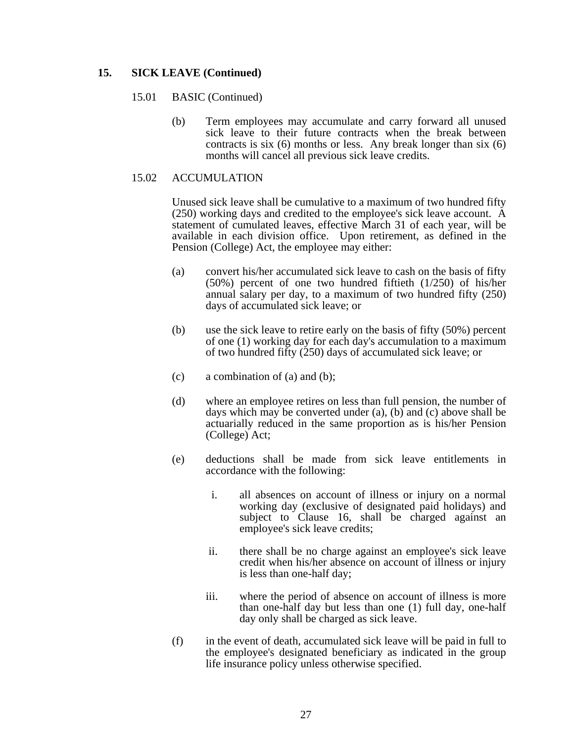## 15. SICK LEAVE (Continued)

### 15.01 BASIC (Continued)

(b) Term employees may accumulate and carry forward all unused sick leave to their future contracts when the break between contracts is six (6) months or less. Any break longer than six (6) months will cancel all previous sick leave credits.

### 15.02 ACCUMULATION

Unused sick leave shall be cumulative to a maximum of two hundred fifty (250) working days and credited to the employee's sick leave account. A statement of cumulated leaves, effective March 31 of each year, will be available in each division office. Upon retirement, as defined in the Pension (College) Act, the employee may either:

(a) convert his/her accumulated sick leave to cash on the basis of fifty (50%) percent of one two hundred fiftieth (1/250) of his/her annual salary per day, to a maximum of two hundred fifty (250) days of accumulated sick leave; or

(b) use the sick leave to retire early on the basis of fifty (50%) percent of one (1) working day for each day's accumulation to a maximum of two hundred fifty (250) days of accumulated sick leave; or

(c) a combination of (a) and (b);

(d) where an employee retires on less than full pension, the number of days which may be converted under (a), (b) and (c) above shall be actuarially reduced in the same proportion as is his/her Pension (College) Act;

(e) deductions shall be made from sick leave entitlements in accordance with the following:

i. all absences on account of illness or injury on a normal working day (exclusive of designated paid holidays) and subject to Clause 16, shall be charged against an employee's sick leave credits;

ii. there shall be no charge against an employee's sick leave credit when his/her absence on account of illness or injury is less than one-half day;

iii. where the period of absence on account of illness is more than one-half day but less than one (1) full day, one-half day only shall be charged as sick leave.

(f) in the event of death, accumulated sick leave will be paid in full to the employee's designated beneficiary as indicated in the group life insurance policy unless otherwise specified.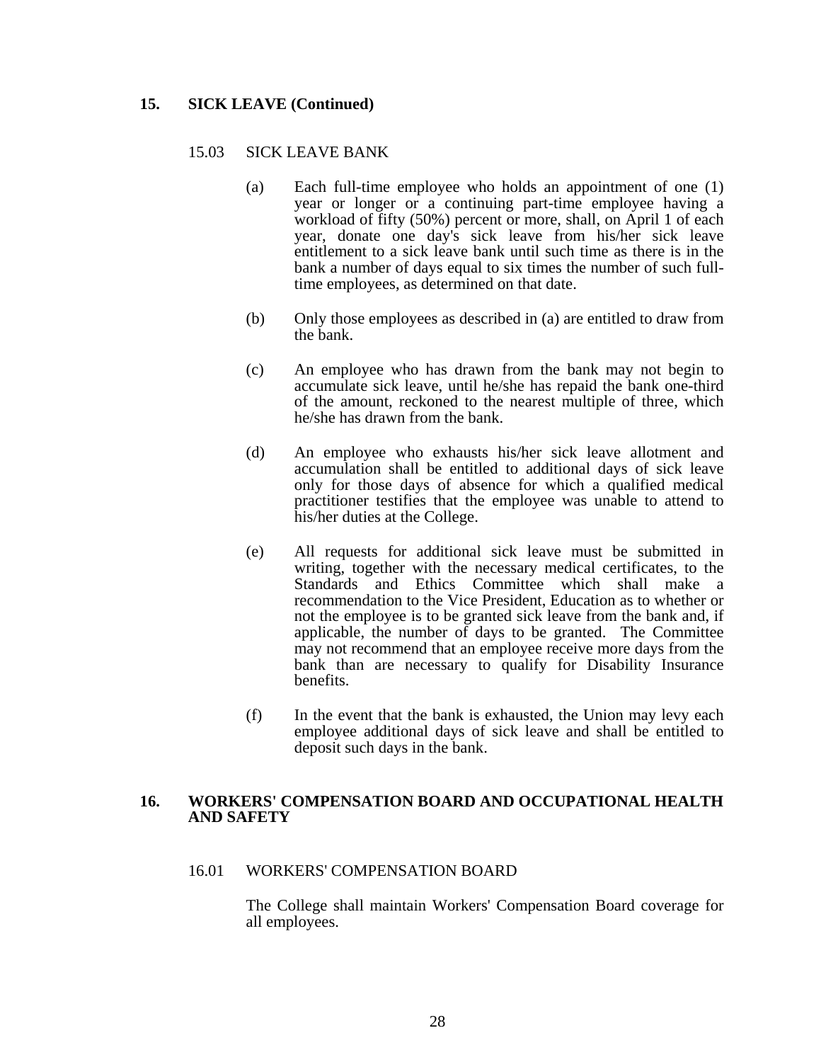## 15. SICK LEAVE (Continued)

### 15.03 SICK LEAVE BANK

(a) Each full-time employee who holds an appointment of one (1) year or longer or a continuing part-time employee having a workload of fifty (50%) percent or more, shall, on April 1 of each year, donate one day's sick leave from his/her sick leave entitlement to a sick leave bank until such time as there is in the bank a number of days equal to six times the number of such full-time employees, as determined on that date.

(b) Only those employees as described in (a) are entitled to draw from the bank.

(c) An employee who has drawn from the bank may not begin to accumulate sick leave, until he/she has repaid the bank one-third of the amount, reckoned to the nearest multiple of three, which he/she has drawn from the bank.

(d) An employee who exhausts his/her sick leave allotment and accumulation shall be entitled to additional days of sick leave only for those days of absence for which a qualified medical practitioner testifies that the employee was unable to attend to his/her duties at the College.

(e) All requests for additional sick leave must be submitted in writing, together with the necessary medical certificates, to the Standards and Ethics Committee which shall make a recommendation to the Vice President, Education as to whether or not the employee is to be granted sick leave from the bank and, if applicable, the number of days to be granted. The Committee may not recommend that an employee receive more days from the bank than are necessary to qualify for Disability Insurance benefits.

(f) In the event that the bank is exhausted, the Union may levy each employee additional days of sick leave and shall be entitled to deposit such days in the bank.

## 16. WORKERS' COMPENSATION BOARD AND OCCUPATIONAL HEALTH AND SAFETY

### 16.01 WORKERS' COMPENSATION BOARD

The College shall maintain Workers' Compensation Board coverage for all employees.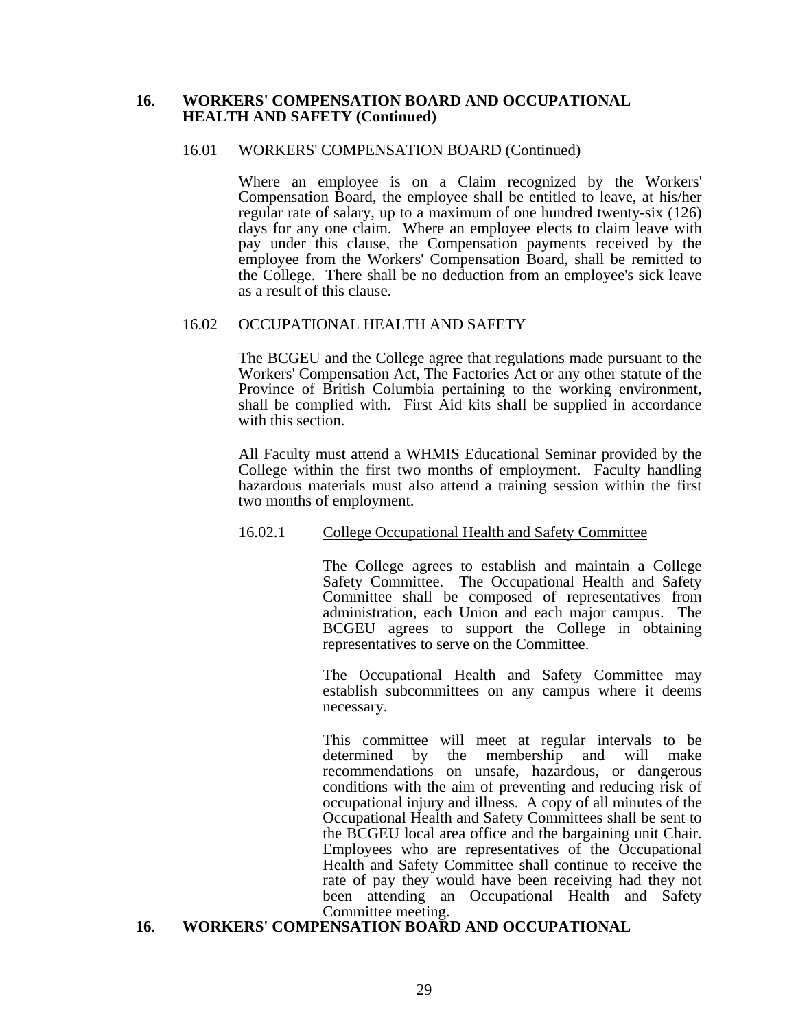## 16. WORKERS' COMPENSATION BOARD AND OCCUPATIONAL HEALTH AND SAFETY (Continued)

### 16.01 WORKERS' COMPENSATION BOARD (Continued)

Where an employee is on a Claim recognized by the Workers' Compensation Board, the employee shall be entitled to leave, at his/her regular rate of salary, up to a maximum of one hundred twenty-six (126) days for any one claim. Where an employee elects to claim leave with pay under this clause, the Compensation payments received by the employee from the Workers' Compensation Board, shall be remitted to the College. There shall be no deduction from an employee's sick leave as a result of this clause.

### 16.02 OCCUPATIONAL HEALTH AND SAFETY

The BCGEU and the College agree that regulations made pursuant to the Workers' Compensation Act, The Factories Act or any other statute of the Province of British Columbia pertaining to the working environment, shall be complied with. First Aid kits shall be supplied in accordance with this section.

All Faculty must attend a WHMIS Educational Seminar provided by the College within the first two months of employment. Faculty handling hazardous materials must also attend a training session within the first two months of employment.

#### 16.02.1 College Occupational Health and Safety Committee

The College agrees to establish and maintain a College Safety Committee. The Occupational Health and Safety Committee shall be composed of representatives from administration, each Union and each major campus. The BCGEU agrees to support the College in obtaining representatives to serve on the Committee.

The Occupational Health and Safety Committee may establish subcommittees on any campus where it deems necessary.

This committee will meet at regular intervals to be determined by the membership and will make recommendations on unsafe, hazardous, or dangerous conditions with the aim of preventing and reducing risk of occupational injury and illness. A copy of all minutes of the Occupational Health and Safety Committees shall be sent to the BCGEU local area office and the bargaining unit Chair. Employees who are representatives of the Occupational Health and Safety Committee shall continue to receive the rate of pay they would have been receiving had they not been attending an Occupational Health and Safety Committee meeting.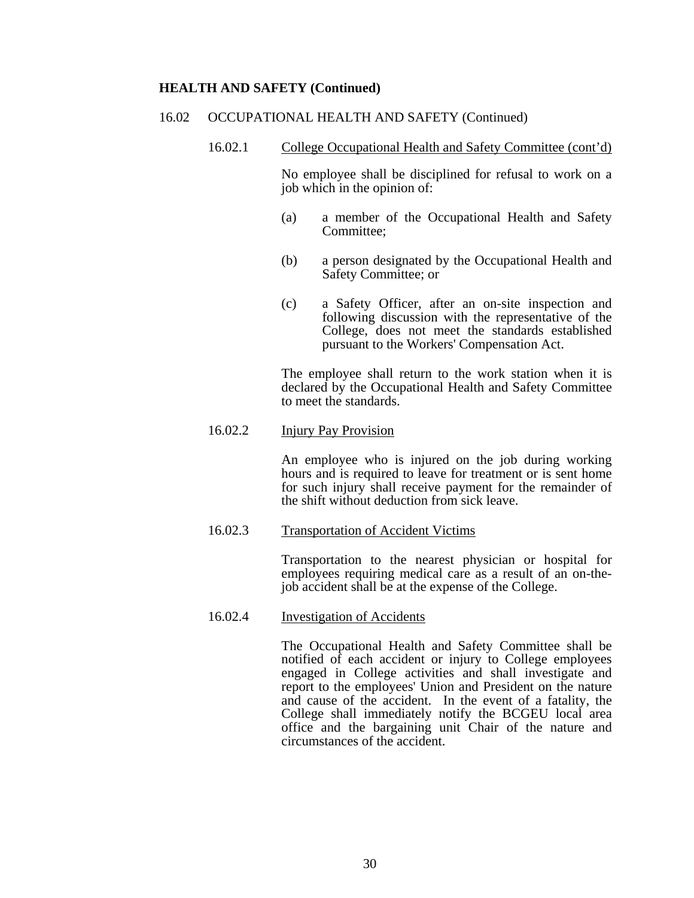**HEALTH AND SAFETY (Continued)**

16.02 OCCUPATIONAL HEALTH AND SAFETY (Continued)

16.02.1 College Occupational Health and Safety Committee (cont'd)

No employee shall be disciplined for refusal to work on a job which in the opinion of:

(a) a member of the Occupational Health and Safety Committee;

(b) a person designated by the Occupational Health and Safety Committee; or

(c) a Safety Officer, after an on-site inspection and following discussion with the representative of the College, does not meet the standards established pursuant to the Workers' Compensation Act.

The employee shall return to the work station when it is declared by the Occupational Health and Safety Committee to meet the standards.

16.02.2 Injury Pay Provision

An employee who is injured on the job during working hours and is required to leave for treatment or is sent home for such injury shall receive payment for the remainder of the shift without deduction from sick leave.

16.02.3 Transportation of Accident Victims

Transportation to the nearest physician or hospital for employees requiring medical care as a result of an on-the-job accident shall be at the expense of the College.

16.02.4 Investigation of Accidents

The Occupational Health and Safety Committee shall be notified of each accident or injury to College employees engaged in College activities and shall investigate and report to the employees' Union and President on the nature and cause of the accident. In the event of a fatality, the College shall immediately notify the BCGEU local area office and the bargaining unit Chair of the nature and circumstances of the accident.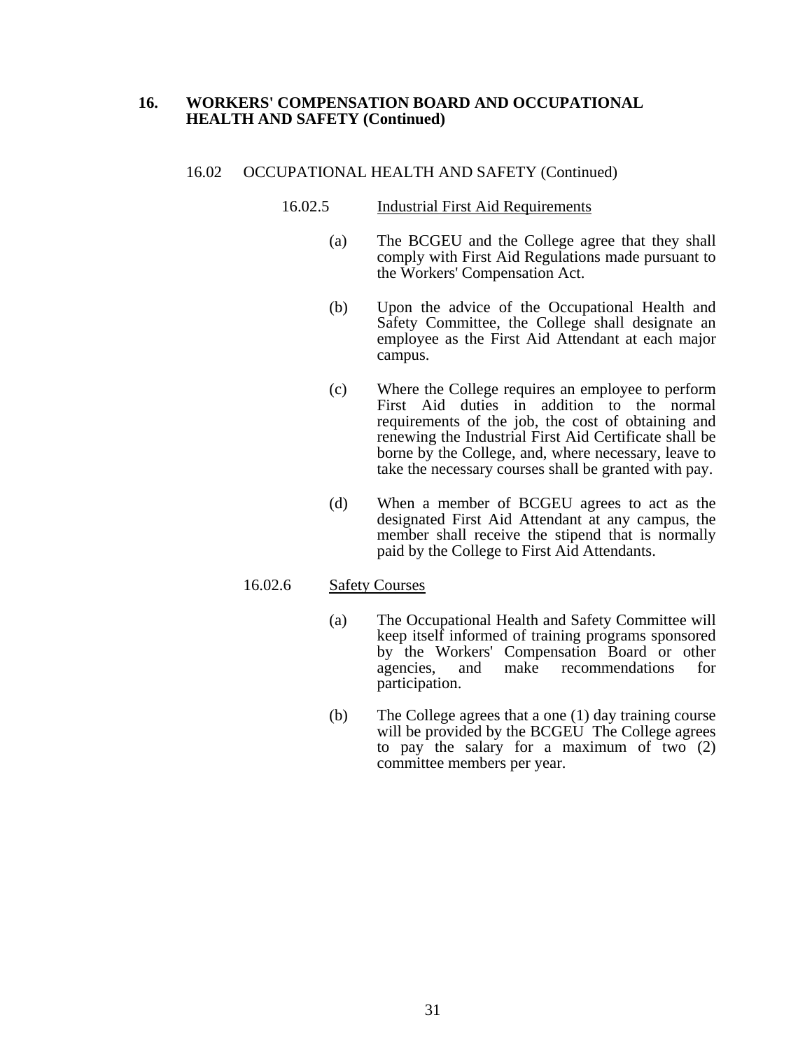## 16. WORKERS' COMPENSATION BOARD AND OCCUPATIONAL HEALTH AND SAFETY (Continued)

### 16.02 OCCUPATIONAL HEALTH AND SAFETY (Continued)

#### 16.02.5 Industrial First Aid Requirements

(a) The BCGEU and the College agree that they shall comply with First Aid Regulations made pursuant to the Workers' Compensation Act.

(b) Upon the advice of the Occupational Health and Safety Committee, the College shall designate an employee as the First Aid Attendant at each major campus.

(c) Where the College requires an employee to perform First Aid duties in addition to the normal requirements of the job, the cost of obtaining and renewing the Industrial First Aid Certificate shall be borne by the College, and, where necessary, leave to take the necessary courses shall be granted with pay.

(d) When a member of BCGEU agrees to act as the designated First Aid Attendant at any campus, the member shall receive the stipend that is normally paid by the College to First Aid Attendants.

#### 16.02.6 Safety Courses

(a) The Occupational Health and Safety Committee will keep itself informed of training programs sponsored by the Workers' Compensation Board or other agencies, and make recommendations for participation.

(b) The College agrees that a one (1) day training course will be provided by the BCGEU The College agrees to pay the salary for a maximum of two (2) committee members per year.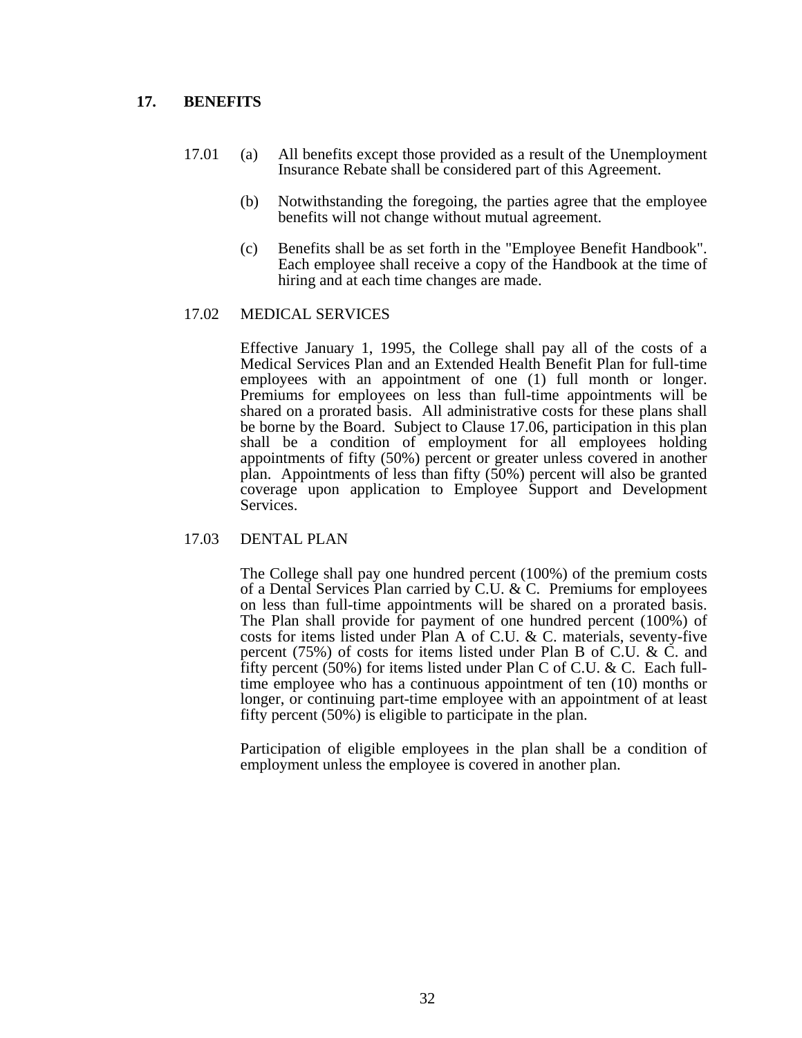## 17. BENEFITS

17.01 (a) All benefits except those provided as a result of the Unemployment Insurance Rebate shall be considered part of this Agreement.

(b) Notwithstanding the foregoing, the parties agree that the employee benefits will not change without mutual agreement.

(c) Benefits shall be as set forth in the "Employee Benefit Handbook". Each employee shall receive a copy of the Handbook at the time of hiring and at each time changes are made.

17.02 MEDICAL SERVICES

Effective January 1, 1995, the College shall pay all of the costs of a Medical Services Plan and an Extended Health Benefit Plan for full-time employees with an appointment of one (1) full month or longer. Premiums for employees on less than full-time appointments will be shared on a prorated basis. All administrative costs for these plans shall be borne by the Board. Subject to Clause 17.06, participation in this plan shall be a condition of employment for all employees holding appointments of fifty (50%) percent or greater unless covered in another plan. Appointments of less than fifty (50%) percent will also be granted coverage upon application to Employee Support and Development Services.

17.03 DENTAL PLAN

The College shall pay one hundred percent (100%) of the premium costs of a Dental Services Plan carried by C.U. & C. Premiums for employees on less than full-time appointments will be shared on a prorated basis. The Plan shall provide for payment of one hundred percent (100%) of costs for items listed under Plan A of C.U. & C. materials, seventy-five percent (75%) of costs for items listed under Plan B of C.U. & C. and fifty percent (50%) for items listed under Plan C of C.U. & C. Each full-time employee who has a continuous appointment of ten (10) months or longer, or continuing part-time employee with an appointment of at least fifty percent (50%) is eligible to participate in the plan.

Participation of eligible employees in the plan shall be a condition of employment unless the employee is covered in another plan.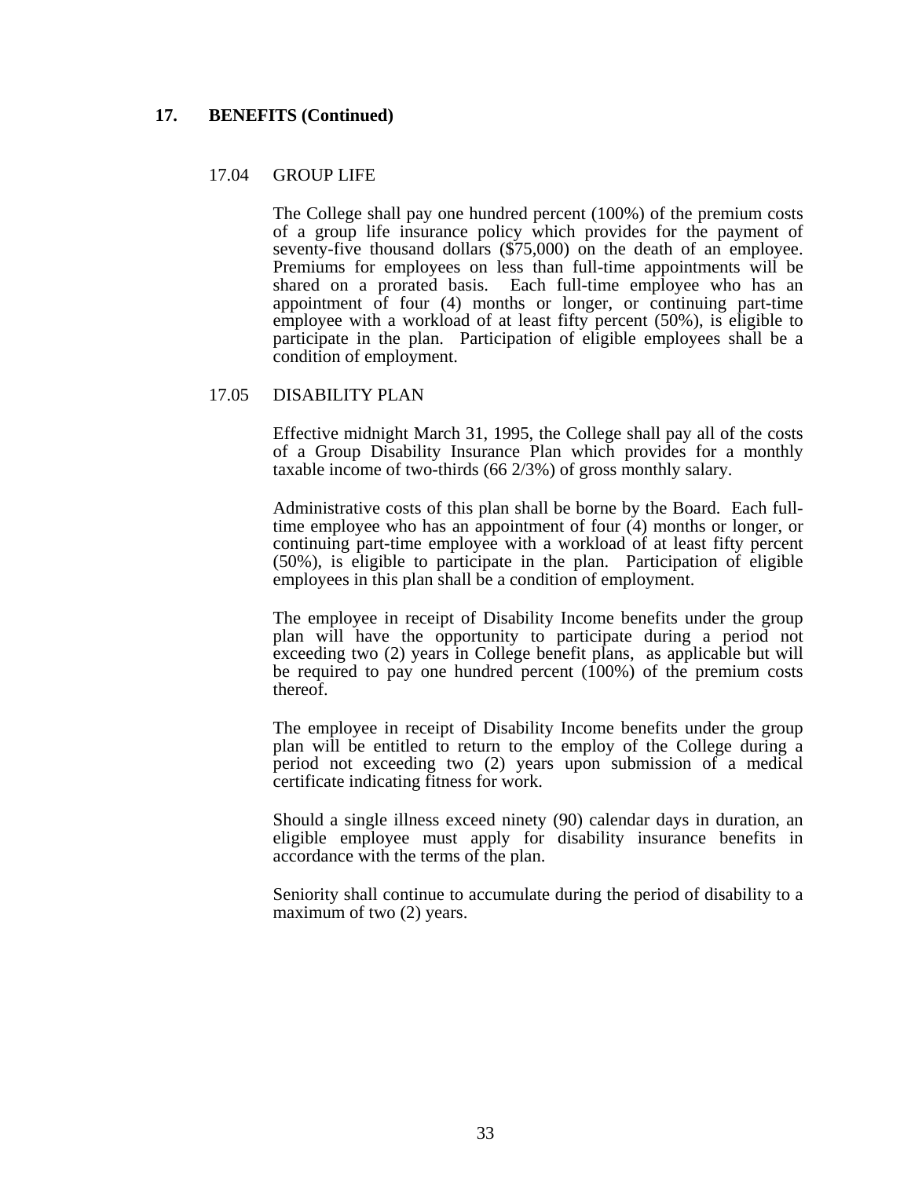## 17. BENEFITS (Continued)

### 17.04 GROUP LIFE

The College shall pay one hundred percent (100%) of the premium costs of a group life insurance policy which provides for the payment of seventy-five thousand dollars ($75,000) on the death of an employee. Premiums for employees on less than full-time appointments will be shared on a prorated basis. Each full-time employee who has an appointment of four (4) months or longer, or continuing part-time employee with a workload of at least fifty percent (50%), is eligible to participate in the plan. Participation of eligible employees shall be a condition of employment.

### 17.05 DISABILITY PLAN

Effective midnight March 31, 1995, the College shall pay all of the costs of a Group Disability Insurance Plan which provides for a monthly taxable income of two-thirds (66 2/3%) of gross monthly salary.

Administrative costs of this plan shall be borne by the Board. Each full-time employee who has an appointment of four (4) months or longer, or continuing part-time employee with a workload of at least fifty percent (50%), is eligible to participate in the plan. Participation of eligible employees in this plan shall be a condition of employment.

The employee in receipt of Disability Income benefits under the group plan will have the opportunity to participate during a period not exceeding two (2) years in College benefit plans, as applicable but will be required to pay one hundred percent (100%) of the premium costs thereof.

The employee in receipt of Disability Income benefits under the group plan will be entitled to return to the employ of the College during a period not exceeding two (2) years upon submission of a medical certificate indicating fitness for work.

Should a single illness exceed ninety (90) calendar days in duration, an eligible employee must apply for disability insurance benefits in accordance with the terms of the plan.

Seniority shall continue to accumulate during the period of disability to a maximum of two (2) years.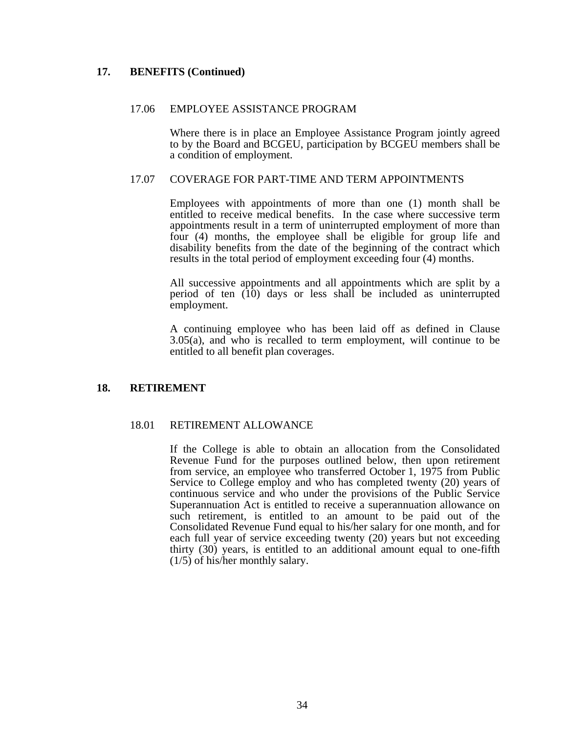## 17. BENEFITS (Continued)

### 17.06 EMPLOYEE ASSISTANCE PROGRAM

Where there is in place an Employee Assistance Program jointly agreed to by the Board and BCGEU, participation by BCGEU members shall be a condition of employment.

### 17.07 COVERAGE FOR PART-TIME AND TERM APPOINTMENTS

Employees with appointments of more than one (1) month shall be entitled to receive medical benefits. In the case where successive term appointments result in a term of uninterrupted employment of more than four (4) months, the employee shall be eligible for group life and disability benefits from the date of the beginning of the contract which results in the total period of employment exceeding four (4) months.

All successive appointments and all appointments which are split by a period of ten (10) days or less shall be included as uninterrupted employment.

A continuing employee who has been laid off as defined in Clause 3.05(a), and who is recalled to term employment, will continue to be entitled to all benefit plan coverages.

## 18. RETIREMENT

### 18.01 RETIREMENT ALLOWANCE

If the College is able to obtain an allocation from the Consolidated Revenue Fund for the purposes outlined below, then upon retirement from service, an employee who transferred October 1, 1975 from Public Service to College employ and who has completed twenty (20) years of continuous service and who under the provisions of the Public Service Superannuation Act is entitled to receive a superannuation allowance on such retirement, is entitled to an amount to be paid out of the Consolidated Revenue Fund equal to his/her salary for one month, and for each full year of service exceeding twenty (20) years but not exceeding thirty (30) years, is entitled to an additional amount equal to one-fifth (1/5) of his/her monthly salary.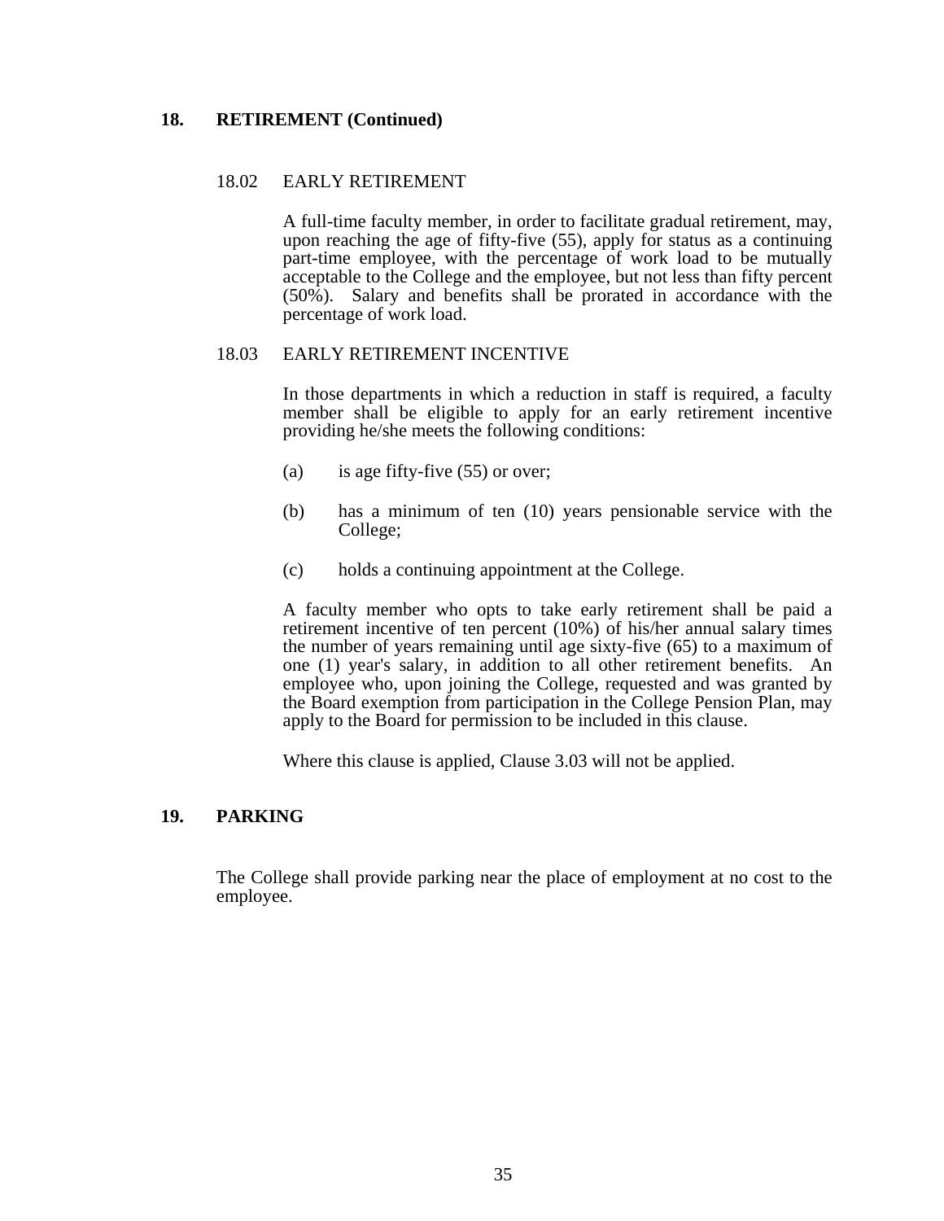## 18. RETIREMENT (Continued)

### 18.02 EARLY RETIREMENT

A full-time faculty member, in order to facilitate gradual retirement, may, upon reaching the age of fifty-five (55), apply for status as a continuing part-time employee, with the percentage of work load to be mutually acceptable to the College and the employee, but not less than fifty percent (50%). Salary and benefits shall be prorated in accordance with the percentage of work load.

### 18.03 EARLY RETIREMENT INCENTIVE

In those departments in which a reduction in staff is required, a faculty member shall be eligible to apply for an early retirement incentive providing he/she meets the following conditions:

(a) is age fifty-five (55) or over;

(b) has a minimum of ten (10) years pensionable service with the College;

(c) holds a continuing appointment at the College.

A faculty member who opts to take early retirement shall be paid a retirement incentive of ten percent (10%) of his/her annual salary times the number of years remaining until age sixty-five (65) to a maximum of one (1) year's salary, in addition to all other retirement benefits. An employee who, upon joining the College, requested and was granted by the Board exemption from participation in the College Pension Plan, may apply to the Board for permission to be included in this clause.

Where this clause is applied, Clause 3.03 will not be applied.

## 19. PARKING

The College shall provide parking near the place of employment at no cost to the employee.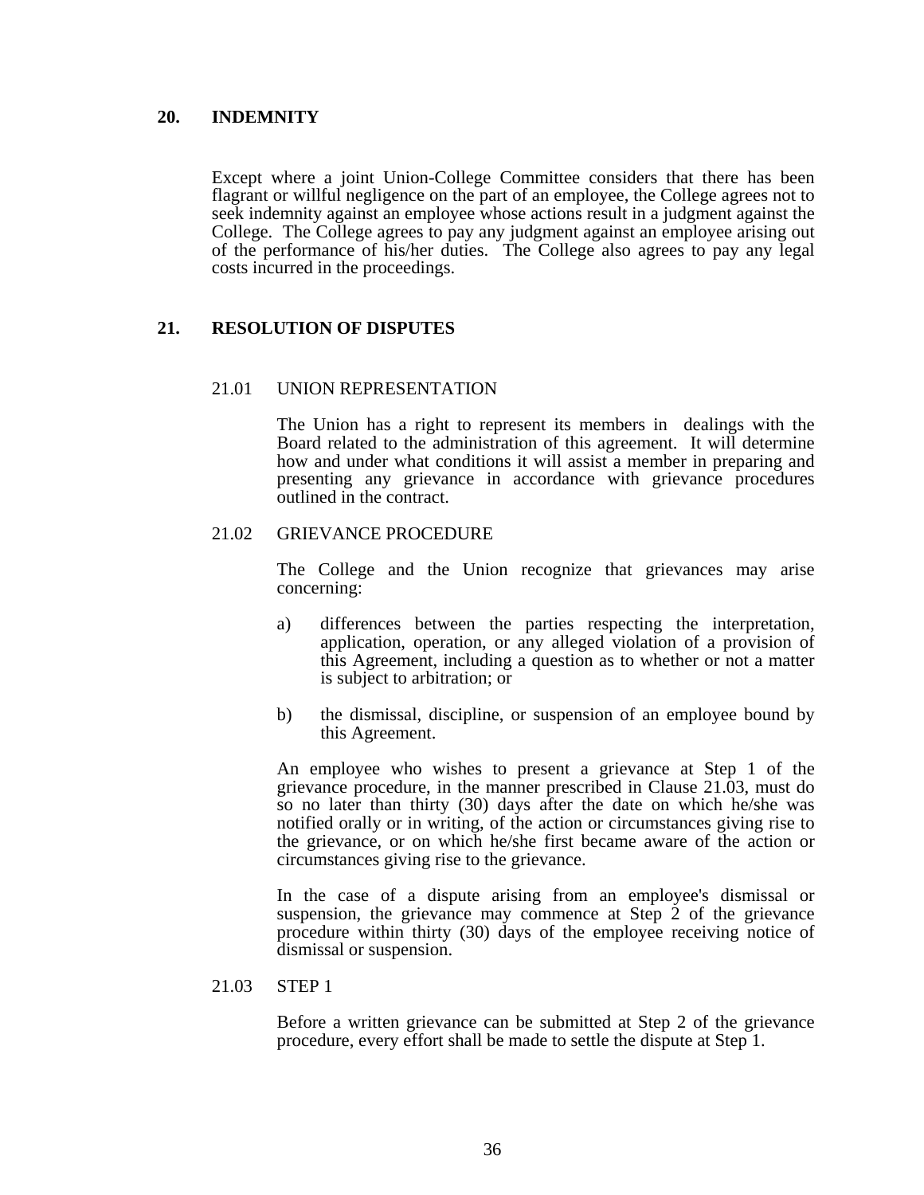## 20. INDEMNITY

Except where a joint Union-College Committee considers that there has been flagrant or willful negligence on the part of an employee, the College agrees not to seek indemnity against an employee whose actions result in a judgment against the College. The College agrees to pay any judgment against an employee arising out of the performance of his/her duties. The College also agrees to pay any legal costs incurred in the proceedings.

## 21. RESOLUTION OF DISPUTES

### 21.01 UNION REPRESENTATION

The Union has a right to represent its members in dealings with the Board related to the administration of this agreement. It will determine how and under what conditions it will assist a member in preparing and presenting any grievance in accordance with grievance procedures outlined in the contract.

### 21.02 GRIEVANCE PROCEDURE

The College and the Union recognize that grievances may arise concerning:

a) differences between the parties respecting the interpretation, application, operation, or any alleged violation of a provision of this Agreement, including a question as to whether or not a matter is subject to arbitration; or

b) the dismissal, discipline, or suspension of an employee bound by this Agreement.

An employee who wishes to present a grievance at Step 1 of the grievance procedure, in the manner prescribed in Clause 21.03, must do so no later than thirty (30) days after the date on which he/she was notified orally or in writing, of the action or circumstances giving rise to the grievance, or on which he/she first became aware of the action or circumstances giving rise to the grievance.

In the case of a dispute arising from an employee's dismissal or suspension, the grievance may commence at Step 2 of the grievance procedure within thirty (30) days of the employee receiving notice of dismissal or suspension.

### 21.03 STEP 1

Before a written grievance can be submitted at Step 2 of the grievance procedure, every effort shall be made to settle the dispute at Step 1.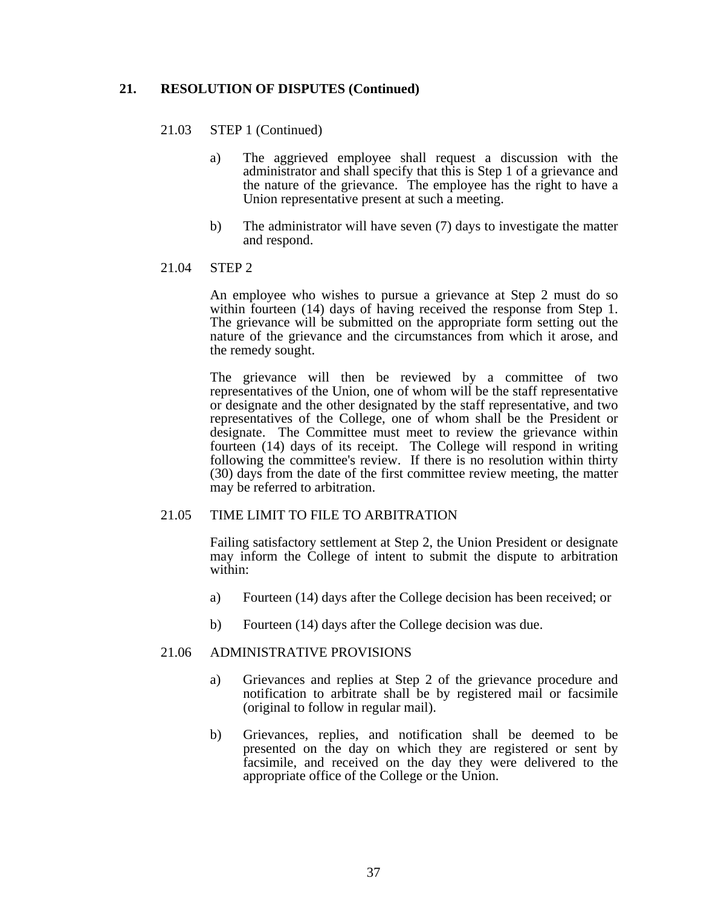## 21. RESOLUTION OF DISPUTES (Continued)

### 21.03 STEP 1 (Continued)

a) The aggrieved employee shall request a discussion with the administrator and shall specify that this is Step 1 of a grievance and the nature of the grievance. The employee has the right to have a Union representative present at such a meeting.

b) The administrator will have seven (7) days to investigate the matter and respond.

### 21.04 STEP 2

An employee who wishes to pursue a grievance at Step 2 must do so within fourteen (14) days of having received the response from Step 1. The grievance will be submitted on the appropriate form setting out the nature of the grievance and the circumstances from which it arose, and the remedy sought.

The grievance will then be reviewed by a committee of two representatives of the Union, one of whom will be the staff representative or designate and the other designated by the staff representative, and two representatives of the College, one of whom shall be the President or designate. The Committee must meet to review the grievance within fourteen (14) days of its receipt. The College will respond in writing following the committee's review. If there is no resolution within thirty (30) days from the date of the first committee review meeting, the matter may be referred to arbitration.

### 21.05 TIME LIMIT TO FILE TO ARBITRATION

Failing satisfactory settlement at Step 2, the Union President or designate may inform the College of intent to submit the dispute to arbitration within:

a) Fourteen (14) days after the College decision has been received; or

b) Fourteen (14) days after the College decision was due.

### 21.06 ADMINISTRATIVE PROVISIONS

a) Grievances and replies at Step 2 of the grievance procedure and notification to arbitrate shall be by registered mail or facsimile (original to follow in regular mail).

b) Grievances, replies, and notification shall be deemed to be presented on the day on which they are registered or sent by facsimile, and received on the day they were delivered to the appropriate office of the College or the Union.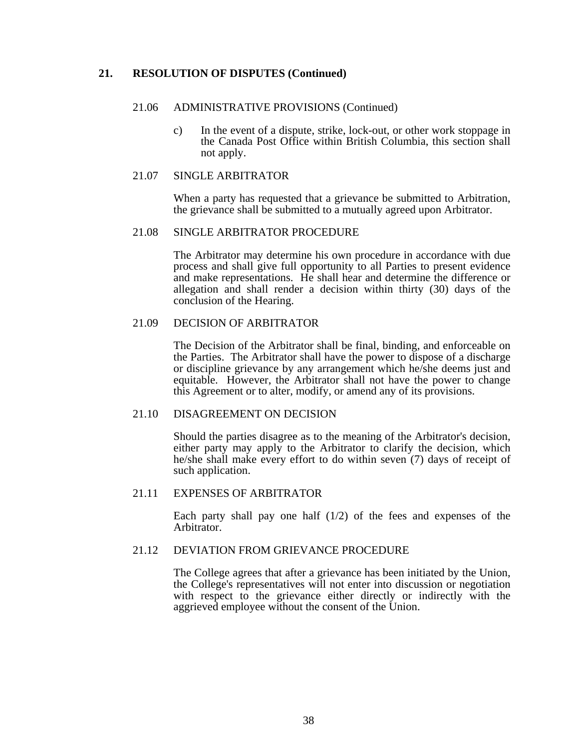## 21. RESOLUTION OF DISPUTES (Continued)

### 21.06 ADMINISTRATIVE PROVISIONS (Continued)

c) In the event of a dispute, strike, lock-out, or other work stoppage in the Canada Post Office within British Columbia, this section shall not apply.

### 21.07 SINGLE ARBITRATOR

When a party has requested that a grievance be submitted to Arbitration, the grievance shall be submitted to a mutually agreed upon Arbitrator.

### 21.08 SINGLE ARBITRATOR PROCEDURE

The Arbitrator may determine his own procedure in accordance with due process and shall give full opportunity to all Parties to present evidence and make representations. He shall hear and determine the difference or allegation and shall render a decision within thirty (30) days of the conclusion of the Hearing.

### 21.09 DECISION OF ARBITRATOR

The Decision of the Arbitrator shall be final, binding, and enforceable on the Parties. The Arbitrator shall have the power to dispose of a discharge or discipline grievance by any arrangement which he/she deems just and equitable. However, the Arbitrator shall not have the power to change this Agreement or to alter, modify, or amend any of its provisions.

### 21.10 DISAGREEMENT ON DECISION

Should the parties disagree as to the meaning of the Arbitrator's decision, either party may apply to the Arbitrator to clarify the decision, which he/she shall make every effort to do within seven (7) days of receipt of such application.

### 21.11 EXPENSES OF ARBITRATOR

Each party shall pay one half (1/2) of the fees and expenses of the Arbitrator.

### 21.12 DEVIATION FROM GRIEVANCE PROCEDURE

The College agrees that after a grievance has been initiated by the Union, the College's representatives will not enter into discussion or negotiation with respect to the grievance either directly or indirectly with the aggrieved employee without the consent of the Union.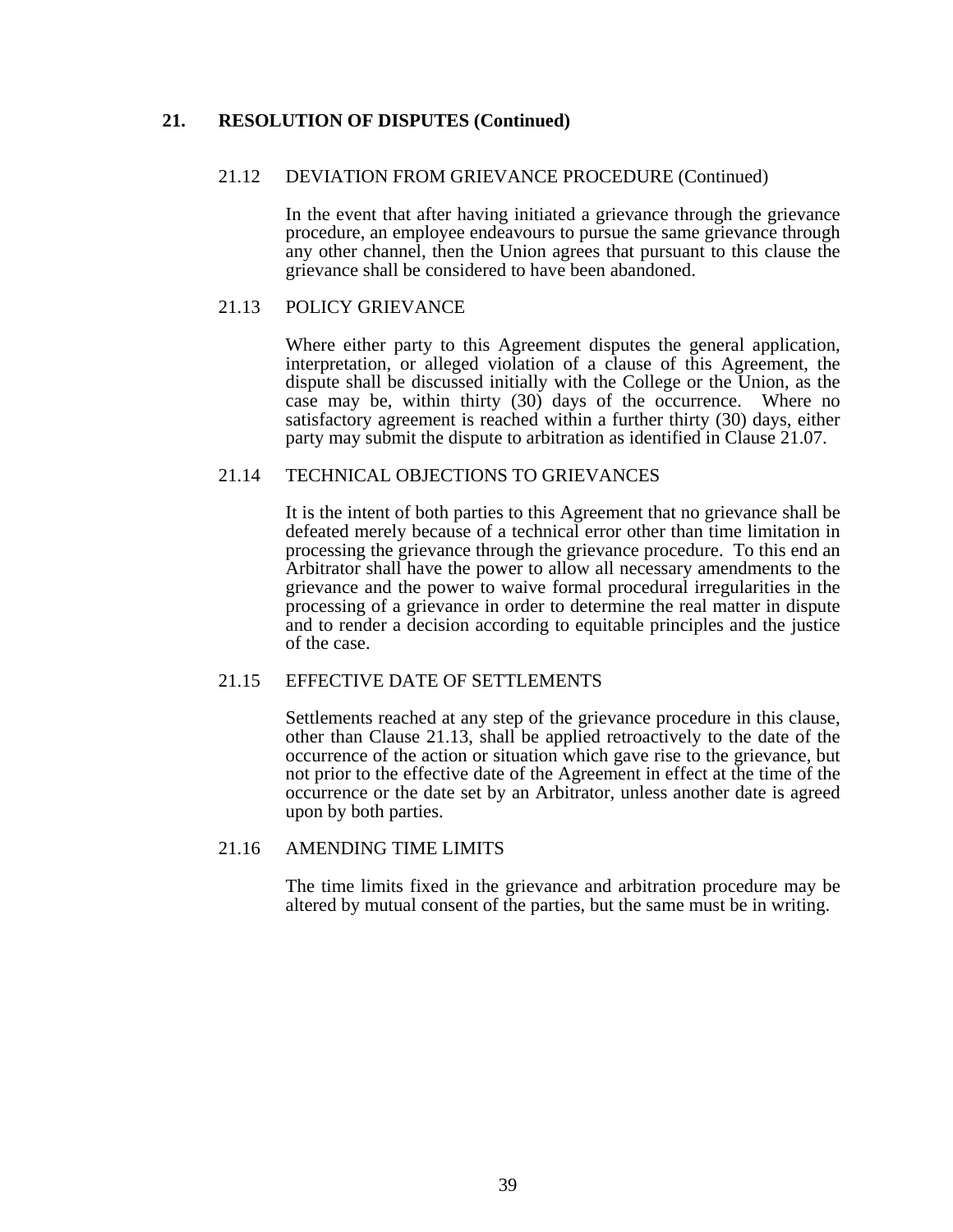## 21. RESOLUTION OF DISPUTES (Continued)

### 21.12 DEVIATION FROM GRIEVANCE PROCEDURE (Continued)

In the event that after having initiated a grievance through the grievance procedure, an employee endeavours to pursue the same grievance through any other channel, then the Union agrees that pursuant to this clause the grievance shall be considered to have been abandoned.

### 21.13 POLICY GRIEVANCE

Where either party to this Agreement disputes the general application, interpretation, or alleged violation of a clause of this Agreement, the dispute shall be discussed initially with the College or the Union, as the case may be, within thirty (30) days of the occurrence. Where no satisfactory agreement is reached within a further thirty (30) days, either party may submit the dispute to arbitration as identified in Clause 21.07.

### 21.14 TECHNICAL OBJECTIONS TO GRIEVANCES

It is the intent of both parties to this Agreement that no grievance shall be defeated merely because of a technical error other than time limitation in processing the grievance through the grievance procedure. To this end an Arbitrator shall have the power to allow all necessary amendments to the grievance and the power to waive formal procedural irregularities in the processing of a grievance in order to determine the real matter in dispute and to render a decision according to equitable principles and the justice of the case.

### 21.15 EFFECTIVE DATE OF SETTLEMENTS

Settlements reached at any step of the grievance procedure in this clause, other than Clause 21.13, shall be applied retroactively to the date of the occurrence of the action or situation which gave rise to the grievance, but not prior to the effective date of the Agreement in effect at the time of the occurrence or the date set by an Arbitrator, unless another date is agreed upon by both parties.

### 21.16 AMENDING TIME LIMITS

The time limits fixed in the grievance and arbitration procedure may be altered by mutual consent of the parties, but the same must be in writing.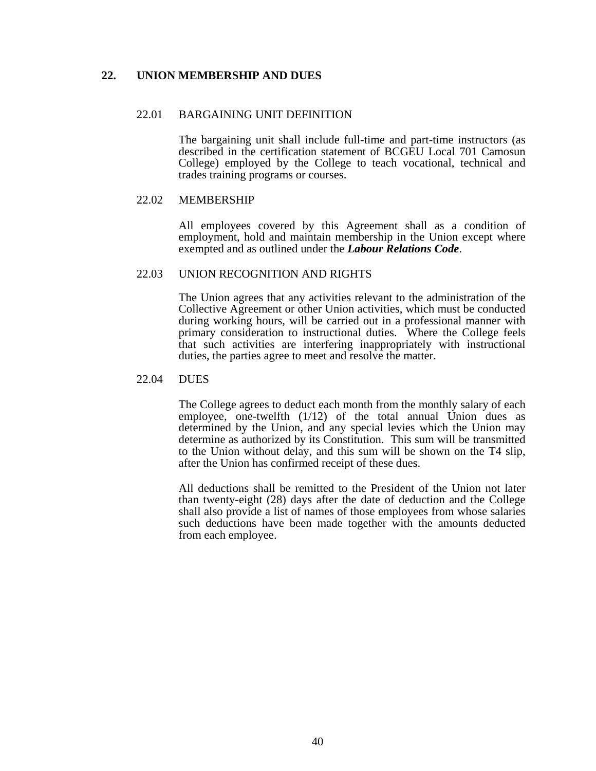## 22. UNION MEMBERSHIP AND DUES

### 22.01 BARGAINING UNIT DEFINITION

The bargaining unit shall include full-time and part-time instructors (as described in the certification statement of BCGEU Local 701 Camosun College) employed by the College to teach vocational, technical and trades training programs or courses.

### 22.02 MEMBERSHIP

All employees covered by this Agreement shall as a condition of employment, hold and maintain membership in the Union except where exempted and as outlined under the ***Labour Relations Code***.

### 22.03 UNION RECOGNITION AND RIGHTS

The Union agrees that any activities relevant to the administration of the Collective Agreement or other Union activities, which must be conducted during working hours, will be carried out in a professional manner with primary consideration to instructional duties. Where the College feels that such activities are interfering inappropriately with instructional duties, the parties agree to meet and resolve the matter.

### 22.04 DUES

The College agrees to deduct each month from the monthly salary of each employee, one-twelfth (1/12) of the total annual Union dues as determined by the Union, and any special levies which the Union may determine as authorized by its Constitution. This sum will be transmitted to the Union without delay, and this sum will be shown on the T4 slip, after the Union has confirmed receipt of these dues.

All deductions shall be remitted to the President of the Union not later than twenty-eight (28) days after the date of deduction and the College shall also provide a list of names of those employees from whose salaries such deductions have been made together with the amounts deducted from each employee.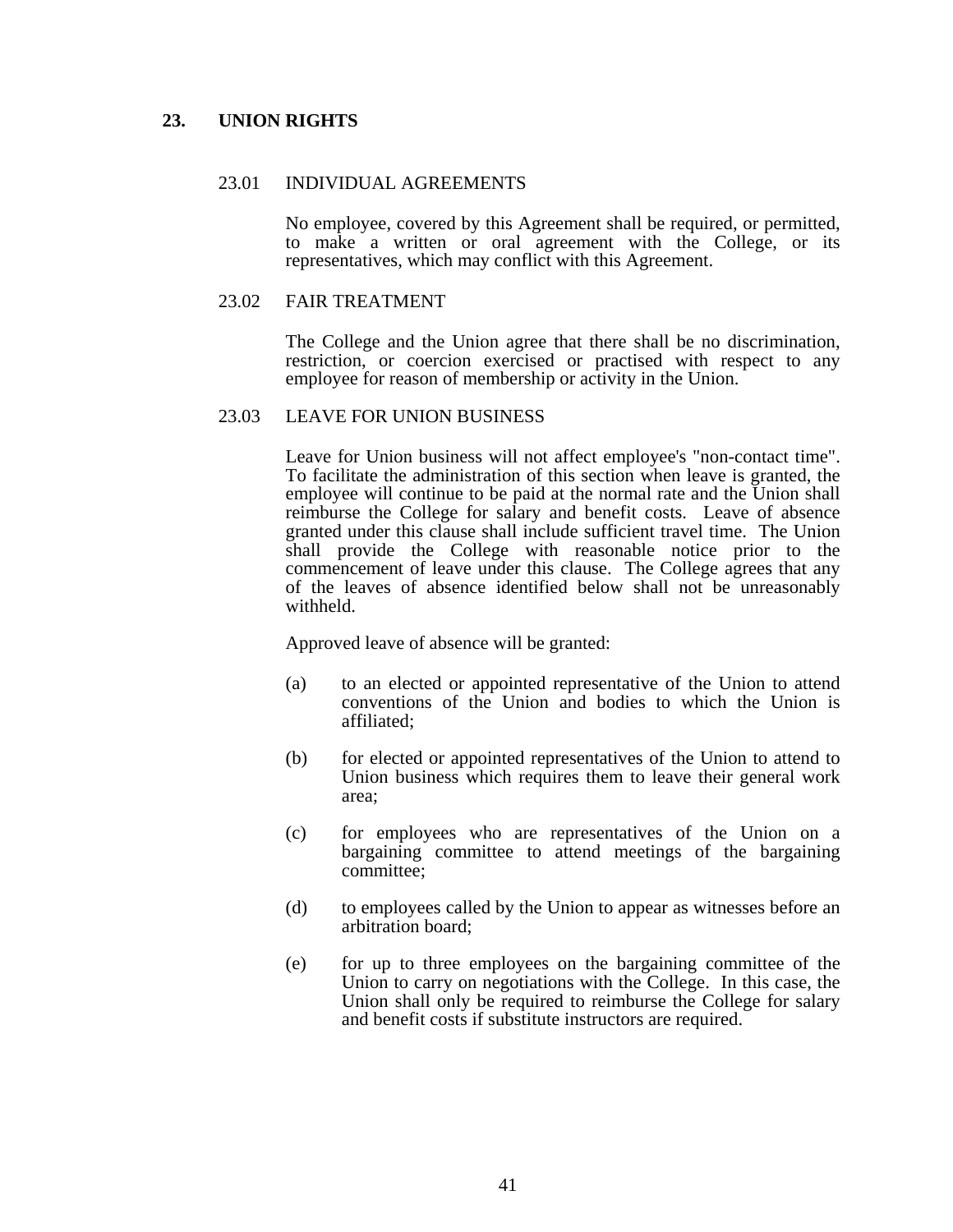## 23. UNION RIGHTS

### 23.01 INDIVIDUAL AGREEMENTS

No employee, covered by this Agreement shall be required, or permitted, to make a written or oral agreement with the College, or its representatives, which may conflict with this Agreement.

### 23.02 FAIR TREATMENT

The College and the Union agree that there shall be no discrimination, restriction, or coercion exercised or practised with respect to any employee for reason of membership or activity in the Union.

### 23.03 LEAVE FOR UNION BUSINESS

Leave for Union business will not affect employee's "non-contact time". To facilitate the administration of this section when leave is granted, the employee will continue to be paid at the normal rate and the Union shall reimburse the College for salary and benefit costs. Leave of absence granted under this clause shall include sufficient travel time. The Union shall provide the College with reasonable notice prior to the commencement of leave under this clause. The College agrees that any of the leaves of absence identified below shall not be unreasonably withheld.

Approved leave of absence will be granted:

(a) to an elected or appointed representative of the Union to attend conventions of the Union and bodies to which the Union is affiliated;

(b) for elected or appointed representatives of the Union to attend to Union business which requires them to leave their general work area;

(c) for employees who are representatives of the Union on a bargaining committee to attend meetings of the bargaining committee;

(d) to employees called by the Union to appear as witnesses before an arbitration board;

(e) for up to three employees on the bargaining committee of the Union to carry on negotiations with the College. In this case, the Union shall only be required to reimburse the College for salary and benefit costs if substitute instructors are required.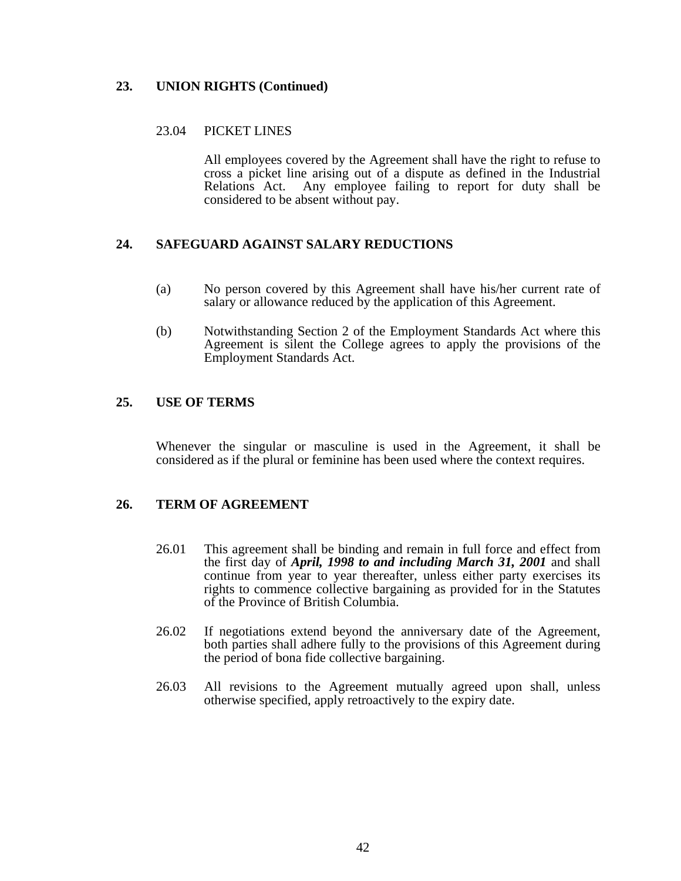## 23. UNION RIGHTS (Continued)

### 23.04 PICKET LINES

All employees covered by the Agreement shall have the right to refuse to cross a picket line arising out of a dispute as defined in the Industrial Relations Act. Any employee failing to report for duty shall be considered to be absent without pay.

## 24. SAFEGUARD AGAINST SALARY REDUCTIONS

(a) No person covered by this Agreement shall have his/her current rate of salary or allowance reduced by the application of this Agreement.

(b) Notwithstanding Section 2 of the Employment Standards Act where this Agreement is silent the College agrees to apply the provisions of the Employment Standards Act.

## 25. USE OF TERMS

Whenever the singular or masculine is used in the Agreement, it shall be considered as if the plural or feminine has been used where the context requires.

## 26. TERM OF AGREEMENT

26.01 This agreement shall be binding and remain in full force and effect from the first day of ***April, 1998 to and including March 31, 2001*** and shall continue from year to year thereafter, unless either party exercises its rights to commence collective bargaining as provided for in the Statutes of the Province of British Columbia.

26.02 If negotiations extend beyond the anniversary date of the Agreement, both parties shall adhere fully to the provisions of this Agreement during the period of bona fide collective bargaining.

26.03 All revisions to the Agreement mutually agreed upon shall, unless otherwise specified, apply retroactively to the expiry date.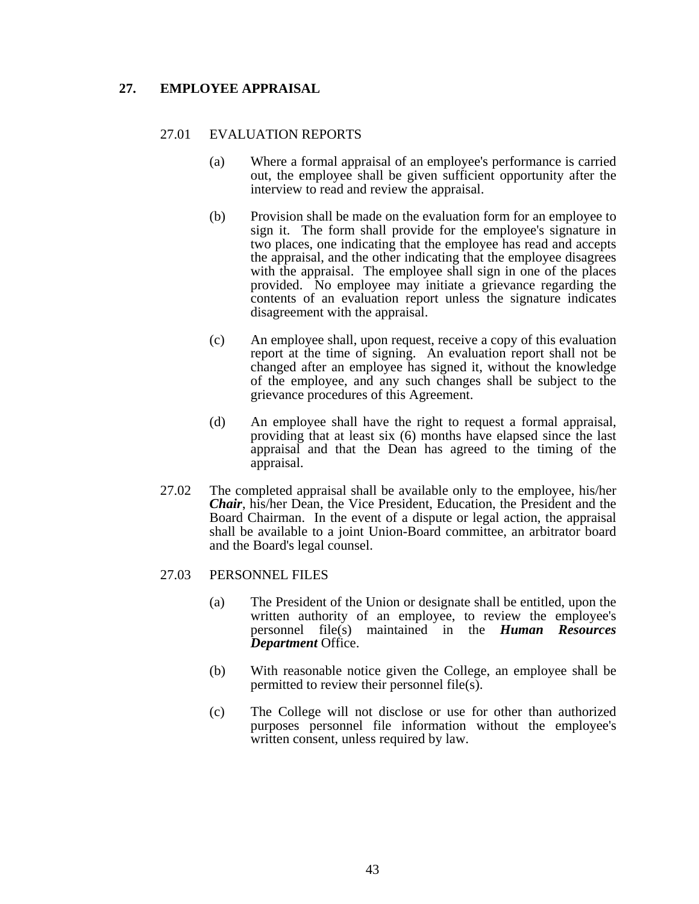## 27. EMPLOYEE APPRAISAL

### 27.01 EVALUATION REPORTS

(a) Where a formal appraisal of an employee's performance is carried out, the employee shall be given sufficient opportunity after the interview to read and review the appraisal.

(b) Provision shall be made on the evaluation form for an employee to sign it. The form shall provide for the employee's signature in two places, one indicating that the employee has read and accepts the appraisal, and the other indicating that the employee disagrees with the appraisal. The employee shall sign in one of the places provided. No employee may initiate a grievance regarding the contents of an evaluation report unless the signature indicates disagreement with the appraisal.

(c) An employee shall, upon request, receive a copy of this evaluation report at the time of signing. An evaluation report shall not be changed after an employee has signed it, without the knowledge of the employee, and any such changes shall be subject to the grievance procedures of this Agreement.

(d) An employee shall have the right to request a formal appraisal, providing that at least six (6) months have elapsed since the last appraisal and that the Dean has agreed to the timing of the appraisal.

27.02 The completed appraisal shall be available only to the employee, his/her ***Chair***, his/her Dean, the Vice President, Education, the President and the Board Chairman. In the event of a dispute or legal action, the appraisal shall be available to a joint Union-Board committee, an arbitrator board and the Board's legal counsel.

### 27.03 PERSONNEL FILES

(a) The President of the Union or designate shall be entitled, upon the written authority of an employee, to review the employee's personnel file(s) maintained in the ***Human Resources Department*** Office.

(b) With reasonable notice given the College, an employee shall be permitted to review their personnel file(s).

(c) The College will not disclose or use for other than authorized purposes personnel file information without the employee's written consent, unless required by law.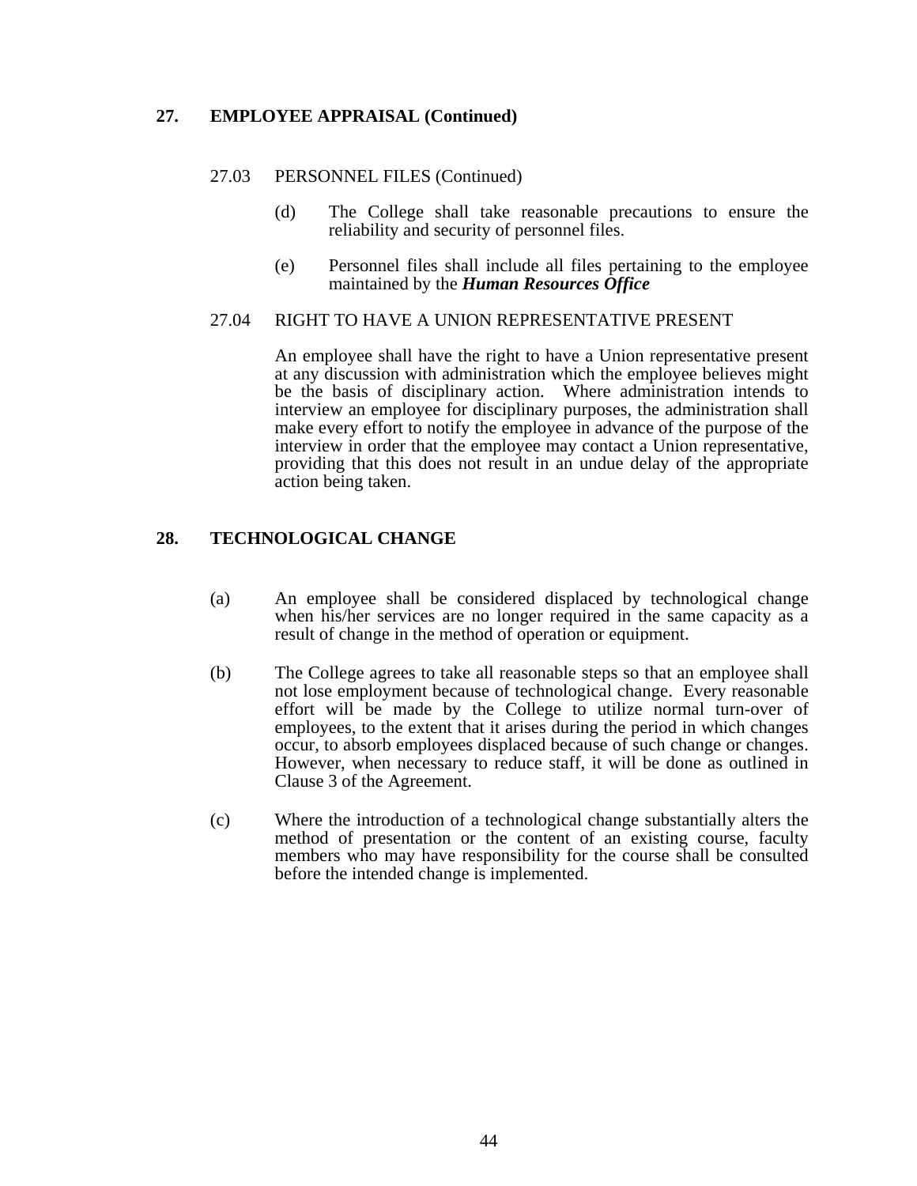## 27. EMPLOYEE APPRAISAL (Continued)

### 27.03 PERSONNEL FILES (Continued)

(d) The College shall take reasonable precautions to ensure the reliability and security of personnel files.

(e) Personnel files shall include all files pertaining to the employee maintained by the ***Human Resources Office***

### 27.04 RIGHT TO HAVE A UNION REPRESENTATIVE PRESENT

An employee shall have the right to have a Union representative present at any discussion with administration which the employee believes might be the basis of disciplinary action. Where administration intends to interview an employee for disciplinary purposes, the administration shall make every effort to notify the employee in advance of the purpose of the interview in order that the employee may contact a Union representative, providing that this does not result in an undue delay of the appropriate action being taken.

## 28. TECHNOLOGICAL CHANGE

(a) An employee shall be considered displaced by technological change when his/her services are no longer required in the same capacity as a result of change in the method of operation or equipment.

(b) The College agrees to take all reasonable steps so that an employee shall not lose employment because of technological change. Every reasonable effort will be made by the College to utilize normal turn-over of employees, to the extent that it arises during the period in which changes occur, to absorb employees displaced because of such change or changes. However, when necessary to reduce staff, it will be done as outlined in Clause 3 of the Agreement.

(c) Where the introduction of a technological change substantially alters the method of presentation or the content of an existing course, faculty members who may have responsibility for the course shall be consulted before the intended change is implemented.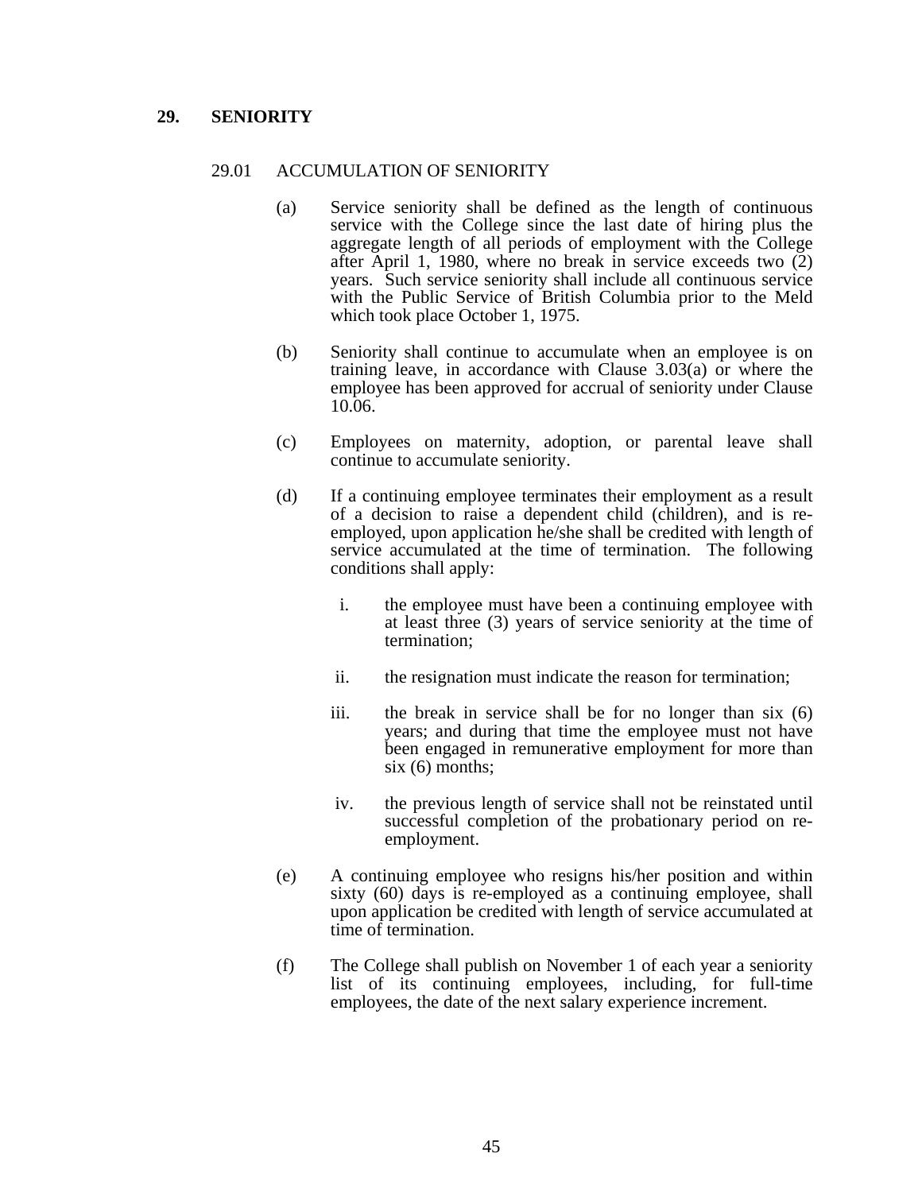## 29. SENIORITY

### 29.01 ACCUMULATION OF SENIORITY

(a) Service seniority shall be defined as the length of continuous service with the College since the last date of hiring plus the aggregate length of all periods of employment with the College after April 1, 1980, where no break in service exceeds two (2) years. Such service seniority shall include all continuous service with the Public Service of British Columbia prior to the Meld which took place October 1, 1975.

(b) Seniority shall continue to accumulate when an employee is on training leave, in accordance with Clause 3.03(a) or where the employee has been approved for accrual of seniority under Clause 10.06.

(c) Employees on maternity, adoption, or parental leave shall continue to accumulate seniority.

(d) If a continuing employee terminates their employment as a result of a decision to raise a dependent child (children), and is re-employed, upon application he/she shall be credited with length of service accumulated at the time of termination. The following conditions shall apply:

i. the employee must have been a continuing employee with at least three (3) years of service seniority at the time of termination;

ii. the resignation must indicate the reason for termination;

iii. the break in service shall be for no longer than six (6) years; and during that time the employee must not have been engaged in remunerative employment for more than six (6) months;

iv. the previous length of service shall not be reinstated until successful completion of the probationary period on re-employment.

(e) A continuing employee who resigns his/her position and within sixty (60) days is re-employed as a continuing employee, shall upon application be credited with length of service accumulated at time of termination.

(f) The College shall publish on November 1 of each year a seniority list of its continuing employees, including, for full-time employees, the date of the next salary experience increment.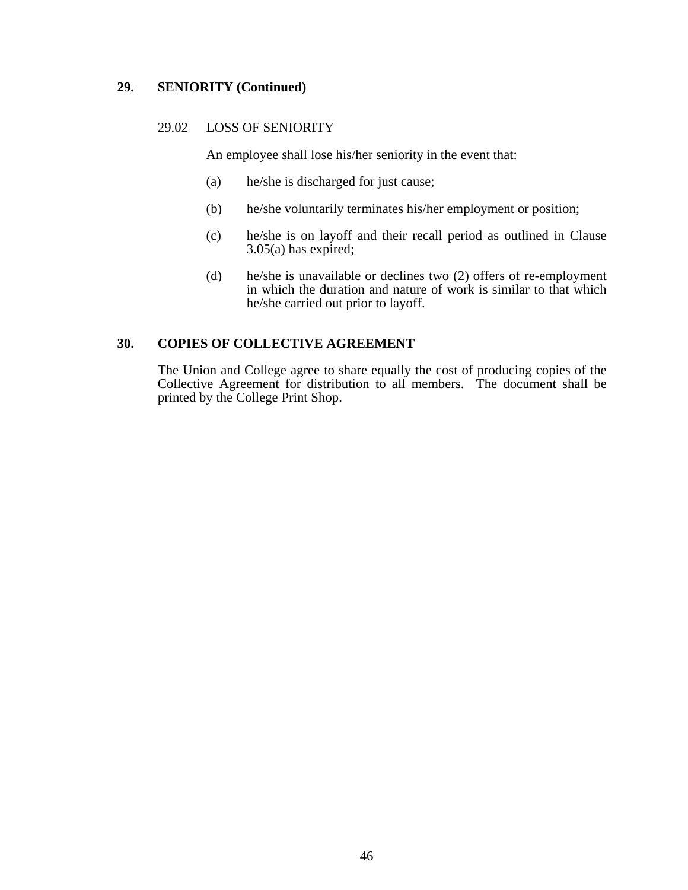## 29. SENIORITY (Continued)

### 29.02 LOSS OF SENIORITY

An employee shall lose his/her seniority in the event that:

(a) he/she is discharged for just cause;

(b) he/she voluntarily terminates his/her employment or position;

(c) he/she is on layoff and their recall period as outlined in Clause 3.05(a) has expired;

(d) he/she is unavailable or declines two (2) offers of re-employment in which the duration and nature of work is similar to that which he/she carried out prior to layoff.

## 30. COPIES OF COLLECTIVE AGREEMENT

The Union and College agree to share equally the cost of producing copies of the Collective Agreement for distribution to all members. The document shall be printed by the College Print Shop.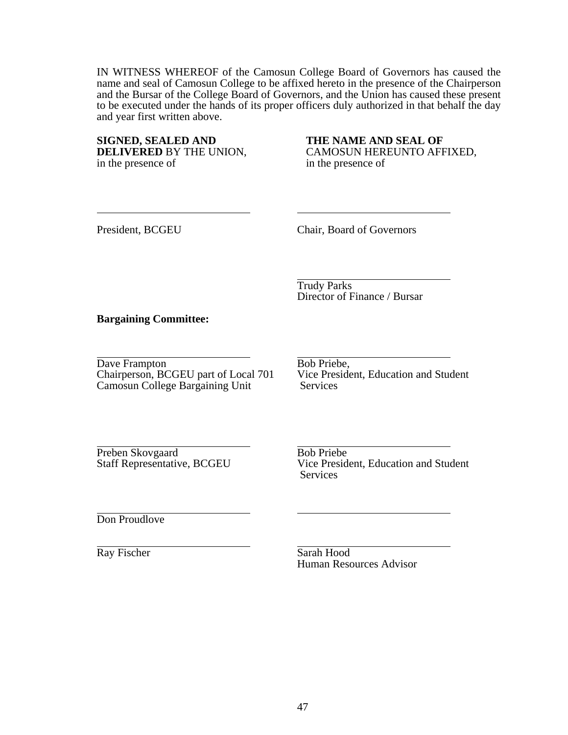IN WITNESS WHEREOF of the Camosun College Board of Governors has caused the name and seal of Camosun College to be affixed hereto in the presence of the Chairperson and the Bursar of the College Board of Governors, and the Union has caused these present to be executed under the hands of its proper officers duly authorized in that behalf the day and year first written above.

| **SIGNED, SEALED AND DELIVERED** BY THE UNION, in the presence of | **THE NAME AND SEAL OF** CAMOSUN HEREUNTO AFFIXED, in the presence of |
|---|---|
| \_\_\_\_\_\_\_\_\_\_\_\_\_\_\_\_\_\_\_\_\_\_\_\_<br>President, BCGEU | \_\_\_\_\_\_\_\_\_\_\_\_\_\_\_\_\_\_\_\_\_\_\_\_<br>Chair, Board of Governors |
| | \_\_\_\_\_\_\_\_\_\_\_\_\_\_\_\_\_\_\_\_\_\_\_\_<br>Trudy Parks<br>Director of Finance / Bursar |

**Bargaining Committee:**

| | |
|---|---|
| \_\_\_\_\_\_\_\_\_\_\_\_\_\_\_\_\_\_\_\_\_\_\_\_<br>Dave Frampton<br>Chairperson, BCGEU part of Local 701<br>Camosun College Bargaining Unit | \_\_\_\_\_\_\_\_\_\_\_\_\_\_\_\_\_\_\_\_\_\_\_\_<br>Bob Priebe,<br>Vice President, Education and Student Services |
| \_\_\_\_\_\_\_\_\_\_\_\_\_\_\_\_\_\_\_\_\_\_\_\_<br>Preben Skovgaard<br>Staff Representative, BCGEU | \_\_\_\_\_\_\_\_\_\_\_\_\_\_\_\_\_\_\_\_\_\_\_\_<br>Bob Priebe<br>Vice President, Education and Student Services |
| \_\_\_\_\_\_\_\_\_\_\_\_\_\_\_\_\_\_\_\_\_\_\_\_<br>Don Proudlove | \_\_\_\_\_\_\_\_\_\_\_\_\_\_\_\_\_\_\_\_\_\_\_\_ |
| \_\_\_\_\_\_\_\_\_\_\_\_\_\_\_\_\_\_\_\_\_\_\_\_<br>Ray Fischer | \_\_\_\_\_\_\_\_\_\_\_\_\_\_\_\_\_\_\_\_\_\_\_\_<br>Sarah Hood<br>Human Resources Advisor |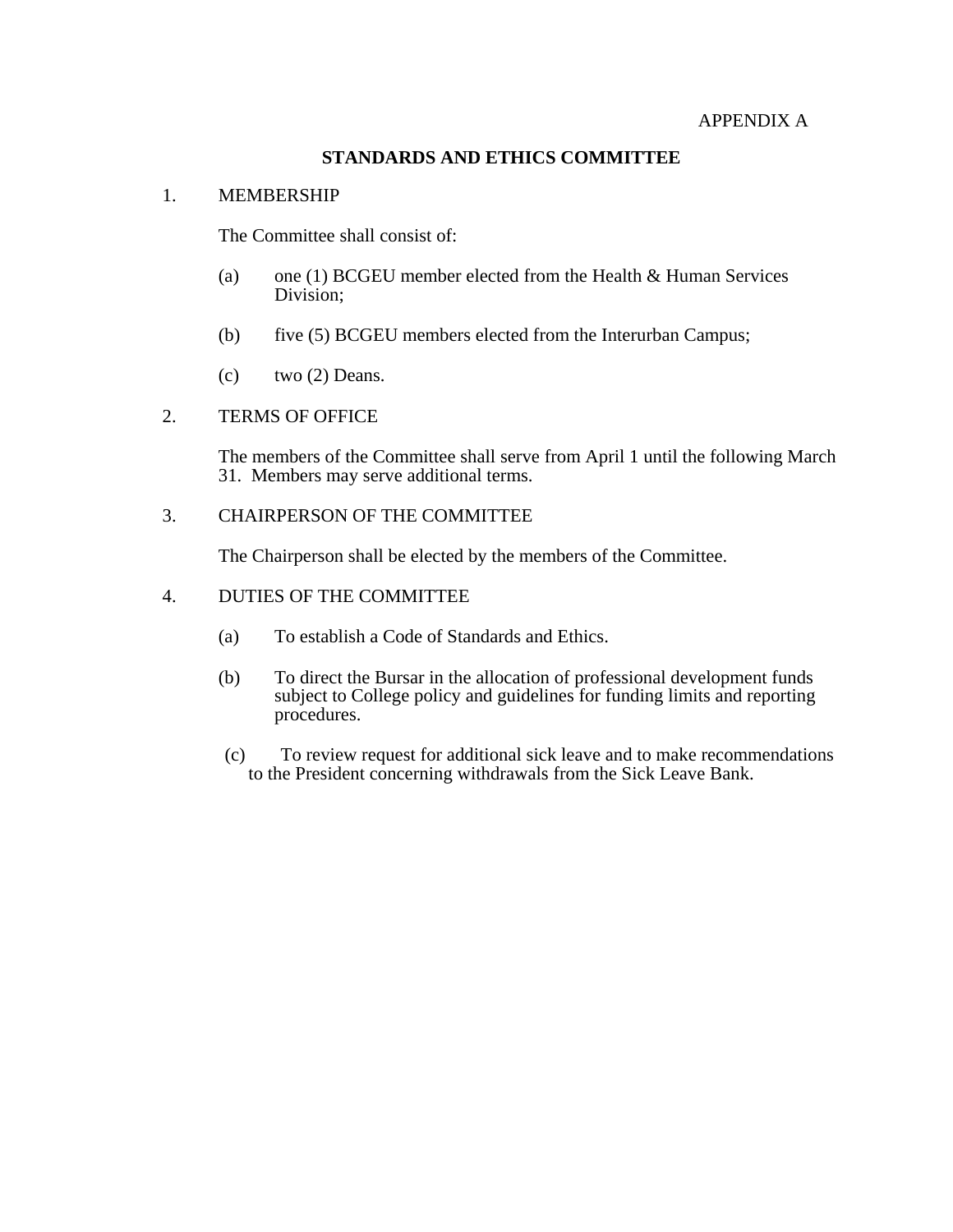APPENDIX A

## STANDARDS AND ETHICS COMMITTEE

1. MEMBERSHIP

   The Committee shall consist of:

   (a) one (1) BCGEU member elected from the Health & Human Services Division;

   (b) five (5) BCGEU members elected from the Interurban Campus;

   (c) two (2) Deans.

2. TERMS OF OFFICE

   The members of the Committee shall serve from April 1 until the following March 31. Members may serve additional terms.

3. CHAIRPERSON OF THE COMMITTEE

   The Chairperson shall be elected by the members of the Committee.

4. DUTIES OF THE COMMITTEE

   (a) To establish a Code of Standards and Ethics.

   (b) To direct the Bursar in the allocation of professional development funds subject to College policy and guidelines for funding limits and reporting procedures.

   (c) To review request for additional sick leave and to make recommendations to the President concerning withdrawals from the Sick Leave Bank.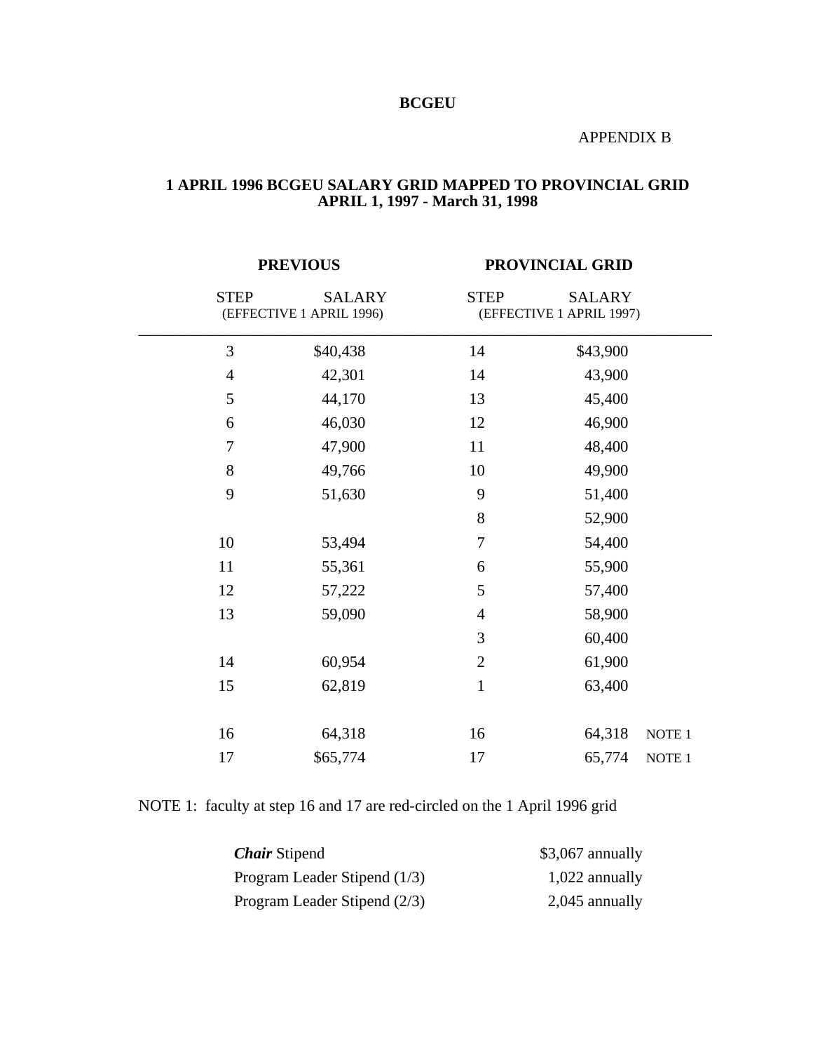**BCGEU**

APPENDIX B

## 1 APRIL 1996 BCGEU SALARY GRID MAPPED TO PROVINCIAL GRID APRIL 1, 1997 - March 31, 1998

| PREVIOUS | | PROVINCIAL GRID | | |
|---|---|---|---|---|
| STEP | SALARY (EFFECTIVE 1 APRIL 1996) | STEP | SALARY (EFFECTIVE 1 APRIL 1997) | |
| 3 | $40,438 | 14 | $43,900 | |
| 4 | 42,301 | 14 | 43,900 | |
| 5 | 44,170 | 13 | 45,400 | |
| 6 | 46,030 | 12 | 46,900 | |
| 7 | 47,900 | 11 | 48,400 | |
| 8 | 49,766 | 10 | 49,900 | |
| 9 | 51,630 | 9 | 51,400 | |
| | | 8 | 52,900 | |
| 10 | 53,494 | 7 | 54,400 | |
| 11 | 55,361 | 6 | 55,900 | |
| 12 | 57,222 | 5 | 57,400 | |
| 13 | 59,090 | 4 | 58,900 | |
| | | 3 | 60,400 | |
| 14 | 60,954 | 2 | 61,900 | |
| 15 | 62,819 | 1 | 63,400 | |
| 16 | 64,318 | 16 | 64,318 | NOTE 1 |
| 17 | $65,774 | 17 | 65,774 | NOTE 1 |

NOTE 1: faculty at step 16 and 17 are red-circled on the 1 April 1996 grid

| | |
|---|---|
| ***Chair*** Stipend | $3,067 annually |
| Program Leader Stipend (1/3) | 1,022 annually |
| Program Leader Stipend (2/3) | 2,045 annually |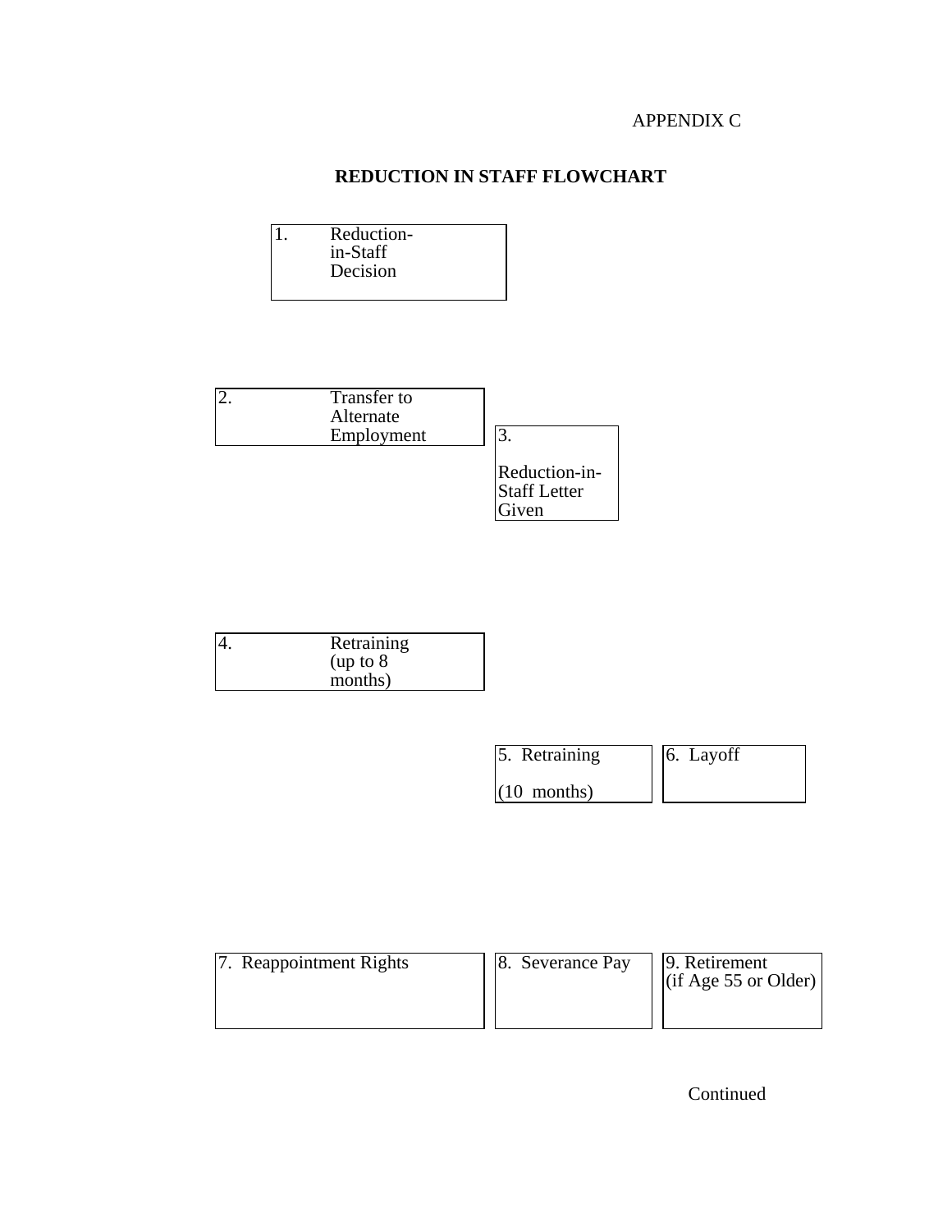APPENDIX C

# REDUCTION IN STAFF FLOWCHART

1. Reduction-in-Staff Decision

2. Transfer to Alternate Employment

3. Reduction-in-Staff Letter Given

4. Retraining (up to 8 months)

5. Retraining (10 months)

6. Layoff

7. Reappointment Rights

8. Severance Pay

9. Retirement (if Age 55 or Older)

Continued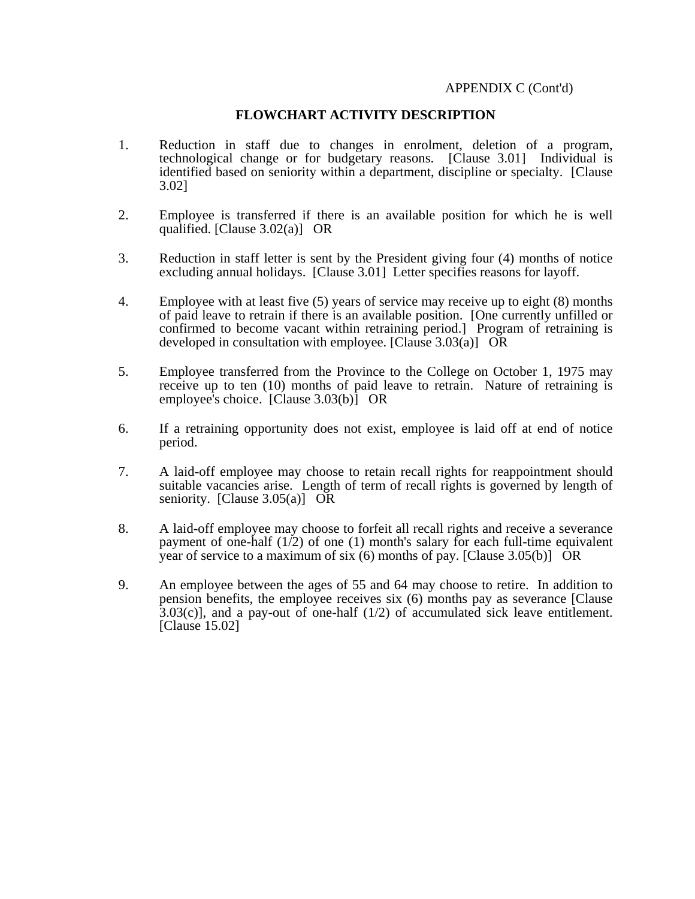APPENDIX C (Cont'd)

## FLOWCHART ACTIVITY DESCRIPTION

1. Reduction in staff due to changes in enrolment, deletion of a program, technological change or for budgetary reasons. [Clause 3.01] Individual is identified based on seniority within a department, discipline or specialty. [Clause 3.02]

2. Employee is transferred if there is an available position for which he is well qualified. [Clause 3.02(a)] OR

3. Reduction in staff letter is sent by the President giving four (4) months of notice excluding annual holidays. [Clause 3.01] Letter specifies reasons for layoff.

4. Employee with at least five (5) years of service may receive up to eight (8) months of paid leave to retrain if there is an available position. [One currently unfilled or confirmed to become vacant within retraining period.] Program of retraining is developed in consultation with employee. [Clause 3.03(a)] OR

5. Employee transferred from the Province to the College on October 1, 1975 may receive up to ten (10) months of paid leave to retrain. Nature of retraining is employee's choice. [Clause 3.03(b)] OR

6. If a retraining opportunity does not exist, employee is laid off at end of notice period.

7. A laid-off employee may choose to retain recall rights for reappointment should suitable vacancies arise. Length of term of recall rights is governed by length of seniority. [Clause 3.05(a)] OR

8. A laid-off employee may choose to forfeit all recall rights and receive a severance payment of one-half (1/2) of one (1) month's salary for each full-time equivalent year of service to a maximum of six (6) months of pay. [Clause 3.05(b)] OR

9. An employee between the ages of 55 and 64 may choose to retire. In addition to pension benefits, the employee receives six (6) months pay as severance [Clause 3.03(c)], and a pay-out of one-half (1/2) of accumulated sick leave entitlement. [Clause 15.02]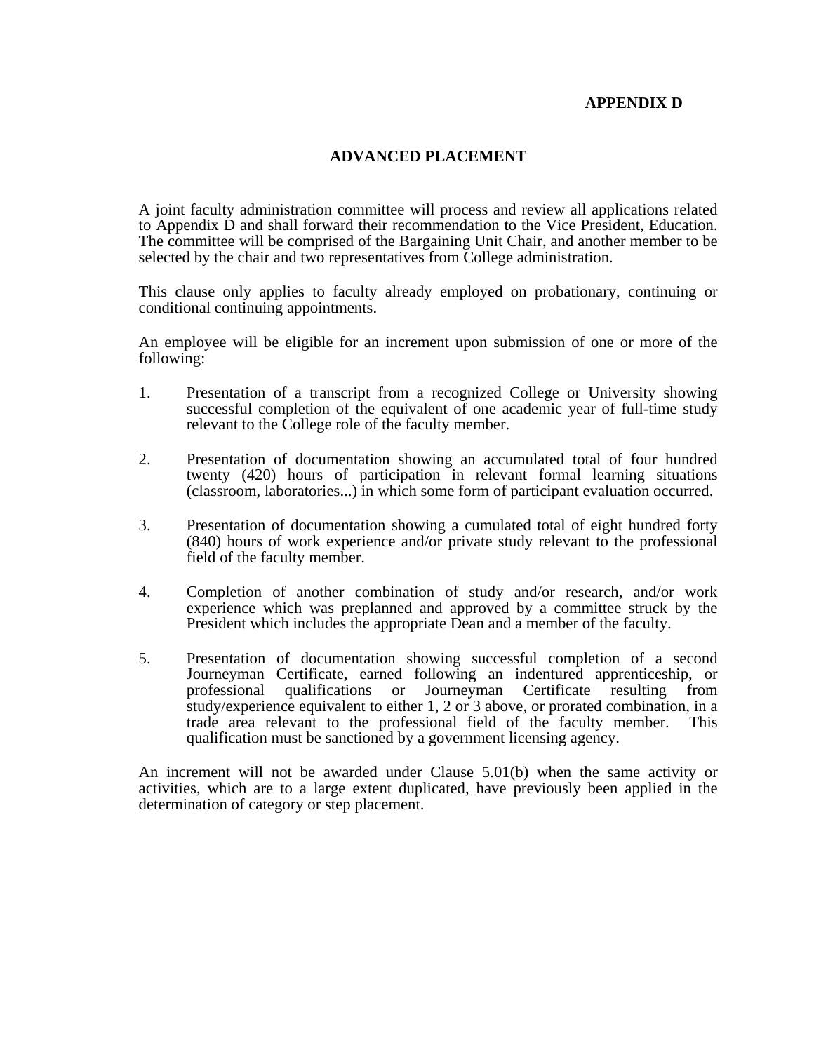**APPENDIX D**

## ADVANCED PLACEMENT

A joint faculty administration committee will process and review all applications related to Appendix D and shall forward their recommendation to the Vice President, Education. The committee will be comprised of the Bargaining Unit Chair, and another member to be selected by the chair and two representatives from College administration.

This clause only applies to faculty already employed on probationary, continuing or conditional continuing appointments.

An employee will be eligible for an increment upon submission of one or more of the following:

1. Presentation of a transcript from a recognized College or University showing successful completion of the equivalent of one academic year of full-time study relevant to the College role of the faculty member.

2. Presentation of documentation showing an accumulated total of four hundred twenty (420) hours of participation in relevant formal learning situations (classroom, laboratories...) in which some form of participant evaluation occurred.

3. Presentation of documentation showing a cumulated total of eight hundred forty (840) hours of work experience and/or private study relevant to the professional field of the faculty member.

4. Completion of another combination of study and/or research, and/or work experience which was preplanned and approved by a committee struck by the President which includes the appropriate Dean and a member of the faculty.

5. Presentation of documentation showing successful completion of a second Journeyman Certificate, earned following an indentured apprenticeship, or professional qualifications or Journeyman Certificate resulting from study/experience equivalent to either 1, 2 or 3 above, or prorated combination, in a trade area relevant to the professional field of the faculty member. This qualification must be sanctioned by a government licensing agency.

An increment will not be awarded under Clause 5.01(b) when the same activity or activities, which are to a large extent duplicated, have previously been applied in the determination of category or step placement.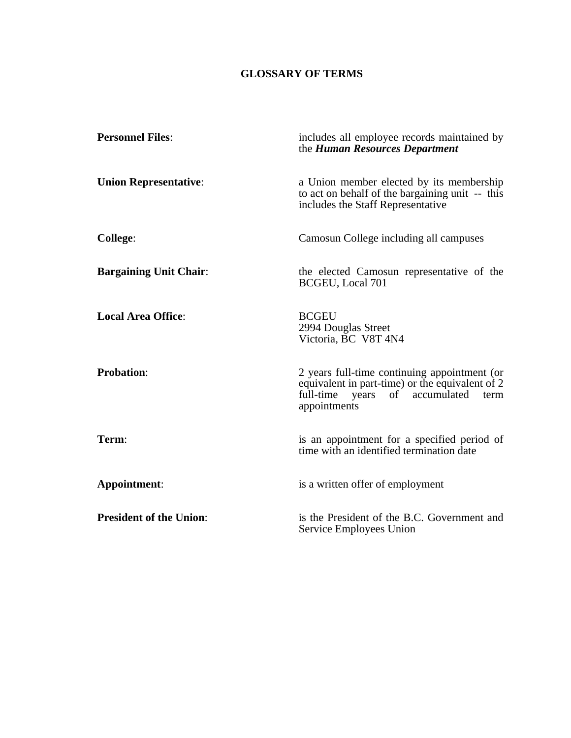## GLOSSARY OF TERMS

**Personnel Files**: includes all employee records maintained by the ***Human Resources Department***

**Union Representative**: a Union member elected by its membership to act on behalf of the bargaining unit -- this includes the Staff Representative

**College**: Camosun College including all campuses

**Bargaining Unit Chair**: the elected Camosun representative of the BCGEU, Local 701

**Local Area Office**: BCGEU
2994 Douglas Street
Victoria, BC V8T 4N4

**Probation**: 2 years full-time continuing appointment (or equivalent in part-time) or the equivalent of 2 full-time years of accumulated term appointments

**Term**: is an appointment for a specified period of time with an identified termination date

**Appointment**: is a written offer of employment

**President of the Union**: is the President of the B.C. Government and Service Employees Union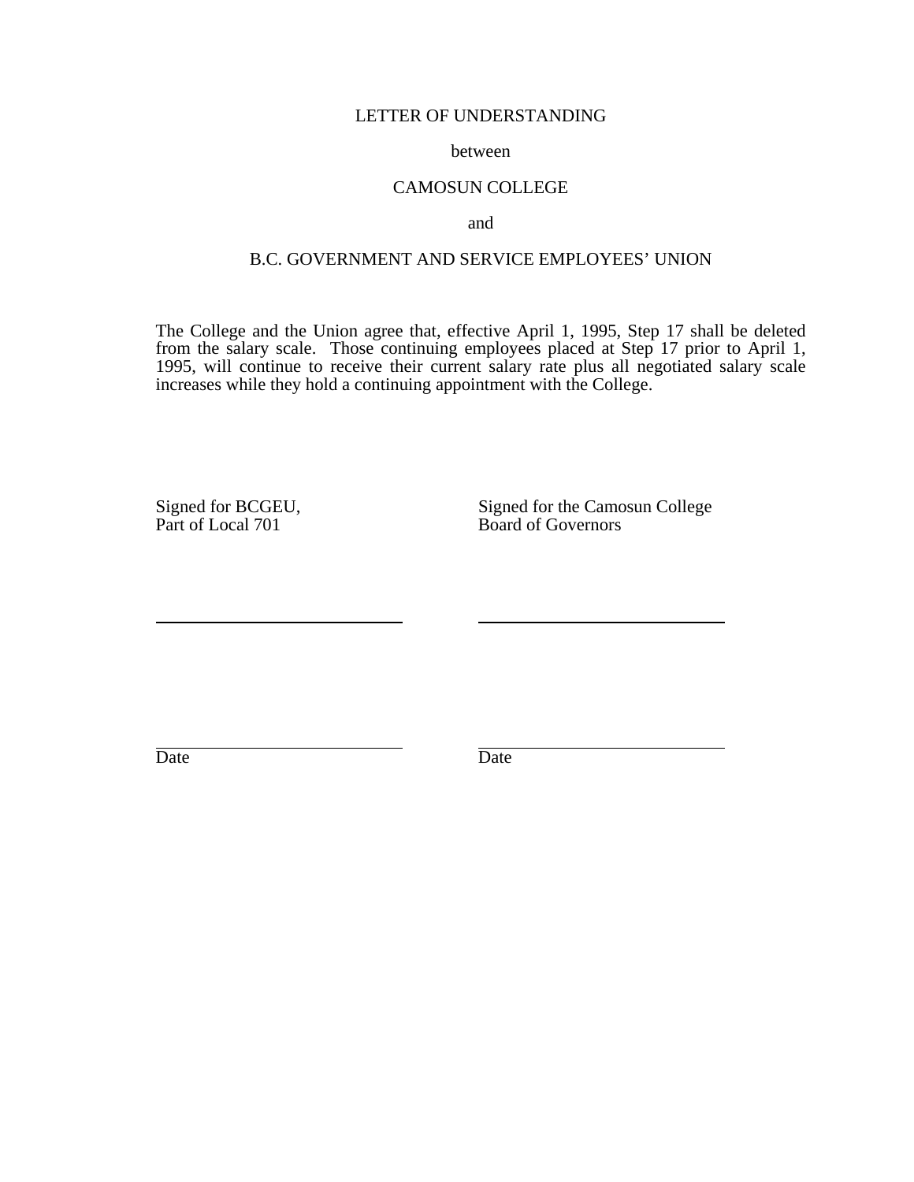# LETTER OF UNDERSTANDING

between

CAMOSUN COLLEGE

and

B.C. GOVERNMENT AND SERVICE EMPLOYEES' UNION

The College and the Union agree that, effective April 1, 1995, Step 17 shall be deleted from the salary scale. Those continuing employees placed at Step 17 prior to April 1, 1995, will continue to receive their current salary rate plus all negotiated salary scale increases while they hold a continuing appointment with the College.

| Signed for BCGEU, Part of Local 701 | Signed for the Camosun College Board of Governors |
|---|---|
| \_\_\_\_\_\_\_\_\_\_\_\_\_\_\_\_\_\_\_\_\_\_\_\_ | \_\_\_\_\_\_\_\_\_\_\_\_\_\_\_\_\_\_\_\_\_\_\_\_ |
| Date | Date |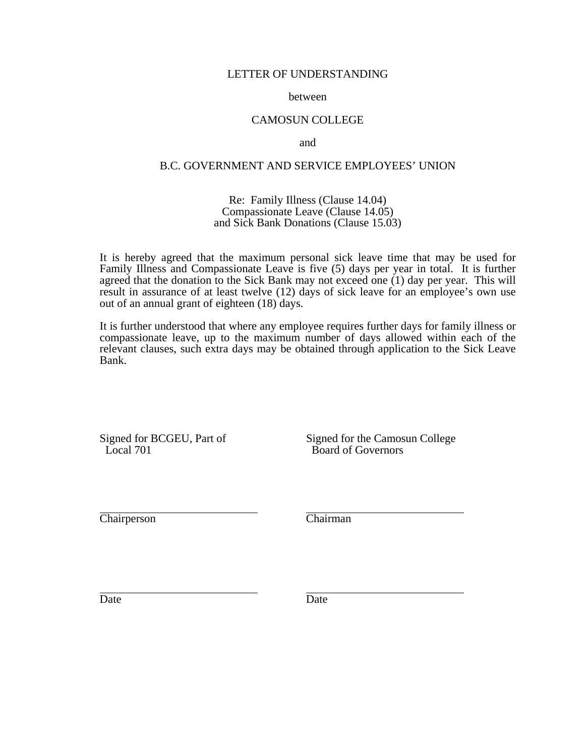LETTER OF UNDERSTANDING

between

CAMOSUN COLLEGE

and

B.C. GOVERNMENT AND SERVICE EMPLOYEES' UNION

Re: Family Illness (Clause 14.04)
Compassionate Leave (Clause 14.05)
and Sick Bank Donations (Clause 15.03)

It is hereby agreed that the maximum personal sick leave time that may be used for Family Illness and Compassionate Leave is five (5) days per year in total. It is further agreed that the donation to the Sick Bank may not exceed one (1) day per year. This will result in assurance of at least twelve (12) days of sick leave for an employee's own use out of an annual grant of eighteen (18) days.

It is further understood that where any employee requires further days for family illness or compassionate leave, up to the maximum number of days allowed within each of the relevant clauses, such extra days may be obtained through application to the Sick Leave Bank.

| Signed for BCGEU, Part of Local 701 | Signed for the Camosun College Board of Governors |
| --- | --- |
| \_\_\_\_\_\_\_\_\_\_\_\_\_\_\_\_\_\_\_\_\_\_\_\_ Chairperson | \_\_\_\_\_\_\_\_\_\_\_\_\_\_\_\_\_\_\_\_\_\_\_\_ Chairman |
| \_\_\_\_\_\_\_\_\_\_\_\_\_\_\_\_\_\_\_\_\_\_\_\_ Date | \_\_\_\_\_\_\_\_\_\_\_\_\_\_\_\_\_\_\_\_\_\_\_\_ Date |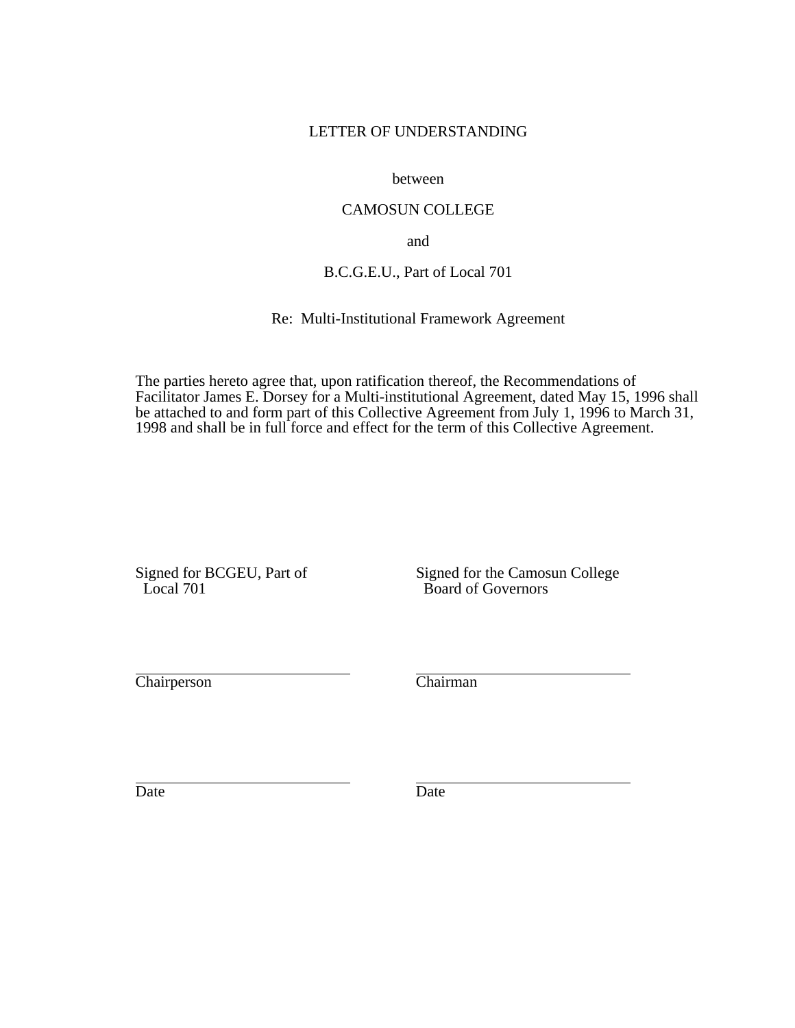# LETTER OF UNDERSTANDING

between

CAMOSUN COLLEGE

and

B.C.G.E.U., Part of Local 701

Re: Multi-Institutional Framework Agreement

The parties hereto agree that, upon ratification thereof, the Recommendations of Facilitator James E. Dorsey for a Multi-institutional Agreement, dated May 15, 1996 shall be attached to and form part of this Collective Agreement from July 1, 1996 to March 31, 1998 and shall be in full force and effect for the term of this Collective Agreement.

| | |
|---|---|
| Signed for BCGEU, Part of Local 701 | Signed for the Camosun College Board of Governors |
| ____________________ | ____________________ |
| Chairperson | Chairman |
| ____________________ | ____________________ |
| Date | Date |